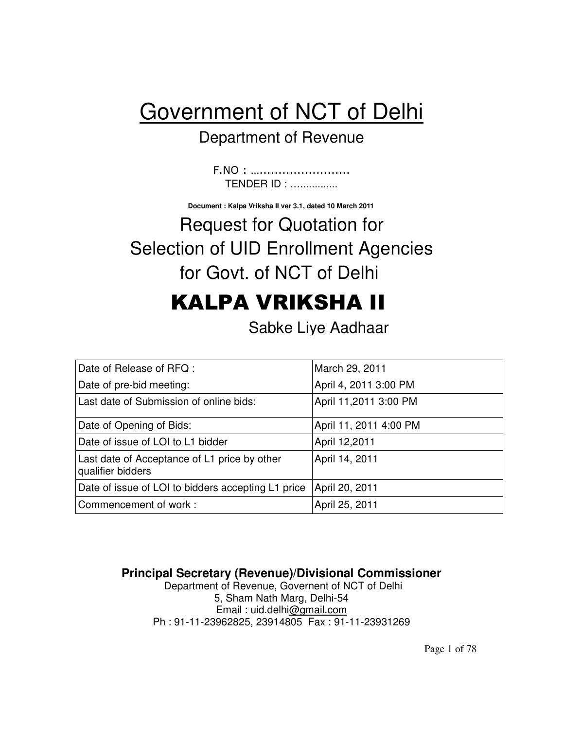# Government of NCT of Delhi

Department of Revenue

F.NO : .........................

TENDER ID : ................

**Document : Kalpa Vriksha II ver 3.1, dated 10 March 2011**

## Request for Quotation for Selection of UID Enrollment Agencies for Govt. of NCT of Delhi

# KALPA VRIKSHA II

Sabke Liye Aadhaar

| Date of Release of RFQ : | March 29, 2011 |
|---|---|
| Date of pre-bid meeting: | April 4, 2011 3:00 PM |
| Last date of Submission of online bids: | April 11,2011 3:00 PM |
| Date of Opening of Bids: | April 11, 2011 4:00 PM |
| Date of issue of LOI to L1 bidder | April 12,2011 |
| Last date of Acceptance of L1 price by other qualifier bidders | April 14, 2011 |
| Date of issue of LOI to bidders accepting L1 price | April 20, 2011 |
| Commencement of work : | April 25, 2011 |

**Principal Secretary (Revenue)/Divisional Commissioner**

Department of Revenue, Governent of NCT of Delhi

5, Sham Nath Marg, Delhi-54

Email : uid.delhi@gmail.com

Ph : 91-11-23962825, 23914805 Fax : 91-11-23931269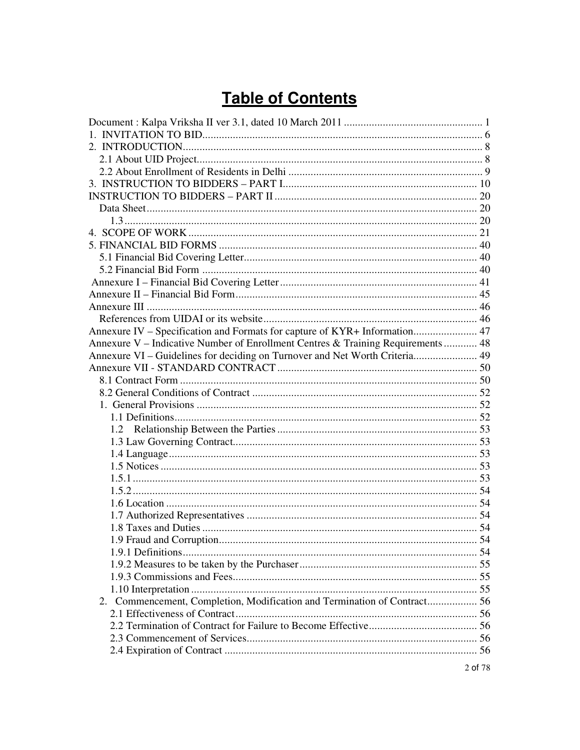# Table of Contents

Document : Kalpa Vriksha II ver 3.1, dated 10 March 2011 .................................................. 1
1. INVITATION TO BID.................................................................................................... 6
2. INTRODUCTION........................................................................................................... 8
  2.1 About UID Project...................................................................................................... 8
  2.2 About Enrollment of Residents in Delhi ...................................................................... 9
3. INSTRUCTION TO BIDDERS – PART I...................................................................... 10
INSTRUCTION TO BIDDERS – PART II ........................................................................ 20
  Data Sheet...................................................................................................................... 20
    1.3.............................................................................................................................. 20
4. SCOPE OF WORK ........................................................................................................ 21
5. FINANCIAL BID FORMS ............................................................................................ 40
  5.1 Financial Bid Covering Letter.................................................................................... 40
  5.2 Financial Bid Form ..................................................................................................... 40
Annexure I – Financial Bid Covering Letter ....................................................................... 41
Annexure II – Financial Bid Form....................................................................................... 45
Annexure III ........................................................................................................................ 46
  References from UIDAI or its website............................................................................. 46
Annexure IV – Specification and Formats for capture of KYR+ Information....................... 47
Annexure V – Indicative Number of Enrollment Centres & Training Requirements............ 48
Annexure VI – Guidelines for deciding on Turnover and Net Worth Criteria....................... 49
Annexure VII - STANDARD CONTRACT ........................................................................ 50
  8.1 Contract Form ............................................................................................................ 50
  8.2 General Conditions of Contract .................................................................................. 52
  1. General Provisions ...................................................................................................... 52
    1.1 Definitions............................................................................................................... 52
    1.2 Relationship Between the Parties ........................................................................... 53
    1.3 Law Governing Contract.......................................................................................... 53
    1.4 Language................................................................................................................. 53
    1.5 Notices .................................................................................................................... 53
    1.5.1 ........................................................................................................................... 53
    1.5.2 ........................................................................................................................... 54
    1.6 Location .................................................................................................................. 54
    1.7 Authorized Representatives .................................................................................... 54
    1.8 Taxes and Duties ..................................................................................................... 54
    1.9 Fraud and Corruption............................................................................................... 54
    1.9.1 Definitions............................................................................................................ 54
    1.9.2 Measures to be taken by the Purchaser................................................................. 55
    1.9.3 Commissions and Fees.......................................................................................... 55
    1.10 Interpretation ........................................................................................................ 55
  2. Commencement, Completion, Modification and Termination of Contract.................. 56
    2.1 Effectiveness of Contract......................................................................................... 56
    2.2 Termination of Contract for Failure to Become Effective........................................ 56
    2.3 Commencement of Services.................................................................................... 56
    2.4 Expiration of Contract ............................................................................................. 56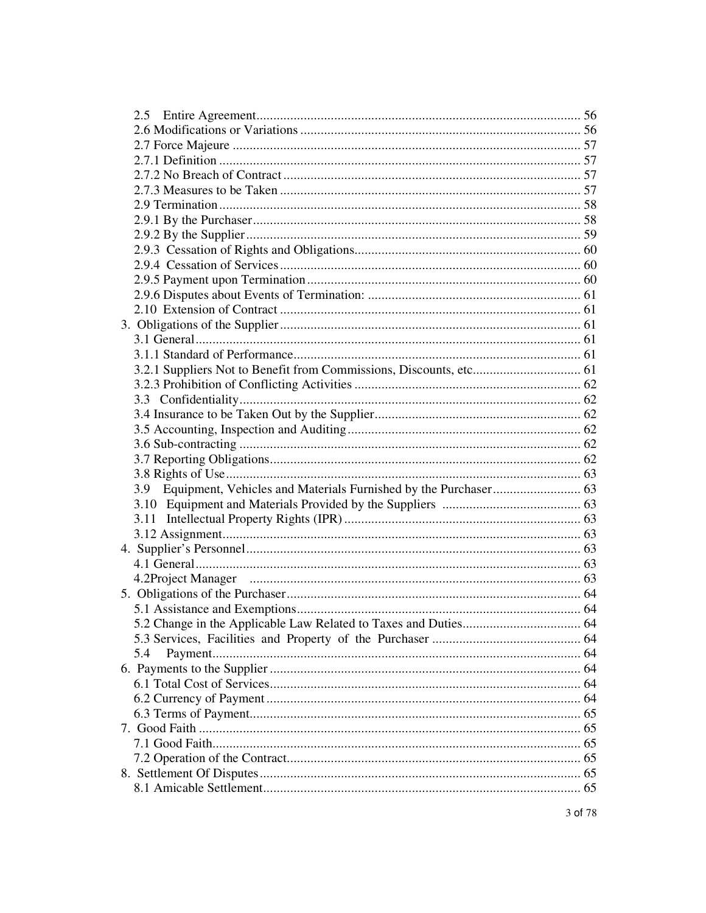2.5 Entire Agreement ........ 56
2.6 Modifications or Variations ........ 56
2.7 Force Majeure ........ 57
2.7.1 Definition ........ 57
2.7.2 No Breach of Contract ........ 57
2.7.3 Measures to be Taken ........ 57
2.9 Termination ........ 58
2.9.1 By the Purchaser ........ 58
2.9.2 By the Supplier ........ 59
2.9.3 Cessation of Rights and Obligations ........ 60
2.9.4 Cessation of Services ........ 60
2.9.5 Payment upon Termination ........ 60
2.9.6 Disputes about Events of Termination: ........ 61
2.10 Extension of Contract ........ 61
3. Obligations of the Supplier ........ 61
3.1 General ........ 61
3.1.1 Standard of Performance ........ 61
3.2.1 Suppliers Not to Benefit from Commissions, Discounts, etc ........ 61
3.2.3 Prohibition of Conflicting Activities ........ 62
3.3 Confidentiality ........ 62
3.4 Insurance to be Taken Out by the Supplier ........ 62
3.5 Accounting, Inspection and Auditing ........ 62
3.6 Sub-contracting ........ 62
3.7 Reporting Obligations ........ 62
3.8 Rights of Use ........ 63
3.9 Equipment, Vehicles and Materials Furnished by the Purchaser ........ 63
3.10 Equipment and Materials Provided by the Suppliers ........ 63
3.11 Intellectual Property Rights (IPR) ........ 63
3.12 Assignment ........ 63
4. Supplier's Personnel ........ 63
4.1 General ........ 63
4.2Project Manager ........ 63
5. Obligations of the Purchaser ........ 64
5.1 Assistance and Exemptions ........ 64
5.2 Change in the Applicable Law Related to Taxes and Duties ........ 64
5.3 Services, Facilities and Property of the Purchaser ........ 64
5.4 Payment ........ 64
6. Payments to the Supplier ........ 64
6.1 Total Cost of Services ........ 64
6.2 Currency of Payment ........ 64
6.3 Terms of Payment ........ 65
7. Good Faith ........ 65
7.1 Good Faith ........ 65
7.2 Operation of the Contract ........ 65
8. Settlement Of Disputes ........ 65
8.1 Amicable Settlement ........ 65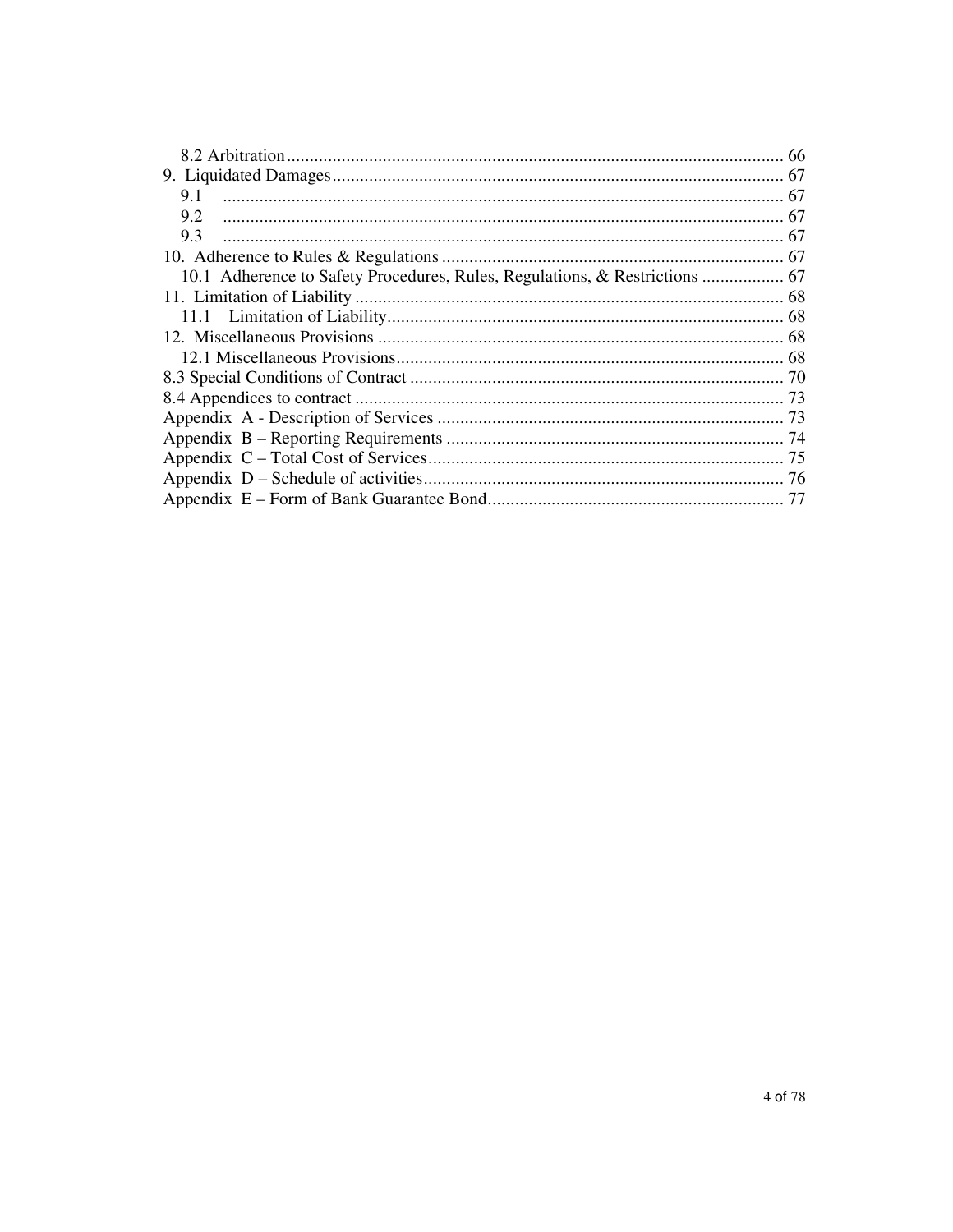8.2 Arbitration ........................................................................................................ 66
9. Liquidated Damages .............................................................................................. 67
9.1 .......................................................................................................................... 67
9.2 .......................................................................................................................... 67
9.3 .......................................................................................................................... 67
10. Adherence to Rules & Regulations ........................................................................ 67
10.1 Adherence to Safety Procedures, Rules, Regulations, & Restrictions .................. 67
11. Limitation of Liability ........................................................................................... 68
11.1 Limitation of Liability ......................................................................................... 68
12. Miscellaneous Provisions ...................................................................................... 68
12.1 Miscellaneous Provisions .................................................................................... 68
8.3 Special Conditions of Contract .............................................................................. 70
8.4 Appendices to contract ........................................................................................... 73
Appendix A - Description of Services ......................................................................... 73
Appendix B – Reporting Requirements ....................................................................... 74
Appendix C – Total Cost of Services ........................................................................... 75
Appendix D – Schedule of activities ............................................................................ 76
Appendix E – Form of Bank Guarantee Bond .............................................................. 77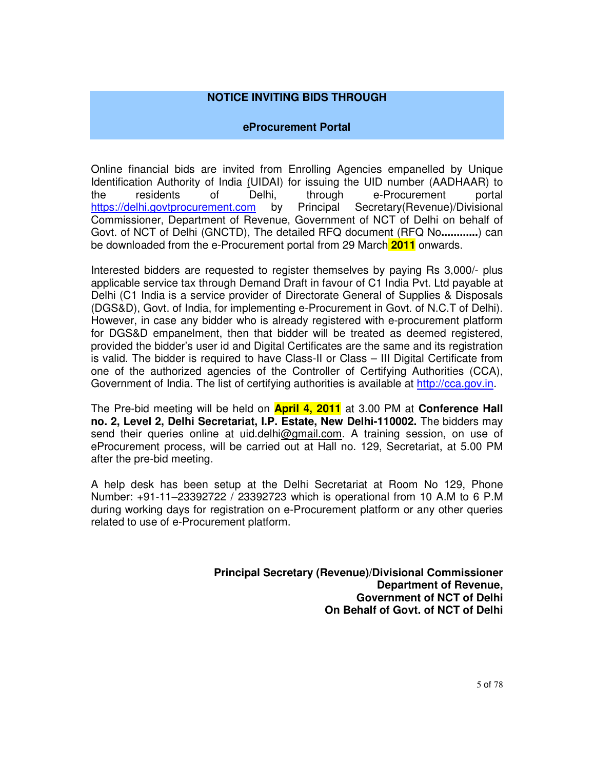## NOTICE INVITING BIDS THROUGH

## eProcurement Portal

Online financial bids are invited from Enrolling Agencies empanelled by Unique Identification Authority of India (UIDAI) for issuing the UID number (AADHAAR) to the residents of Delhi, through e-Procurement portal https://delhi.govtprocurement.com by Principal Secretary(Revenue)/Divisional Commissioner, Department of Revenue, Government of NCT of Delhi on behalf of Govt. of NCT of Delhi (GNCTD), The detailed RFQ document (RFQ No**............**) can be downloaded from the e-Procurement portal from 29 March **2011** onwards.

Interested bidders are requested to register themselves by paying Rs 3,000/- plus applicable service tax through Demand Draft in favour of C1 India Pvt. Ltd payable at Delhi (C1 India is a service provider of Directorate General of Supplies & Disposals (DGS&D), Govt. of India, for implementing e-Procurement in Govt. of N.C.T of Delhi). However, in case any bidder who is already registered with e-procurement platform for DGS&D empanelment, then that bidder will be treated as deemed registered, provided the bidder's user id and Digital Certificates are the same and its registration is valid. The bidder is required to have Class-II or Class – III Digital Certificate from one of the authorized agencies of the Controller of Certifying Authorities (CCA), Government of India. The list of certifying authorities is available at http://cca.gov.in.

The Pre-bid meeting will be held on **April 4, 2011** at 3.00 PM at **Conference Hall no. 2, Level 2, Delhi Secretariat, I.P. Estate, New Delhi-110002.** The bidders may send their queries online at uid.delhi@gmail.com. A training session, on use of eProcurement process, will be carried out at Hall no. 129, Secretariat, at 5.00 PM after the pre-bid meeting.

A help desk has been setup at the Delhi Secretariat at Room No 129, Phone Number: +91-11–23392722 / 23392723 which is operational from 10 A.M to 6 P.M during working days for registration on e-Procurement platform or any other queries related to use of e-Procurement platform.

**Principal Secretary (Revenue)/Divisional Commissioner**
**Department of Revenue,**
**Government of NCT of Delhi**
**On Behalf of Govt. of NCT of Delhi**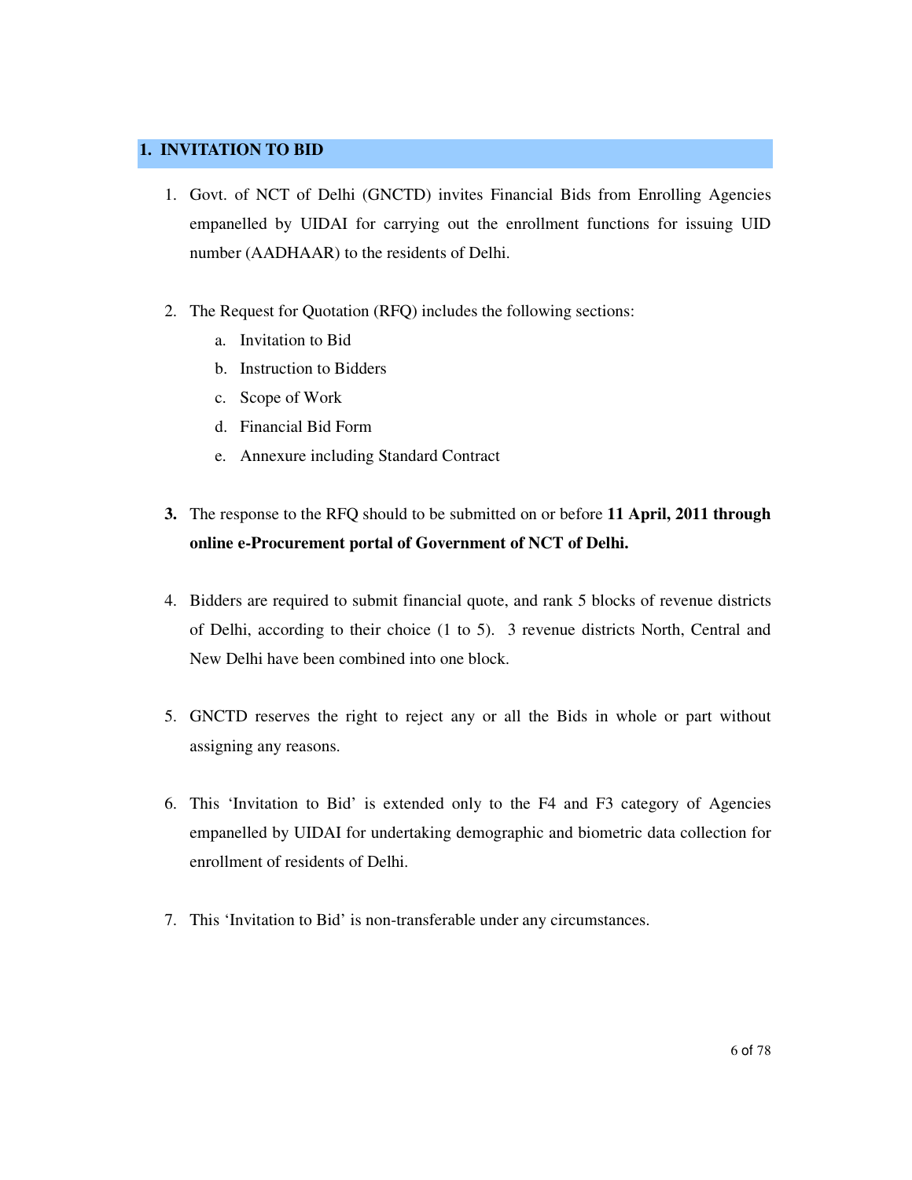## 1. INVITATION TO BID

1. Govt. of NCT of Delhi (GNCTD) invites Financial Bids from Enrolling Agencies empanelled by UIDAI for carrying out the enrollment functions for issuing UID number (AADHAAR) to the residents of Delhi.

2. The Request for Quotation (RFQ) includes the following sections:
   a. Invitation to Bid
   b. Instruction to Bidders
   c. Scope of Work
   d. Financial Bid Form
   e. Annexure including Standard Contract

3. The response to the RFQ should to be submitted on or before **11 April, 2011 through online e-Procurement portal of Government of NCT of Delhi.**

4. Bidders are required to submit financial quote, and rank 5 blocks of revenue districts of Delhi, according to their choice (1 to 5). 3 revenue districts North, Central and New Delhi have been combined into one block.

5. GNCTD reserves the right to reject any or all the Bids in whole or part without assigning any reasons.

6. This 'Invitation to Bid' is extended only to the F4 and F3 category of Agencies empanelled by UIDAI for undertaking demographic and biometric data collection for enrollment of residents of Delhi.

7. This 'Invitation to Bid' is non-transferable under any circumstances.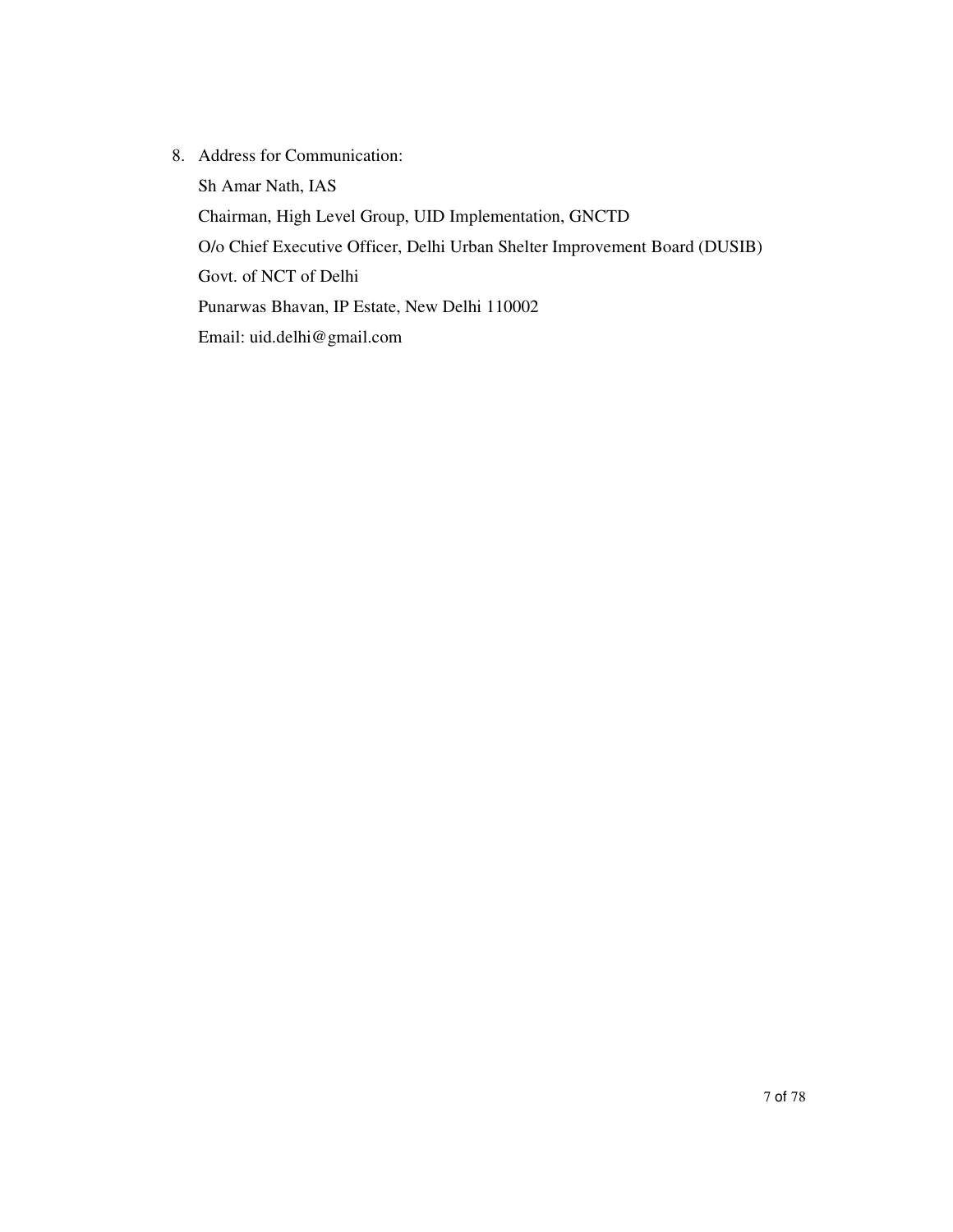8. Address for Communication:

   Sh Amar Nath, IAS

   Chairman, High Level Group, UID Implementation, GNCTD

   O/o Chief Executive Officer, Delhi Urban Shelter Improvement Board (DUSIB)

   Govt. of NCT of Delhi

   Punarwas Bhavan, IP Estate, New Delhi 110002

   Email: uid.delhi@gmail.com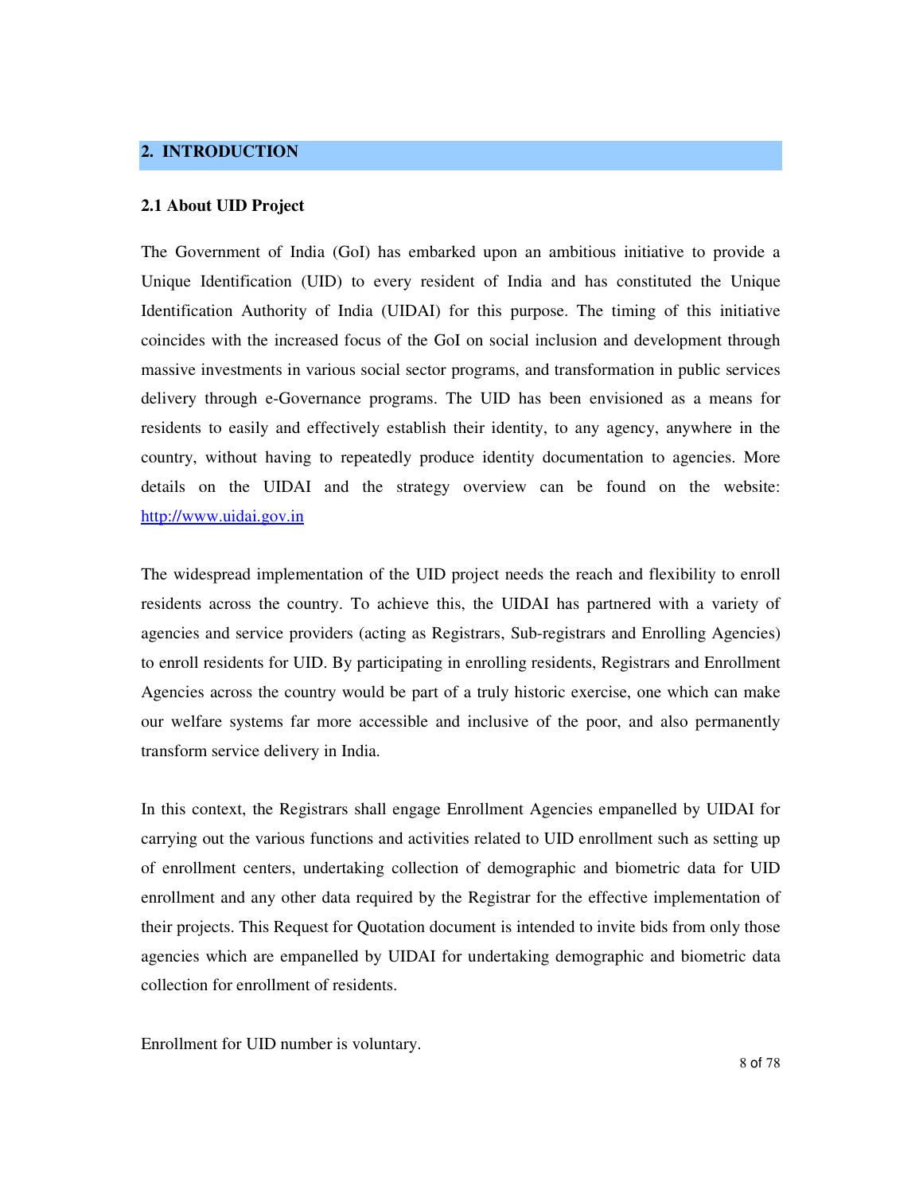## 2. INTRODUCTION

### 2.1 About UID Project

The Government of India (GoI) has embarked upon an ambitious initiative to provide a Unique Identification (UID) to every resident of India and has constituted the Unique Identification Authority of India (UIDAI) for this purpose. The timing of this initiative coincides with the increased focus of the GoI on social inclusion and development through massive investments in various social sector programs, and transformation in public services delivery through e-Governance programs. The UID has been envisioned as a means for residents to easily and effectively establish their identity, to any agency, anywhere in the country, without having to repeatedly produce identity documentation to agencies. More details on the UIDAI and the strategy overview can be found on the website: http://www.uidai.gov.in

The widespread implementation of the UID project needs the reach and flexibility to enroll residents across the country. To achieve this, the UIDAI has partnered with a variety of agencies and service providers (acting as Registrars, Sub-registrars and Enrolling Agencies) to enroll residents for UID. By participating in enrolling residents, Registrars and Enrollment Agencies across the country would be part of a truly historic exercise, one which can make our welfare systems far more accessible and inclusive of the poor, and also permanently transform service delivery in India.

In this context, the Registrars shall engage Enrollment Agencies empanelled by UIDAI for carrying out the various functions and activities related to UID enrollment such as setting up of enrollment centers, undertaking collection of demographic and biometric data for UID enrollment and any other data required by the Registrar for the effective implementation of their projects. This Request for Quotation document is intended to invite bids from only those agencies which are empanelled by UIDAI for undertaking demographic and biometric data collection for enrollment of residents.

Enrollment for UID number is voluntary.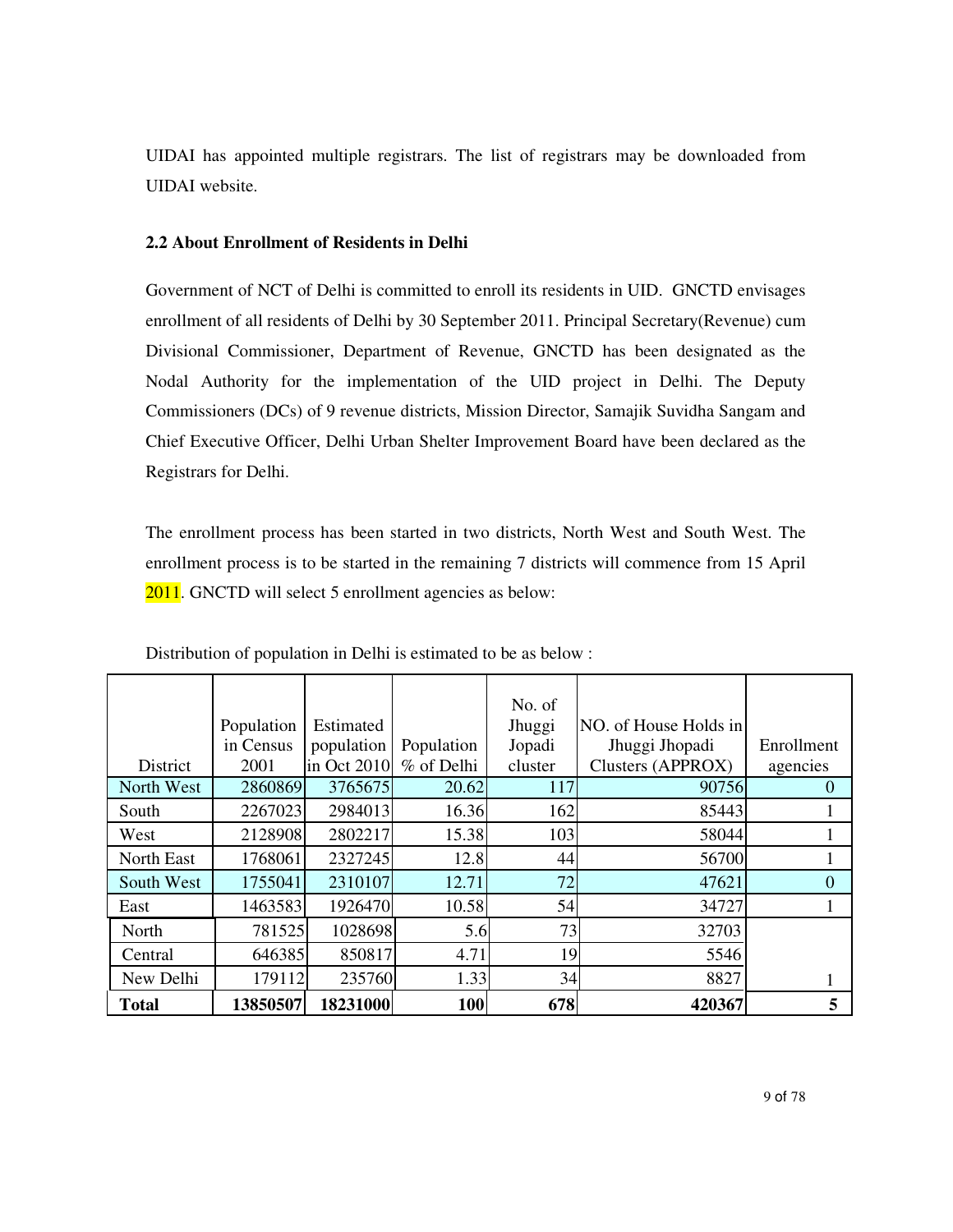UIDAI has appointed multiple registrars. The list of registrars may be downloaded from UIDAI website.

### 2.2 About Enrollment of Residents in Delhi

Government of NCT of Delhi is committed to enroll its residents in UID. GNCTD envisages enrollment of all residents of Delhi by 30 September 2011. Principal Secretary(Revenue) cum Divisional Commissioner, Department of Revenue, GNCTD has been designated as the Nodal Authority for the implementation of the UID project in Delhi. The Deputy Commissioners (DCs) of 9 revenue districts, Mission Director, Samajik Suvidha Sangam and Chief Executive Officer, Delhi Urban Shelter Improvement Board have been declared as the Registrars for Delhi.

The enrollment process has been started in two districts, North West and South West. The enrollment process is to be started in the remaining 7 districts will commence from 15 April 2011. GNCTD will select 5 enrollment agencies as below:

Distribution of population in Delhi is estimated to be as below :

| District | Population in Census 2001 | Estimated population in Oct 2010 | Population % of Delhi | No. of Jhuggi Jopadi cluster | NO. of House Holds in Jhuggi Jhopadi Clusters (APPROX) | Enrollment agencies |
|---|---|---|---|---|---|---|
| North West | 2860869 | 3765675 | 20.62 | 117 | 90756 | 0 |
| South | 2267023 | 2984013 | 16.36 | 162 | 85443 | 1 |
| West | 2128908 | 2802217 | 15.38 | 103 | 58044 | 1 |
| North East | 1768061 | 2327245 | 12.8 | 44 | 56700 | 1 |
| South West | 1755041 | 2310107 | 12.71 | 72 | 47621 | 0 |
| East | 1463583 | 1926470 | 10.58 | 54 | 34727 | 1 |
| North | 781525 | 1028698 | 5.6 | 73 | 32703 | |
| Central | 646385 | 850817 | 4.71 | 19 | 5546 | |
| New Delhi | 179112 | 235760 | 1.33 | 34 | 8827 | 1 |
| **Total** | **13850507** | **18231000** | **100** | **678** | **420367** | **5** |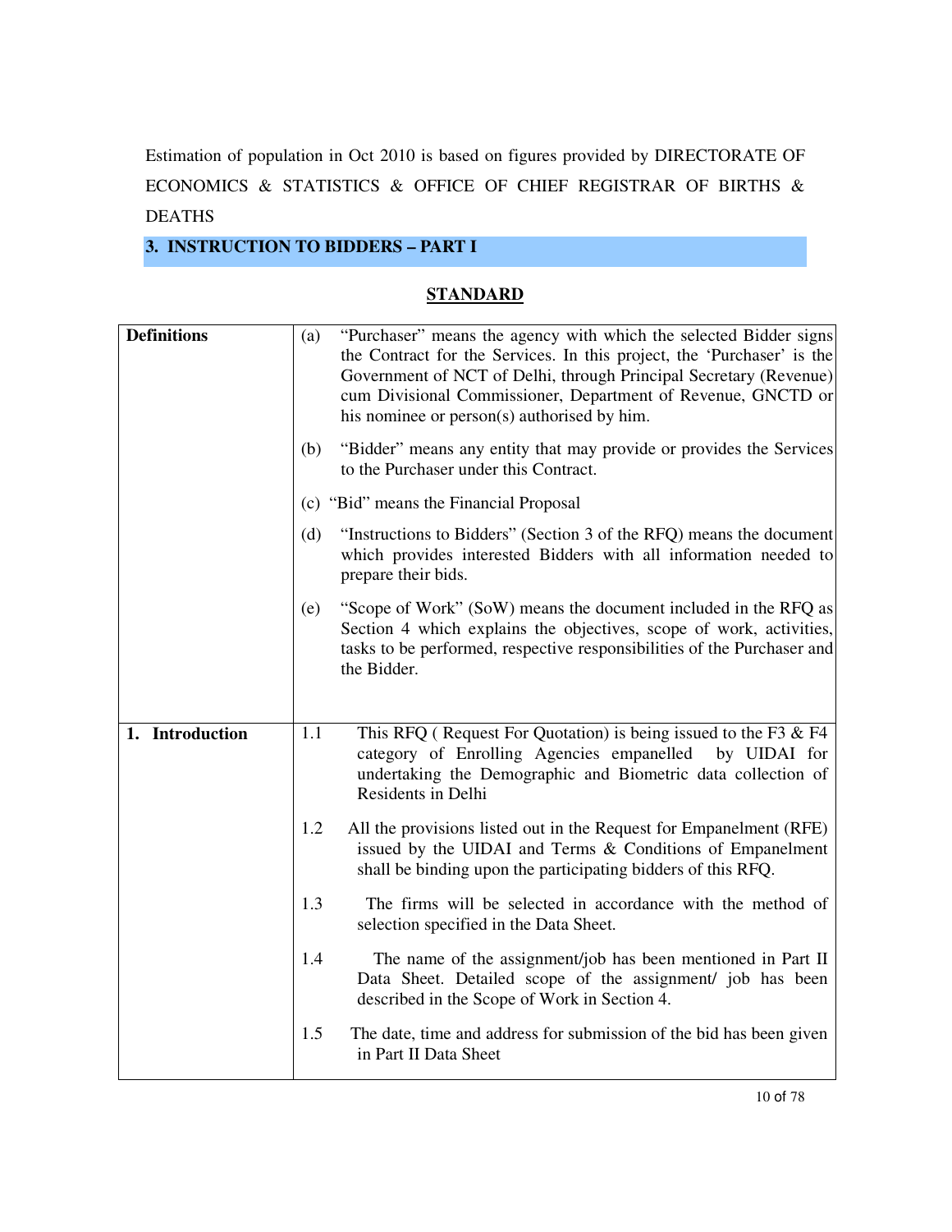Estimation of population in Oct 2010 is based on figures provided by DIRECTORATE OF ECONOMICS & STATISTICS & OFFICE OF CHIEF REGISTRAR OF BIRTHS & DEATHS

## 3. INSTRUCTION TO BIDDERS – PART I

**STANDARD**

| | |
|---|---|
| **Definitions** | (a) "Purchaser" means the agency with which the selected Bidder signs the Contract for the Services. In this project, the 'Purchaser' is the Government of NCT of Delhi, through Principal Secretary (Revenue) cum Divisional Commissioner, Department of Revenue, GNCTD or his nominee or person(s) authorised by him.<br><br>(b) "Bidder" means any entity that may provide or provides the Services to the Purchaser under this Contract.<br><br>(c) "Bid" means the Financial Proposal<br><br>(d) "Instructions to Bidders" (Section 3 of the RFQ) means the document which provides interested Bidders with all information needed to prepare their bids.<br><br>(e) "Scope of Work" (SoW) means the document included in the RFQ as Section 4 which explains the objectives, scope of work, activities, tasks to be performed, respective responsibilities of the Purchaser and the Bidder. |
| **1. Introduction** | 1.1 This RFQ ( Request For Quotation) is being issued to the F3 & F4 category of Enrolling Agencies empanelled by UIDAI for undertaking the Demographic and Biometric data collection of Residents in Delhi<br><br>1.2 All the provisions listed out in the Request for Empanelment (RFE) issued by the UIDAI and Terms & Conditions of Empanelment shall be binding upon the participating bidders of this RFQ.<br><br>1.3 The firms will be selected in accordance with the method of selection specified in the Data Sheet.<br><br>1.4 The name of the assignment/job has been mentioned in Part II Data Sheet. Detailed scope of the assignment/ job has been described in the Scope of Work in Section 4.<br><br>1.5 The date, time and address for submission of the bid has been given in Part II Data Sheet |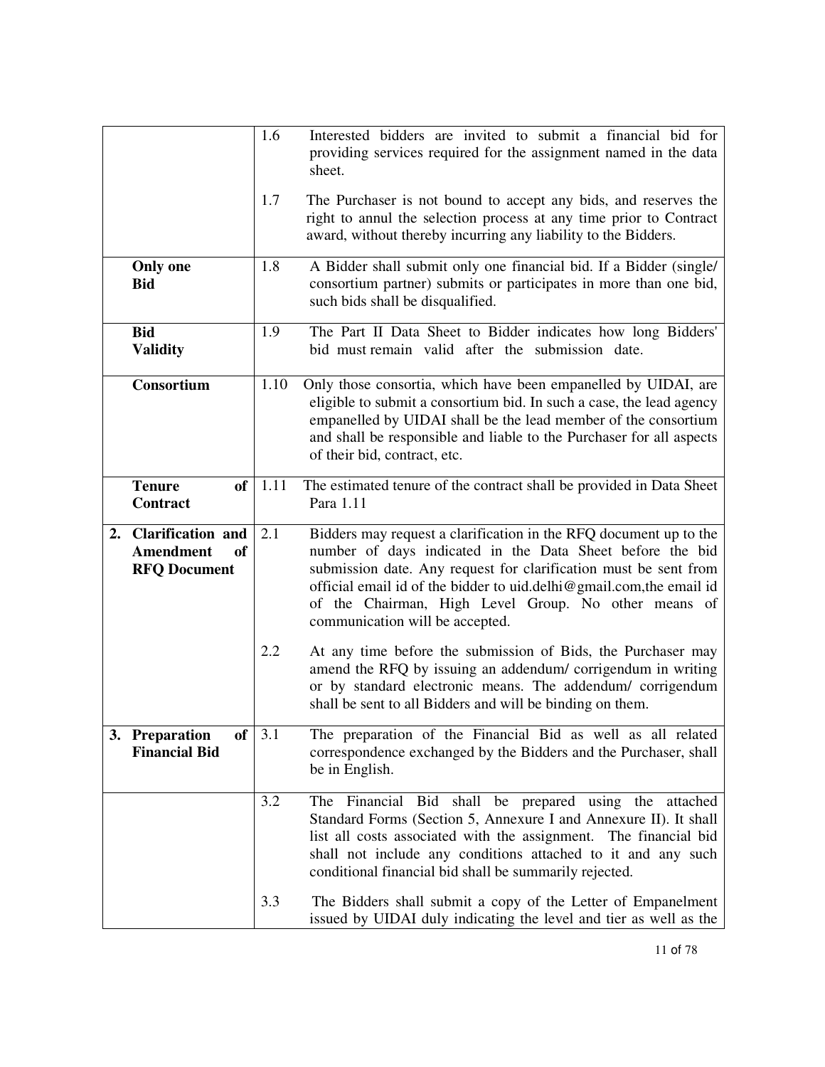| | | |
|---|---|---|
| | 1.6 | Interested bidders are invited to submit a financial bid for providing services required for the assignment named in the data sheet. |
| | 1.7 | The Purchaser is not bound to accept any bids, and reserves the right to annul the selection process at any time prior to Contract award, without thereby incurring any liability to the Bidders. |
| **Only one Bid** | 1.8 | A Bidder shall submit only one financial bid. If a Bidder (single/ consortium partner) submits or participates in more than one bid, such bids shall be disqualified. |
| **Bid Validity** | 1.9 | The Part II Data Sheet to Bidder indicates how long Bidders' bid must remain valid after the submission date. |
| **Consortium** | 1.10 | Only those consortia, which have been empanelled by UIDAI, are eligible to submit a consortium bid. In such a case, the lead agency empanelled by UIDAI shall be the lead member of the consortium and shall be responsible and liable to the Purchaser for all aspects of their bid, contract, etc. |
| **Tenure of Contract** | 1.11 | The estimated tenure of the contract shall be provided in Data Sheet Para 1.11 |
| **2. Clarification and Amendment of RFQ Document** | 2.1 | Bidders may request a clarification in the RFQ document up to the number of days indicated in the Data Sheet before the bid submission date. Any request for clarification must be sent from official email id of the bidder to uid.delhi@gmail.com,the email id of the Chairman, High Level Group. No other means of communication will be accepted. |
| | 2.2 | At any time before the submission of Bids, the Purchaser may amend the RFQ by issuing an addendum/ corrigendum in writing or by standard electronic means. The addendum/ corrigendum shall be sent to all Bidders and will be binding on them. |
| **3. Preparation of Financial Bid** | 3.1 | The preparation of the Financial Bid as well as all related correspondence exchanged by the Bidders and the Purchaser, shall be in English. |
| | 3.2 | The Financial Bid shall be prepared using the attached Standard Forms (Section 5, Annexure I and Annexure II). It shall list all costs associated with the assignment. The financial bid shall not include any conditions attached to it and any such conditional financial bid shall be summarily rejected. |
| | 3.3 | The Bidders shall submit a copy of the Letter of Empanelment issued by UIDAI duly indicating the level and tier as well as the |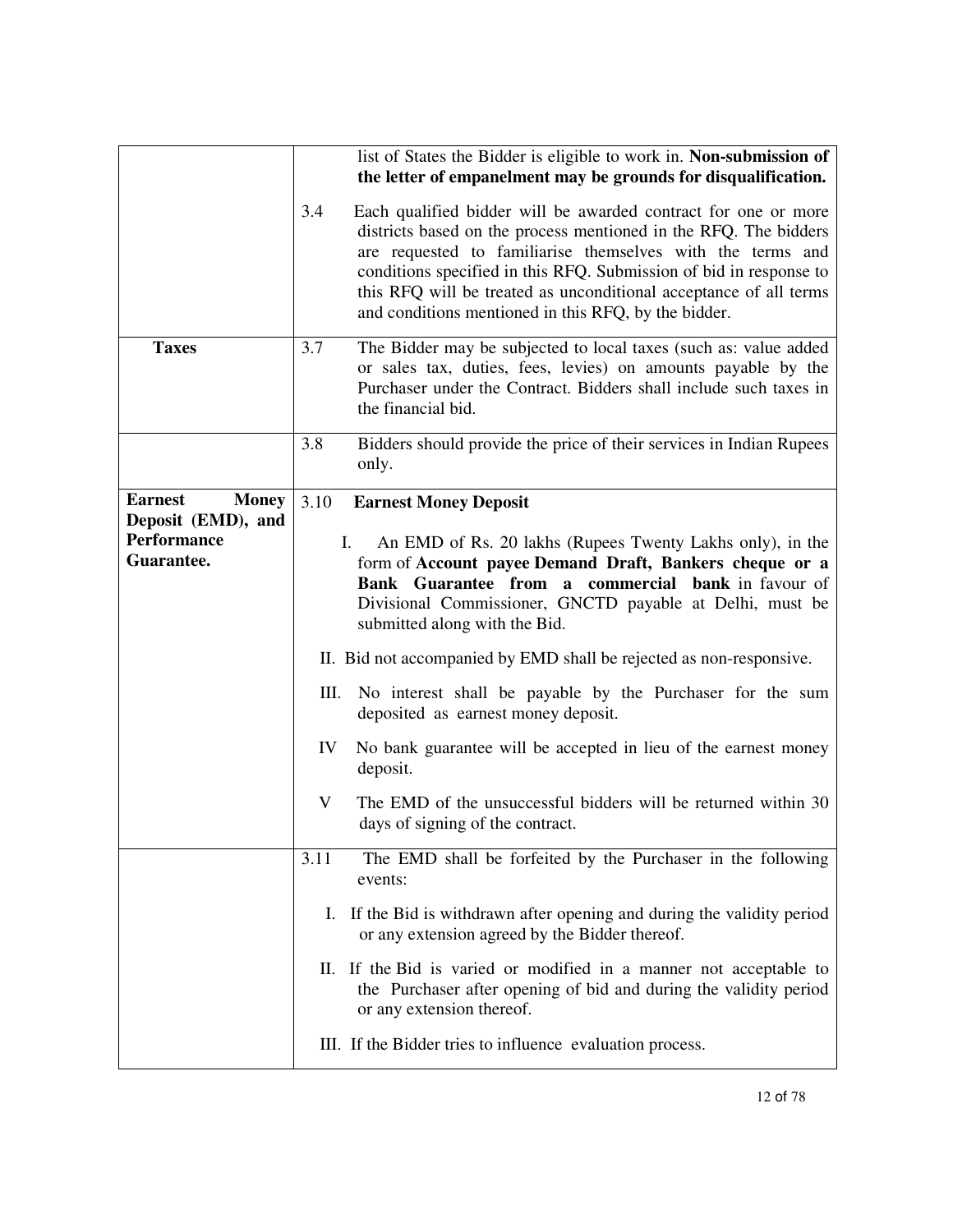| | |
|---|---|
| | list of States the Bidder is eligible to work in. **Non-submission of the letter of empanelment may be grounds for disqualification.**<br><br>3.4 Each qualified bidder will be awarded contract for one or more districts based on the process mentioned in the RFQ. The bidders are requested to familiarise themselves with the terms and conditions specified in this RFQ. Submission of bid in response to this RFQ will be treated as unconditional acceptance of all terms and conditions mentioned in this RFQ, by the bidder. |
| **Taxes** | 3.7 The Bidder may be subjected to local taxes (such as: value added or sales tax, duties, fees, levies) on amounts payable by the Purchaser under the Contract. Bidders shall include such taxes in the financial bid. |
| | 3.8 Bidders should provide the price of their services in Indian Rupees only. |
| **Earnest Money Deposit (EMD), and Performance Guarantee.** | 3.10 **Earnest Money Deposit**<br><br>I. An EMD of Rs. 20 lakhs (Rupees Twenty Lakhs only), in the form of **Account payee Demand Draft, Bankers cheque or a Bank Guarantee from a commercial bank** in favour of Divisional Commissioner, GNCTD payable at Delhi, must be submitted along with the Bid.<br><br>II. Bid not accompanied by EMD shall be rejected as non-responsive.<br><br>III. No interest shall be payable by the Purchaser for the sum deposited as earnest money deposit.<br><br>IV No bank guarantee will be accepted in lieu of the earnest money deposit.<br><br>V The EMD of the unsuccessful bidders will be returned within 30 days of signing of the contract. |
| | 3.11 The EMD shall be forfeited by the Purchaser in the following events:<br><br>I. If the Bid is withdrawn after opening and during the validity period or any extension agreed by the Bidder thereof.<br><br>II. If the Bid is varied or modified in a manner not acceptable to the Purchaser after opening of bid and during the validity period or any extension thereof.<br><br>III. If the Bidder tries to influence evaluation process. |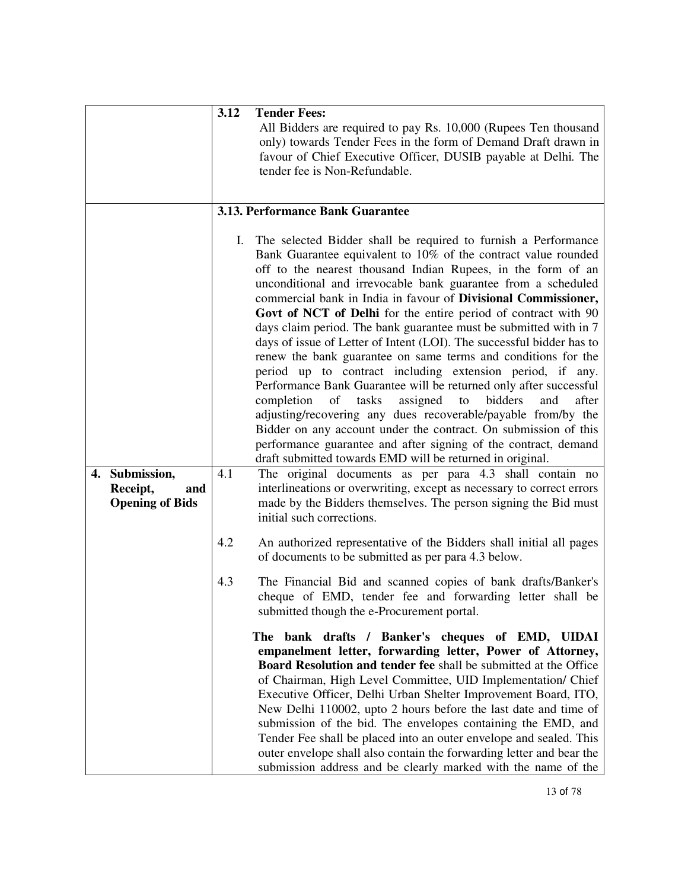| | |
|---|---|
| | **3.12 Tender Fees:**<br>All Bidders are required to pay Rs. 10,000 (Rupees Ten thousand only) towards Tender Fees in the form of Demand Draft drawn in favour of Chief Executive Officer, DUSIB payable at Delhi. The tender fee is Non-Refundable. |
| | **3.13. Performance Bank Guarantee**<br><br>I. The selected Bidder shall be required to furnish a Performance Bank Guarantee equivalent to 10% of the contract value rounded off to the nearest thousand Indian Rupees, in the form of an unconditional and irrevocable bank guarantee from a scheduled commercial bank in India in favour of **Divisional Commissioner, Govt of NCT of Delhi** for the entire period of contract with 90 days claim period. The bank guarantee must be submitted with in 7 days of issue of Letter of Intent (LOI). The successful bidder has to renew the bank guarantee on same terms and conditions for the period up to contract including extension period, if any. Performance Bank Guarantee will be returned only after successful completion of tasks assigned to bidders and after adjusting/recovering any dues recoverable/payable from/by the Bidder on any account under the contract. On submission of this performance guarantee and after signing of the contract, demand draft submitted towards EMD will be returned in original. |
| **4. Submission, Receipt, and Opening of Bids** | 4.1 The original documents as per para 4.3 shall contain no interlineations or overwriting, except as necessary to correct errors made by the Bidders themselves. The person signing the Bid must initial such corrections.<br><br>4.2 An authorized representative of the Bidders shall initial all pages of documents to be submitted as per para 4.3 below.<br><br>4.3 The Financial Bid and scanned copies of bank drafts/Banker's cheque of EMD, tender fee and forwarding letter shall be submitted though the e-Procurement portal.<br><br>**The bank drafts / Banker's cheques of EMD, UIDAI empanelment letter, forwarding letter, Power of Attorney, Board Resolution and tender fee** shall be submitted at the Office of Chairman, High Level Committee, UID Implementation/ Chief Executive Officer, Delhi Urban Shelter Improvement Board, ITO, New Delhi 110002, upto 2 hours before the last date and time of submission of the bid. The envelopes containing the EMD, and Tender Fee shall be placed into an outer envelope and sealed. This outer envelope shall also contain the forwarding letter and bear the submission address and be clearly marked with the name of the |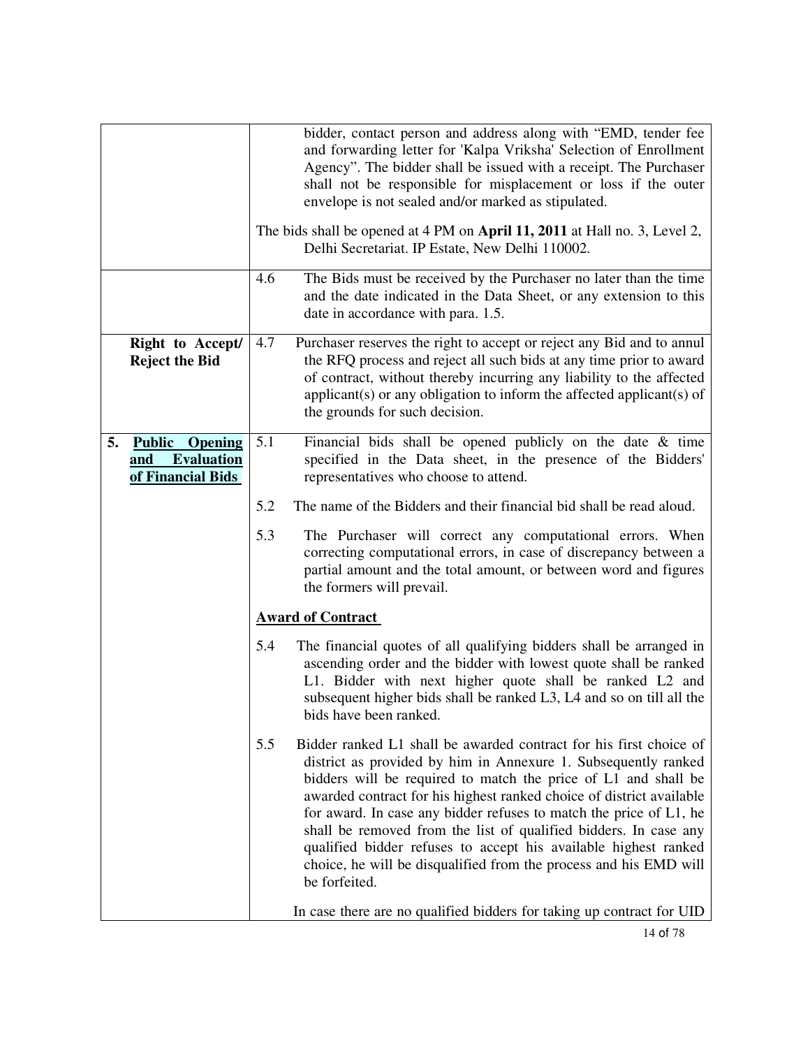| | |
|---|---|
| | bidder, contact person and address along with "EMD, tender fee and forwarding letter for 'Kalpa Vriksha' Selection of Enrollment Agency". The bidder shall be issued with a receipt. The Purchaser shall not be responsible for misplacement or loss if the outer envelope is not sealed and/or marked as stipulated.<br><br>The bids shall be opened at 4 PM on **April 11, 2011** at Hall no. 3, Level 2, Delhi Secretariat. IP Estate, New Delhi 110002. |
| | 4.6 The Bids must be received by the Purchaser no later than the time and the date indicated in the Data Sheet, or any extension to this date in accordance with para. 1.5. |
| **Right to Accept/ Reject the Bid** | 4.7 Purchaser reserves the right to accept or reject any Bid and to annul the RFQ process and reject all such bids at any time prior to award of contract, without thereby incurring any liability to the affected applicant(s) or any obligation to inform the affected applicant(s) of the grounds for such decision. |
| **5. <u>Public Opening and Evaluation of Financial Bids</u>** | 5.1 Financial bids shall be opened publicly on the date & time specified in the Data sheet, in the presence of the Bidders' representatives who choose to attend.<br><br>5.2 The name of the Bidders and their financial bid shall be read aloud.<br><br>5.3 The Purchaser will correct any computational errors. When correcting computational errors, in case of discrepancy between a partial amount and the total amount, or between word and figures the formers will prevail.<br><br>**<u>Award of Contract</u>**<br><br>5.4 The financial quotes of all qualifying bidders shall be arranged in ascending order and the bidder with lowest quote shall be ranked L1. Bidder with next higher quote shall be ranked L2 and subsequent higher bids shall be ranked L3, L4 and so on till all the bids have been ranked.<br><br>5.5 Bidder ranked L1 shall be awarded contract for his first choice of district as provided by him in Annexure 1. Subsequently ranked bidders will be required to match the price of L1 and shall be awarded contract for his highest ranked choice of district available for award. In case any bidder refuses to match the price of L1, he shall be removed from the list of qualified bidders. In case any qualified bidder refuses to accept his available highest ranked choice, he will be disqualified from the process and his EMD will be forfeited.<br><br>In case there are no qualified bidders for taking up contract for UID |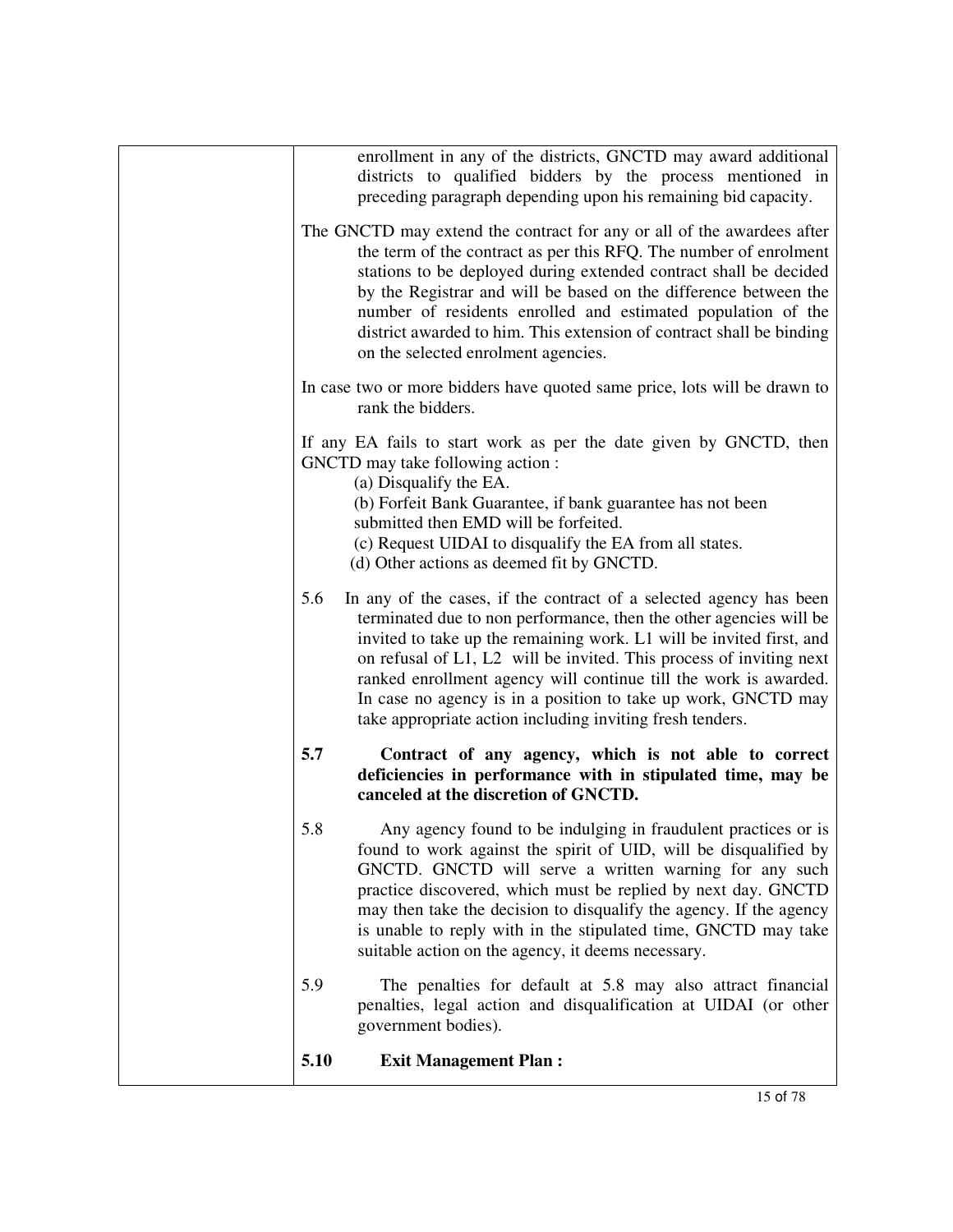enrollment in any of the districts, GNCTD may award additional districts to qualified bidders by the process mentioned in preceding paragraph depending upon his remaining bid capacity.

The GNCTD may extend the contract for any or all of the awardees after the term of the contract as per this RFQ. The number of enrolment stations to be deployed during extended contract shall be decided by the Registrar and will be based on the difference between the number of residents enrolled and estimated population of the district awarded to him. This extension of contract shall be binding on the selected enrolment agencies.

In case two or more bidders have quoted same price, lots will be drawn to rank the bidders.

If any EA fails to start work as per the date given by GNCTD, then GNCTD may take following action :

(a) Disqualify the EA.

(b) Forfeit Bank Guarantee, if bank guarantee has not been submitted then EMD will be forfeited.

(c) Request UIDAI to disqualify the EA from all states.

(d) Other actions as deemed fit by GNCTD.

5.6 In any of the cases, if the contract of a selected agency has been terminated due to non performance, then the other agencies will be invited to take up the remaining work. L1 will be invited first, and on refusal of L1, L2 will be invited. This process of inviting next ranked enrollment agency will continue till the work is awarded. In case no agency is in a position to take up work, GNCTD may take appropriate action including inviting fresh tenders.

**5.7 Contract of any agency, which is not able to correct deficiencies in performance with in stipulated time, may be canceled at the discretion of GNCTD.**

5.8 Any agency found to be indulging in fraudulent practices or is found to work against the spirit of UID, will be disqualified by GNCTD. GNCTD will serve a written warning for any such practice discovered, which must be replied by next day. GNCTD may then take the decision to disqualify the agency. If the agency is unable to reply with in the stipulated time, GNCTD may take suitable action on the agency, it deems necessary.

5.9 The penalties for default at 5.8 may also attract financial penalties, legal action and disqualification at UIDAI (or other government bodies).

**5.10 Exit Management Plan :**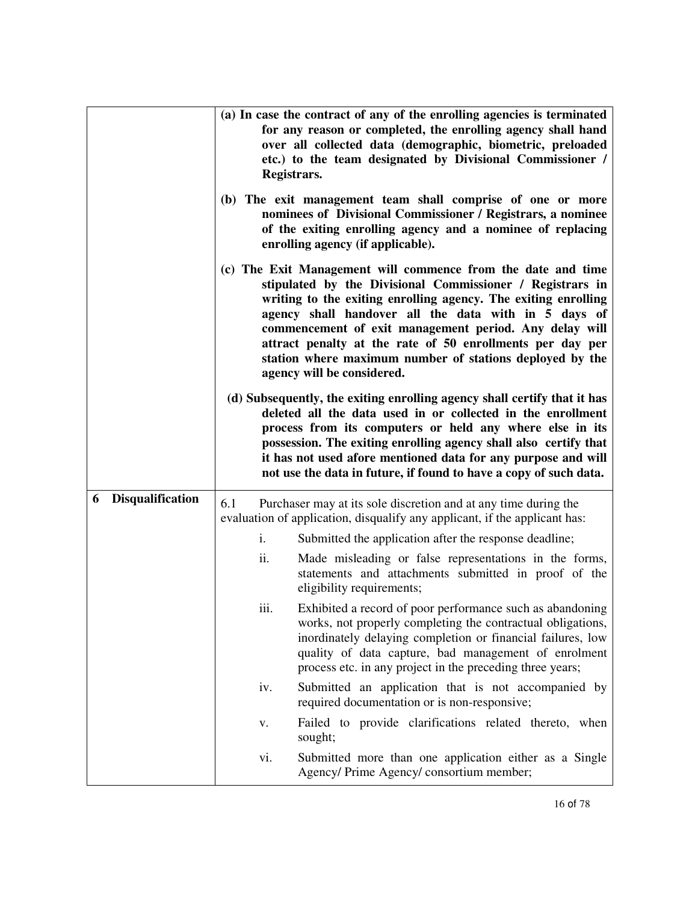| | |
|---|---|
| | **(a) In case the contract of any of the enrolling agencies is terminated for any reason or completed, the enrolling agency shall hand over all collected data (demographic, biometric, preloaded etc.) to the team designated by Divisional Commissioner / Registrars.**<br><br>**(b) The exit management team shall comprise of one or more nominees of Divisional Commissioner / Registrars, a nominee of the exiting enrolling agency and a nominee of replacing enrolling agency (if applicable).**<br><br>**(c) The Exit Management will commence from the date and time stipulated by the Divisional Commissioner / Registrars in writing to the exiting enrolling agency. The exiting enrolling agency shall handover all the data with in 5 days of commencement of exit management period. Any delay will attract penalty at the rate of 50 enrollments per day per station where maximum number of stations deployed by the agency will be considered.**<br><br>**(d) Subsequently, the exiting enrolling agency shall certify that it has deleted all the data used in or collected in the enrollment process from its computers or held any where else in its possession. The exiting enrolling agency shall also certify that it has not used afore mentioned data for any purpose and will not use the data in future, if found to have a copy of such data.** |
| **6 Disqualification** | 6.1 Purchaser may at its sole discretion and at any time during the evaluation of application, disqualify any applicant, if the applicant has:<br><br>i. Submitted the application after the response deadline;<br><br>ii. Made misleading or false representations in the forms, statements and attachments submitted in proof of the eligibility requirements;<br><br>iii. Exhibited a record of poor performance such as abandoning works, not properly completing the contractual obligations, inordinately delaying completion or financial failures, low quality of data capture, bad management of enrolment process etc. in any project in the preceding three years;<br><br>iv. Submitted an application that is not accompanied by required documentation or is non-responsive;<br><br>v. Failed to provide clarifications related thereto, when sought;<br><br>vi. Submitted more than one application either as a Single Agency/ Prime Agency/ consortium member; |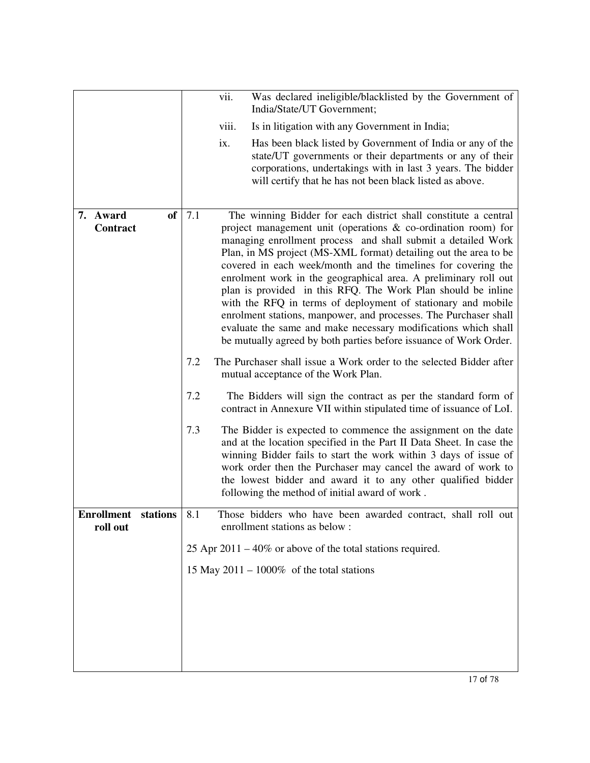| | |
|---|---|
| | vii. Was declared ineligible/blacklisted by the Government of India/State/UT Government;<br><br>viii. Is in litigation with any Government in India;<br><br>ix. Has been black listed by Government of India or any of the state/UT governments or their departments or any of their corporations, undertakings with in last 3 years. The bidder will certify that he has not been black listed as above. |
| **7. Award of Contract** | 7.1 The winning Bidder for each district shall constitute a central project management unit (operations & co-ordination room) for managing enrollment process and shall submit a detailed Work Plan, in MS project (MS-XML format) detailing out the area to be covered in each week/month and the timelines for covering the enrolment work in the geographical area. A preliminary roll out plan is provided in this RFQ. The Work Plan should be inline with the RFQ in terms of deployment of stationary and mobile enrolment stations, manpower, and processes. The Purchaser shall evaluate the same and make necessary modifications which shall be mutually agreed by both parties before issuance of Work Order.<br><br>7.2 The Purchaser shall issue a Work order to the selected Bidder after mutual acceptance of the Work Plan.<br><br>7.2 The Bidders will sign the contract as per the standard form of contract in Annexure VII within stipulated time of issuance of LoI.<br><br>7.3 The Bidder is expected to commence the assignment on the date and at the location specified in the Part II Data Sheet. In case the winning Bidder fails to start the work within 3 days of issue of work order then the Purchaser may cancel the award of work to the lowest bidder and award it to any other qualified bidder following the method of initial award of work . |
| **Enrollment stations roll out** | 8.1 Those bidders who have been awarded contract, shall roll out enrollment stations as below :<br><br>25 Apr 2011 – 40% or above of the total stations required.<br><br>15 May 2011 – 1000% of the total stations |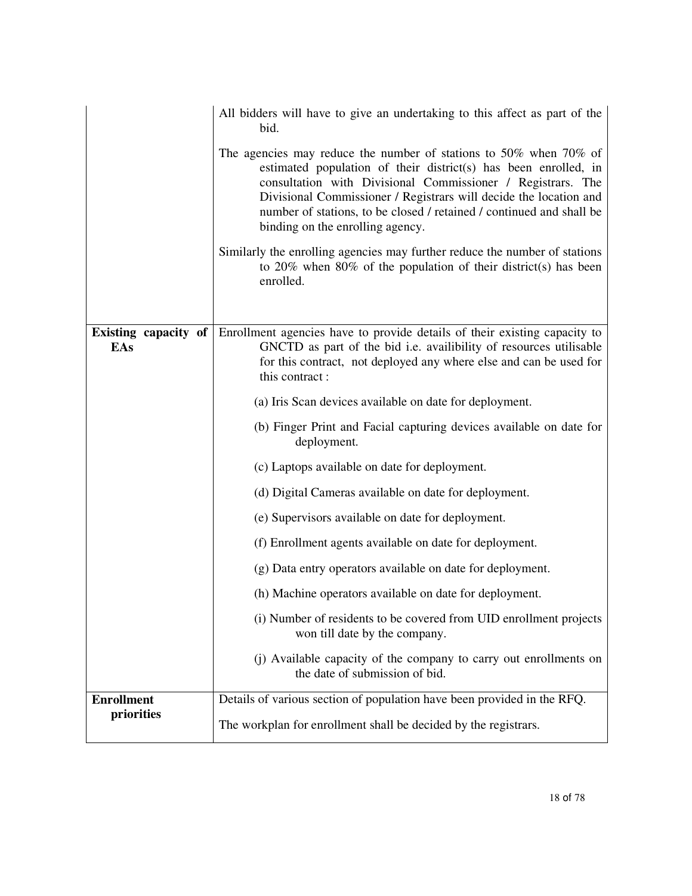| | |
|---|---|
| | All bidders will have to give an undertaking to this affect as part of the bid.<br><br>The agencies may reduce the number of stations to 50% when 70% of estimated population of their district(s) has been enrolled, in consultation with Divisional Commissioner / Registrars. The Divisional Commissioner / Registrars will decide the location and number of stations, to be closed / retained / continued and shall be binding on the enrolling agency.<br><br>Similarly the enrolling agencies may further reduce the number of stations to 20% when 80% of the population of their district(s) has been enrolled. |
| **Existing capacity of EAs** | Enrollment agencies have to provide details of their existing capacity to GNCTD as part of the bid i.e. availibility of resources utilisable for this contract, not deployed any where else and can be used for this contract :<br><br>(a) Iris Scan devices available on date for deployment.<br><br>(b) Finger Print and Facial capturing devices available on date for deployment.<br><br>(c) Laptops available on date for deployment.<br><br>(d) Digital Cameras available on date for deployment.<br><br>(e) Supervisors available on date for deployment.<br><br>(f) Enrollment agents available on date for deployment.<br><br>(g) Data entry operators available on date for deployment.<br><br>(h) Machine operators available on date for deployment.<br><br>(i) Number of residents to be covered from UID enrollment projects won till date by the company.<br><br>(j) Available capacity of the company to carry out enrollments on the date of submission of bid. |
| **Enrollment priorities** | Details of various section of population have been provided in the RFQ.<br><br>The workplan for enrollment shall be decided by the registrars. |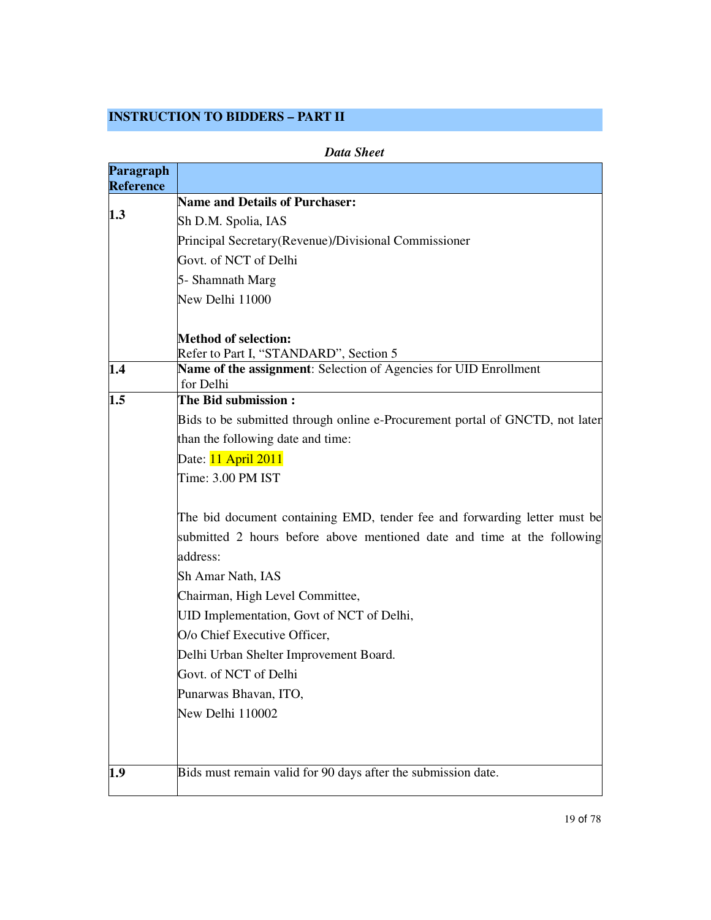## INSTRUCTION TO BIDDERS – PART II

***Data Sheet***

| Paragraph Reference | |
|---|---|
| 1.3 | **Name and Details of Purchaser:**<br>Sh D.M. Spolia, IAS<br>Principal Secretary(Revenue)/Divisional Commissioner<br>Govt. of NCT of Delhi<br>5- Shamnath Marg<br>New Delhi 11000<br><br>**Method of selection:**<br>Refer to Part I, "STANDARD", Section 5 |
| 1.4 | **Name of the assignment**: Selection of Agencies for UID Enrollment for Delhi |
| 1.5 | **The Bid submission :**<br>Bids to be submitted through online e-Procurement portal of GNCTD, not later than the following date and time:<br>Date: 11 April 2011<br>Time: 3.00 PM IST<br><br>The bid document containing EMD, tender fee and forwarding letter must be submitted 2 hours before above mentioned date and time at the following address:<br>Sh Amar Nath, IAS<br>Chairman, High Level Committee,<br>UID Implementation, Govt of NCT of Delhi,<br>O/o Chief Executive Officer,<br>Delhi Urban Shelter Improvement Board.<br>Govt. of NCT of Delhi<br>Punarwas Bhavan, ITO,<br>New Delhi 110002 |
| 1.9 | Bids must remain valid for 90 days after the submission date. |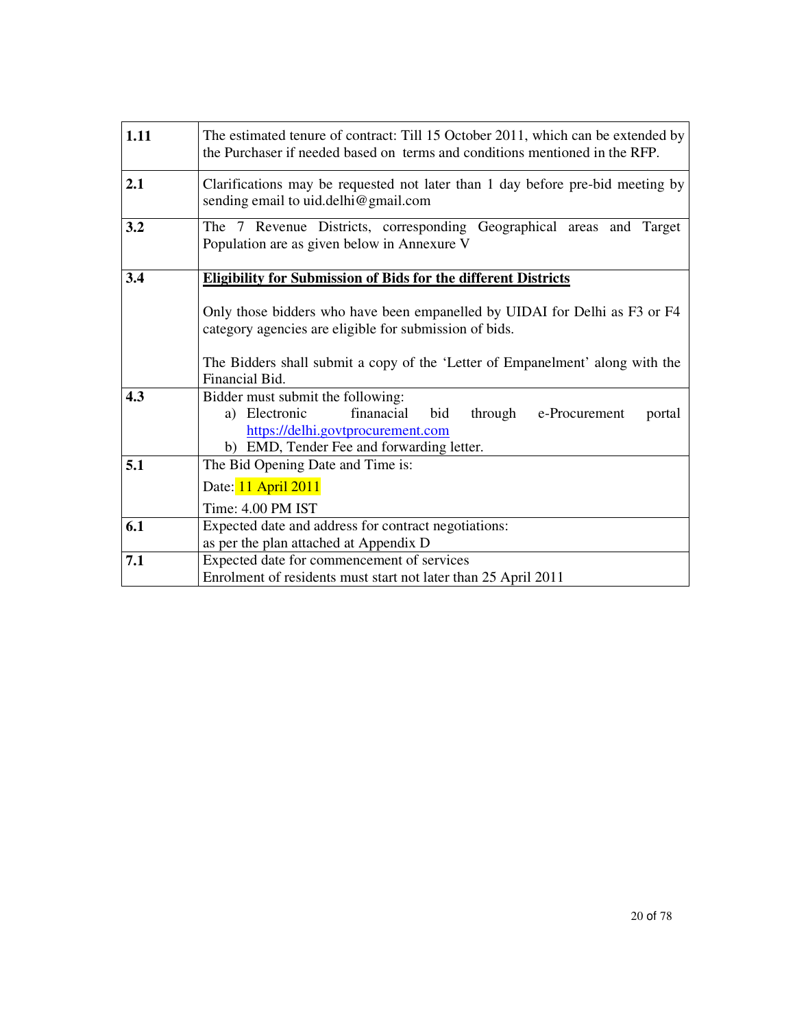| | |
|---|---|
| **1.11** | The estimated tenure of contract: Till 15 October 2011, which can be extended by the Purchaser if needed based on terms and conditions mentioned in the RFP. |
| **2.1** | Clarifications may be requested not later than 1 day before pre-bid meeting by sending email to uid.delhi@gmail.com |
| **3.2** | The 7 Revenue Districts, corresponding Geographical areas and Target Population are as given below in Annexure V |
| **3.4** | **Eligibility for Submission of Bids for the different Districts**<br><br>Only those bidders who have been empanelled by UIDAI for Delhi as F3 or F4 category agencies are eligible for submission of bids.<br><br>The Bidders shall submit a copy of the 'Letter of Empanelment' along with the Financial Bid. |
| **4.3** | Bidder must submit the following:<br>a) Electronic finanacial bid through e-Procurement portal https://delhi.govtprocurement.com<br>b) EMD, Tender Fee and forwarding letter. |
| **5.1** | The Bid Opening Date and Time is:<br>Date: 11 April 2011<br>Time: 4.00 PM IST |
| **6.1** | Expected date and address for contract negotiations:<br>as per the plan attached at Appendix D |
| **7.1** | Expected date for commencement of services<br>Enrolment of residents must start not later than 25 April 2011 |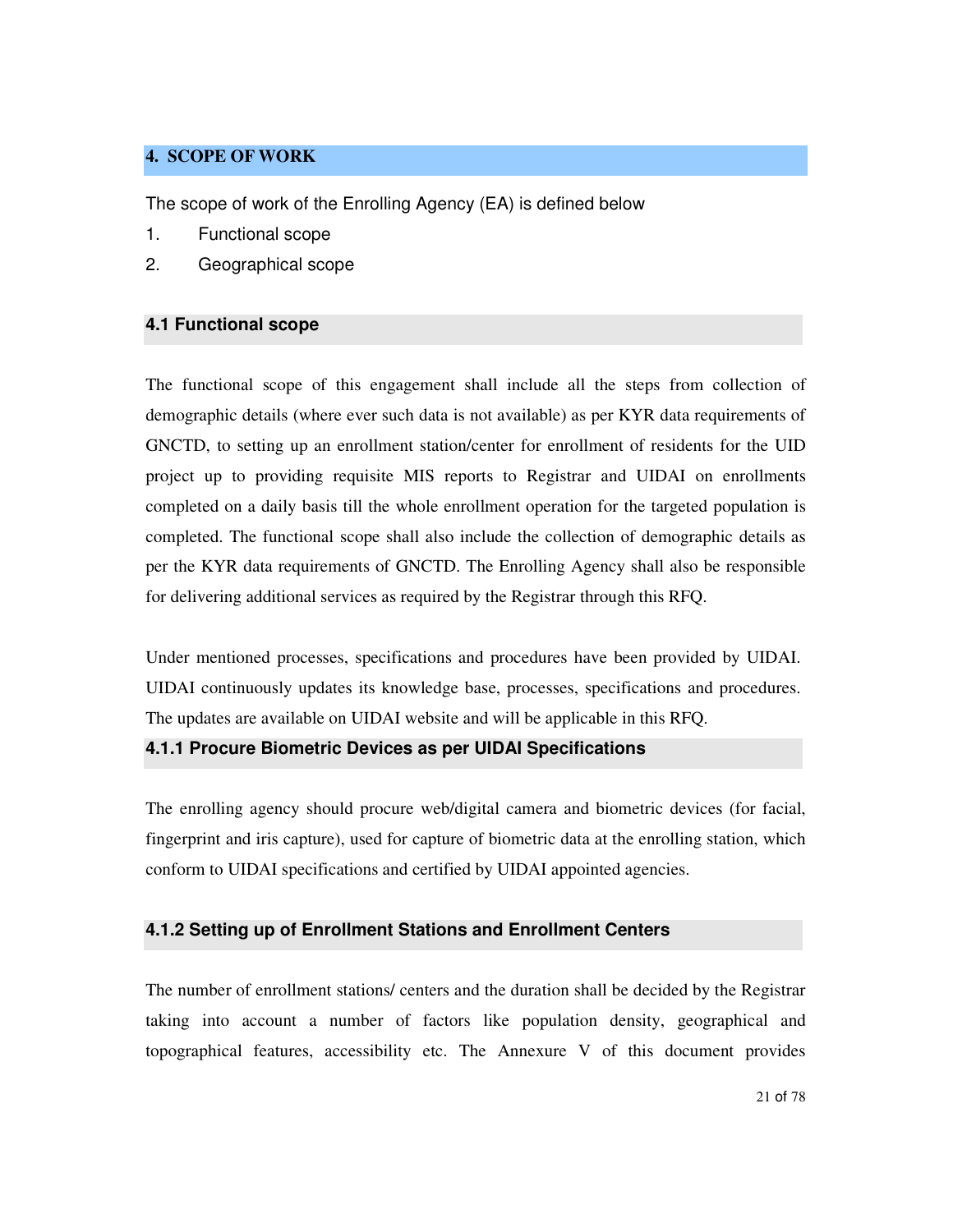## 4. SCOPE OF WORK

The scope of work of the Enrolling Agency (EA) is defined below

1. Functional scope
2. Geographical scope

### 4.1 Functional scope

The functional scope of this engagement shall include all the steps from collection of demographic details (where ever such data is not available) as per KYR data requirements of GNCTD, to setting up an enrollment station/center for enrollment of residents for the UID project up to providing requisite MIS reports to Registrar and UIDAI on enrollments completed on a daily basis till the whole enrollment operation for the targeted population is completed. The functional scope shall also include the collection of demographic details as per the KYR data requirements of GNCTD. The Enrolling Agency shall also be responsible for delivering additional services as required by the Registrar through this RFQ.

Under mentioned processes, specifications and procedures have been provided by UIDAI. UIDAI continuously updates its knowledge base, processes, specifications and procedures. The updates are available on UIDAI website and will be applicable in this RFQ.

#### 4.1.1 Procure Biometric Devices as per UIDAI Specifications

The enrolling agency should procure web/digital camera and biometric devices (for facial, fingerprint and iris capture), used for capture of biometric data at the enrolling station, which conform to UIDAI specifications and certified by UIDAI appointed agencies.

#### 4.1.2 Setting up of Enrollment Stations and Enrollment Centers

The number of enrollment stations/ centers and the duration shall be decided by the Registrar taking into account a number of factors like population density, geographical and topographical features, accessibility etc. The Annexure V of this document provides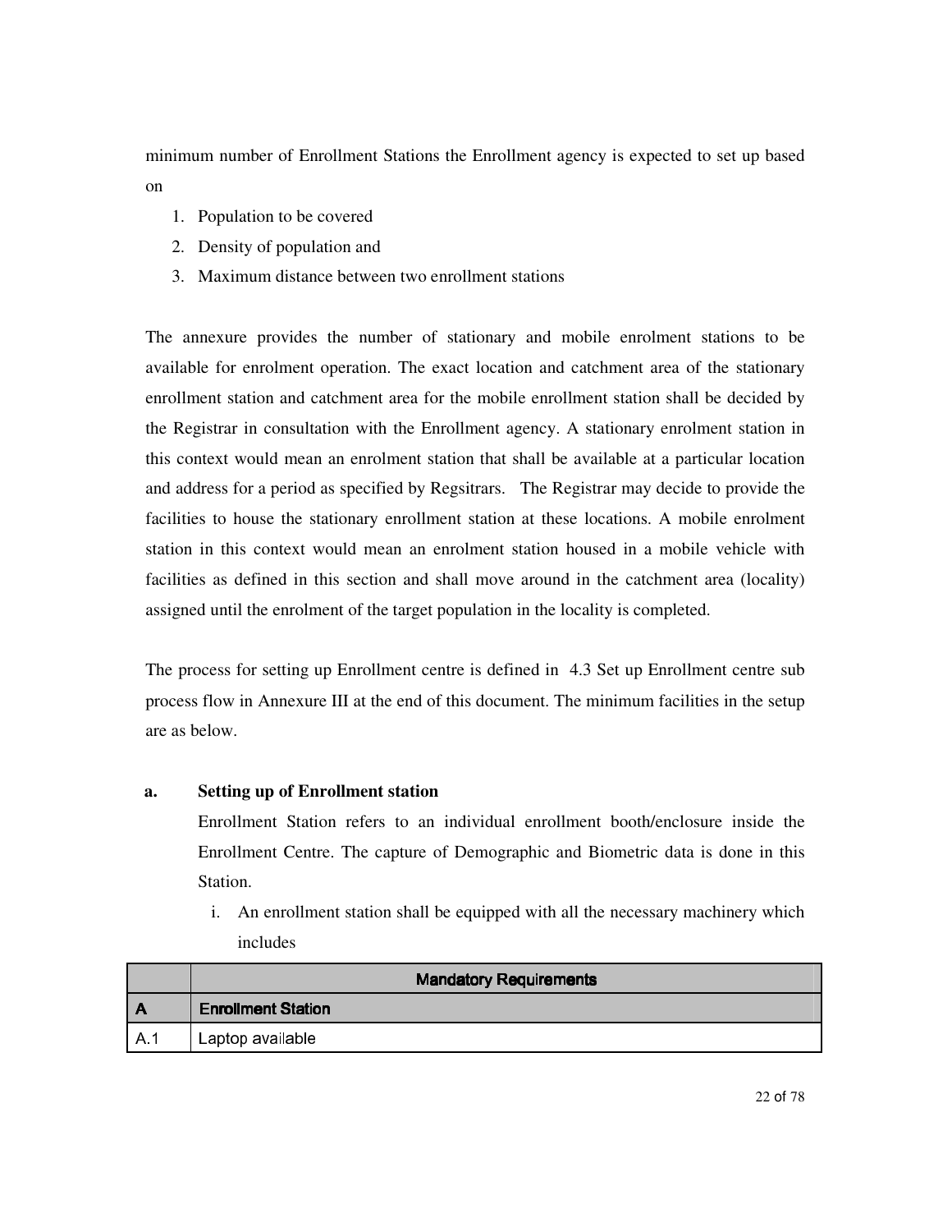minimum number of Enrollment Stations the Enrollment agency is expected to set up based on

1. Population to be covered
2. Density of population and
3. Maximum distance between two enrollment stations

The annexure provides the number of stationary and mobile enrolment stations to be available for enrolment operation. The exact location and catchment area of the stationary enrollment station and catchment area for the mobile enrollment station shall be decided by the Registrar in consultation with the Enrollment agency. A stationary enrolment station in this context would mean an enrolment station that shall be available at a particular location and address for a period as specified by Regsitrars. The Registrar may decide to provide the facilities to house the stationary enrollment station at these locations. A mobile enrolment station in this context would mean an enrolment station housed in a mobile vehicle with facilities as defined in this section and shall move around in the catchment area (locality) assigned until the enrolment of the target population in the locality is completed.

The process for setting up Enrollment centre is defined in 4.3 Set up Enrollment centre sub process flow in Annexure III at the end of this document. The minimum facilities in the setup are as below.

**a. Setting up of Enrollment station**

Enrollment Station refers to an individual enrollment booth/enclosure inside the Enrollment Centre. The capture of Demographic and Biometric data is done in this Station.

i. An enrollment station shall be equipped with all the necessary machinery which includes

| | Mandatory Requirements |
|---|---|
| **A** | **Enrollment Station** |
| A.1 | Laptop available |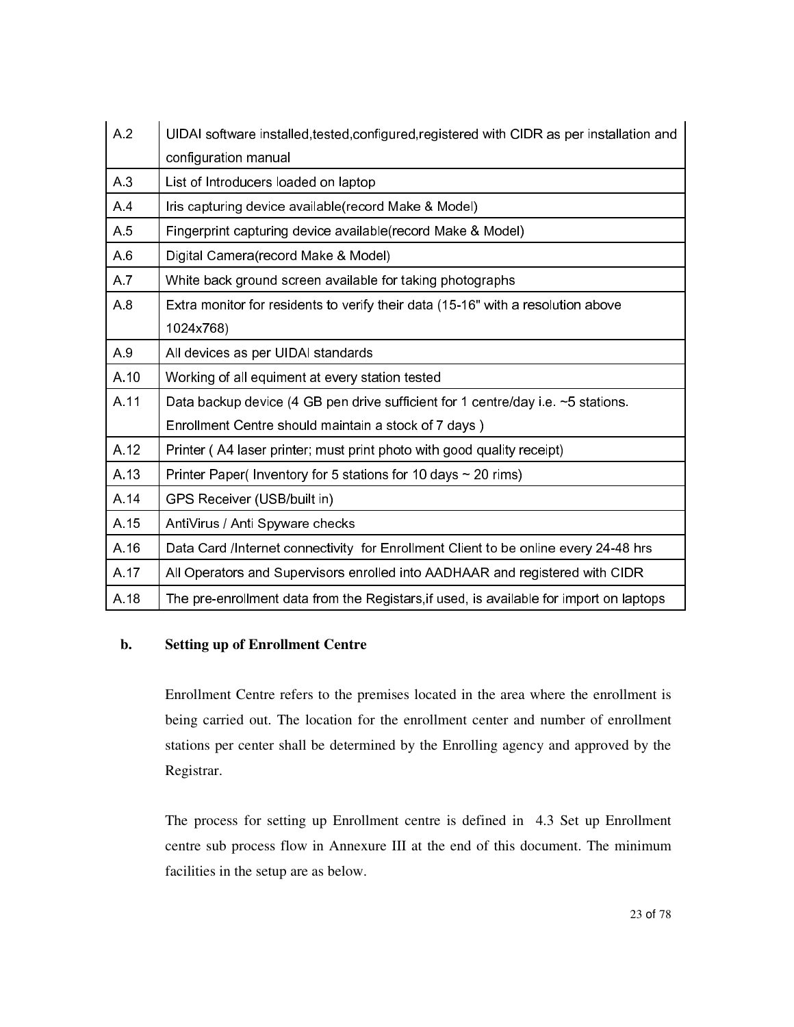| A.2 | UIDAI software installed,tested,configured,registered with CIDR as per installation and configuration manual |
|---|---|
| A.3 | List of Introducers loaded on laptop |
| A.4 | Iris capturing device available(record Make & Model) |
| A.5 | Fingerprint capturing device available(record Make & Model) |
| A.6 | Digital Camera(record Make & Model) |
| A.7 | White back ground screen available for taking photographs |
| A.8 | Extra monitor for residents to verify their data (15-16" with a resolution above 1024x768) |
| A.9 | All devices as per UIDAI standards |
| A.10 | Working of all equiment at every station tested |
| A.11 | Data backup device (4 GB pen drive sufficient for 1 centre/day i.e. ~5 stations. Enrollment Centre should maintain a stock of 7 days ) |
| A.12 | Printer ( A4 laser printer; must print photo with good quality receipt) |
| A.13 | Printer Paper( Inventory for 5 stations for 10 days ~ 20 rims) |
| A.14 | GPS Receiver (USB/built in) |
| A.15 | AntiVirus / Anti Spyware checks |
| A.16 | Data Card /Internet connectivity for Enrollment Client to be online every 24-48 hrs |
| A.17 | All Operators and Supervisors enrolled into AADHAAR and registered with CIDR |
| A.18 | The pre-enrollment data from the Registars,if used, is available for import on laptops |

**b. Setting up of Enrollment Centre**

Enrollment Centre refers to the premises located in the area where the enrollment is being carried out. The location for the enrollment center and number of enrollment stations per center shall be determined by the Enrolling agency and approved by the Registrar.

The process for setting up Enrollment centre is defined in 4.3 Set up Enrollment centre sub process flow in Annexure III at the end of this document. The minimum facilities in the setup are as below.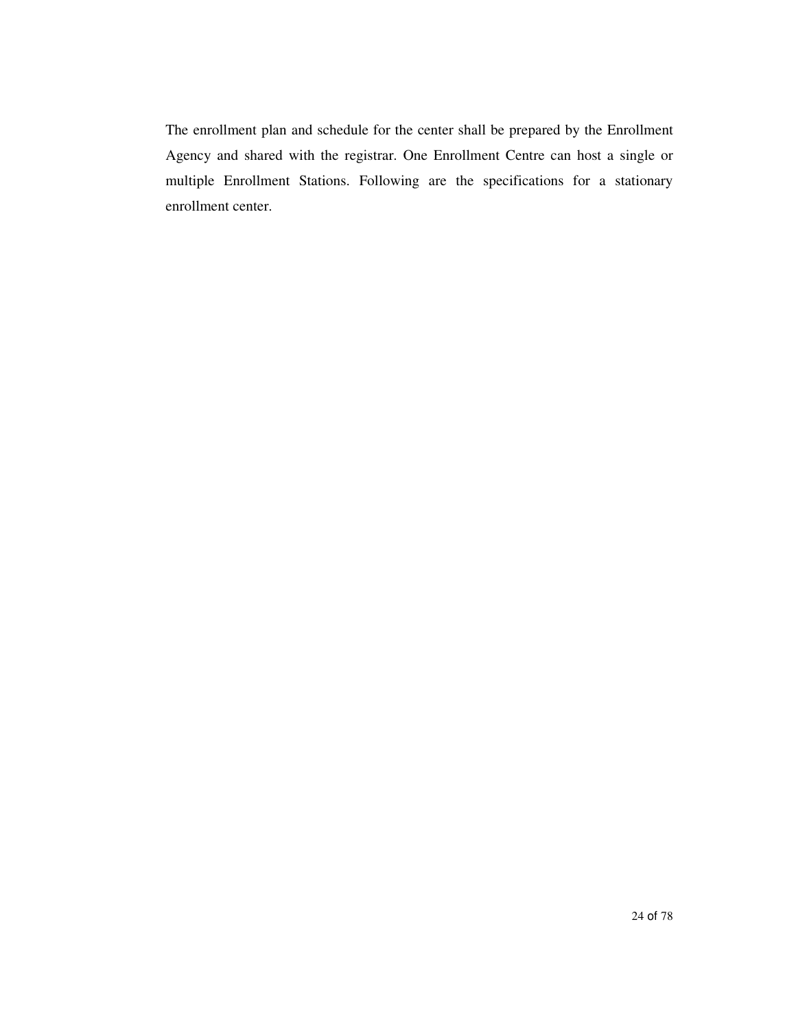The enrollment plan and schedule for the center shall be prepared by the Enrollment Agency and shared with the registrar. One Enrollment Centre can host a single or multiple Enrollment Stations. Following are the specifications for a stationary enrollment center.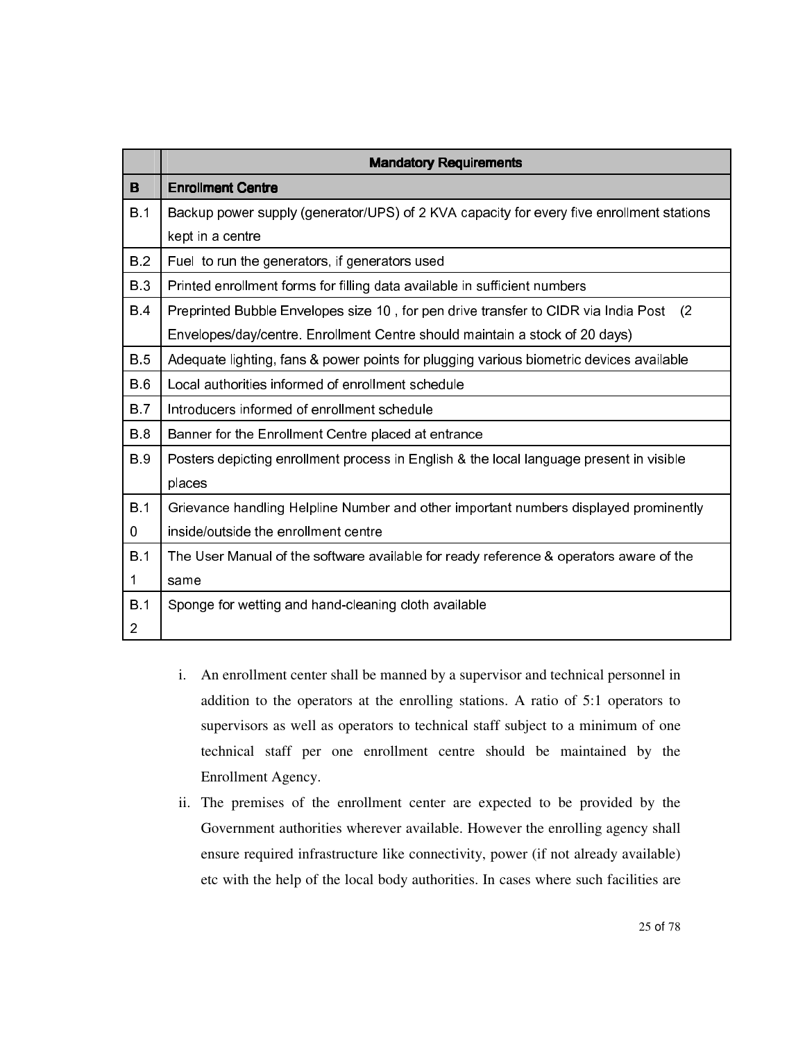| | Mandatory Requirements |
|---|---|
| B | Enrollment Centre |
| B.1 | Backup power supply (generator/UPS) of 2 KVA capacity for every five enrollment stations kept in a centre |
| B.2 | Fuel to run the generators, if generators used |
| B.3 | Printed enrollment forms for filling data available in sufficient numbers |
| B.4 | Preprinted Bubble Envelopes size 10 , for pen drive transfer to CIDR via India Post (2 Envelopes/day/centre. Enrollment Centre should maintain a stock of 20 days) |
| B.5 | Adequate lighting, fans & power points for plugging various biometric devices available |
| B.6 | Local authorities informed of enrollment schedule |
| B.7 | Introducers informed of enrollment schedule |
| B.8 | Banner for the Enrollment Centre placed at entrance |
| B.9 | Posters depicting enrollment process in English & the local language present in visible places |
| B.10 | Grievance handling Helpline Number and other important numbers displayed prominently inside/outside the enrollment centre |
| B.11 | The User Manual of the software available for ready reference & operators aware of the same |
| B.12 | Sponge for wetting and hand-cleaning cloth available |

i. An enrollment center shall be manned by a supervisor and technical personnel in addition to the operators at the enrolling stations. A ratio of 5:1 operators to supervisors as well as operators to technical staff subject to a minimum of one technical staff per one enrollment centre should be maintained by the Enrollment Agency.

ii. The premises of the enrollment center are expected to be provided by the Government authorities wherever available. However the enrolling agency shall ensure required infrastructure like connectivity, power (if not already available) etc with the help of the local body authorities. In cases where such facilities are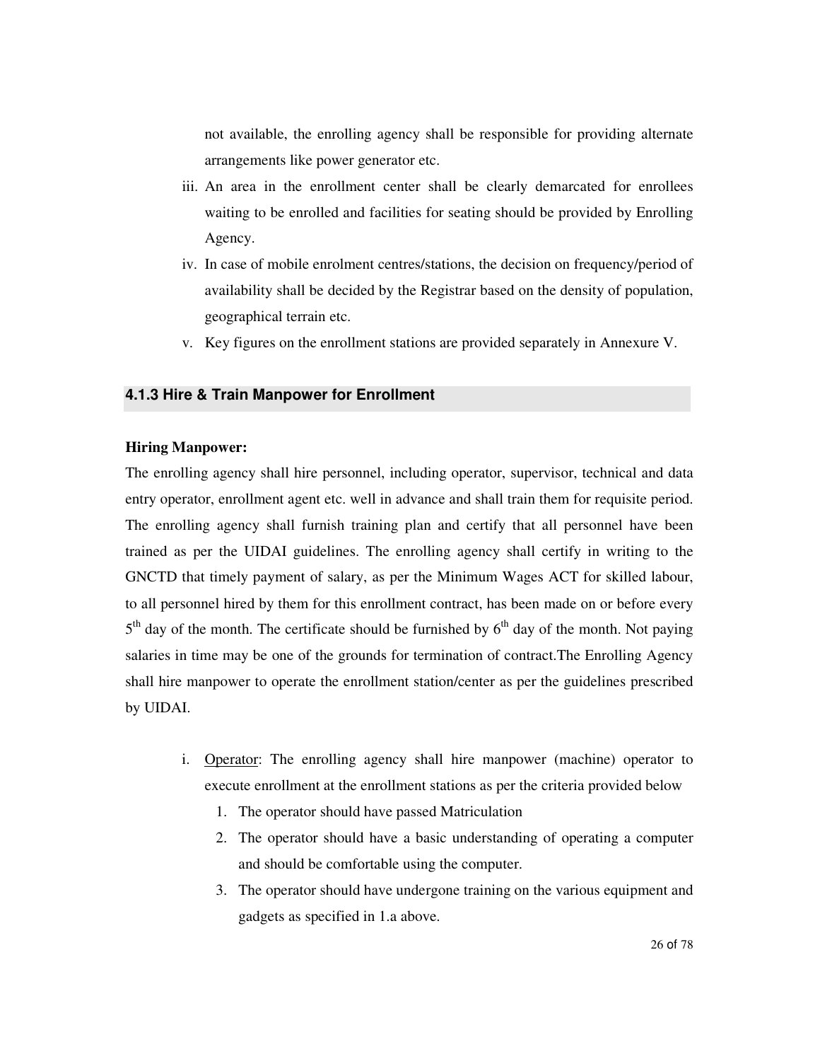not available, the enrolling agency shall be responsible for providing alternate arrangements like power generator etc.

iii. An area in the enrollment center shall be clearly demarcated for enrollees waiting to be enrolled and facilities for seating should be provided by Enrolling Agency.

iv. In case of mobile enrolment centres/stations, the decision on frequency/period of availability shall be decided by the Registrar based on the density of population, geographical terrain etc.

v. Key figures on the enrollment stations are provided separately in Annexure V.

### 4.1.3 Hire & Train Manpower for Enrollment

**Hiring Manpower:**

The enrolling agency shall hire personnel, including operator, supervisor, technical and data entry operator, enrollment agent etc. well in advance and shall train them for requisite period. The enrolling agency shall furnish training plan and certify that all personnel have been trained as per the UIDAI guidelines. The enrolling agency shall certify in writing to the GNCTD that timely payment of salary, as per the Minimum Wages ACT for skilled labour, to all personnel hired by them for this enrollment contract, has been made on or before every 5th day of the month. The certificate should be furnished by 6th day of the month. Not paying salaries in time may be one of the grounds for termination of contract.The Enrolling Agency shall hire manpower to operate the enrollment station/center as per the guidelines prescribed by UIDAI.

i. <u>Operator</u>: The enrolling agency shall hire manpower (machine) operator to execute enrollment at the enrollment stations as per the criteria provided below

   1. The operator should have passed Matriculation
   2. The operator should have a basic understanding of operating a computer and should be comfortable using the computer.
   3. The operator should have undergone training on the various equipment and gadgets as specified in 1.a above.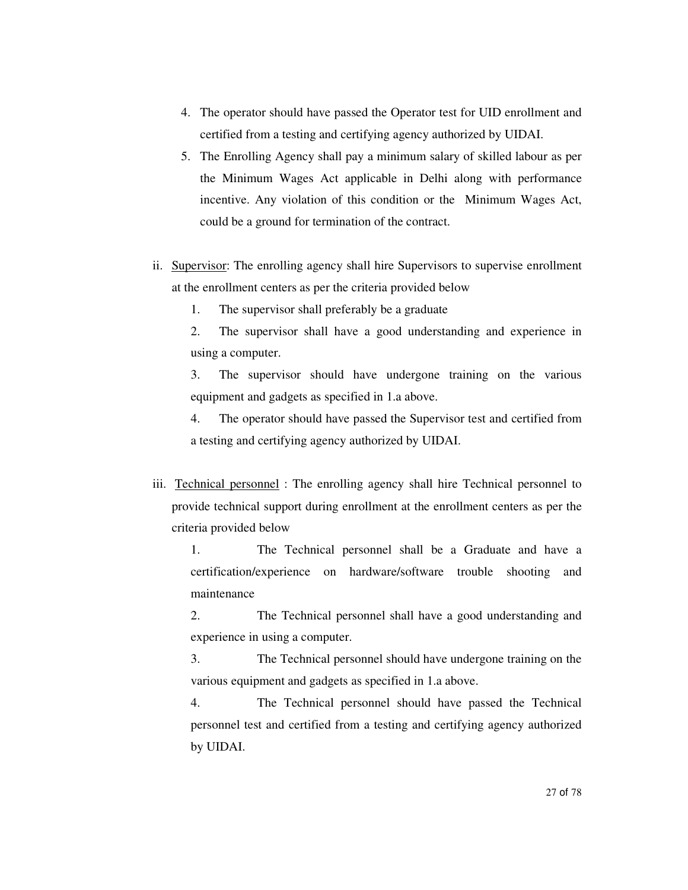4. The operator should have passed the Operator test for UID enrollment and certified from a testing and certifying agency authorized by UIDAI.
5. The Enrolling Agency shall pay a minimum salary of skilled labour as per the Minimum Wages Act applicable in Delhi along with performance incentive. Any violation of this condition or the Minimum Wages Act, could be a ground for termination of the contract.

ii. <u>Supervisor</u>: The enrolling agency shall hire Supervisors to supervise enrollment at the enrollment centers as per the criteria provided below

1. The supervisor shall preferably be a graduate
2. The supervisor shall have a good understanding and experience in using a computer.
3. The supervisor should have undergone training on the various equipment and gadgets as specified in 1.a above.
4. The operator should have passed the Supervisor test and certified from a testing and certifying agency authorized by UIDAI.

iii. <u>Technical personnel</u> : The enrolling agency shall hire Technical personnel to provide technical support during enrollment at the enrollment centers as per the criteria provided below

1. The Technical personnel shall be a Graduate and have a certification/experience on hardware/software trouble shooting and maintenance
2. The Technical personnel shall have a good understanding and experience in using a computer.
3. The Technical personnel should have undergone training on the various equipment and gadgets as specified in 1.a above.
4. The Technical personnel should have passed the Technical personnel test and certified from a testing and certifying agency authorized by UIDAI.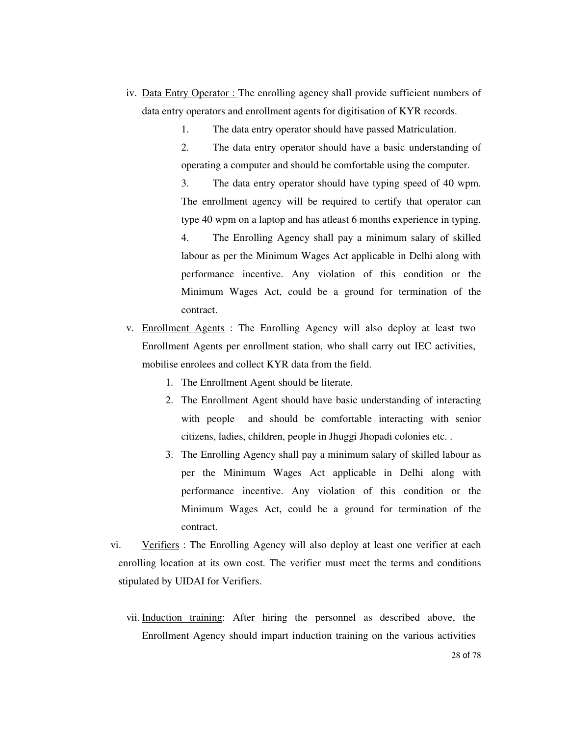iv. Data Entry Operator : The enrolling agency shall provide sufficient numbers of data entry operators and enrollment agents for digitisation of KYR records.

1. The data entry operator should have passed Matriculation.
2. The data entry operator should have a basic understanding of operating a computer and should be comfortable using the computer.
3. The data entry operator should have typing speed of 40 wpm. The enrollment agency will be required to certify that operator can type 40 wpm on a laptop and has atleast 6 months experience in typing.
4. The Enrolling Agency shall pay a minimum salary of skilled labour as per the Minimum Wages Act applicable in Delhi along with performance incentive. Any violation of this condition or the Minimum Wages Act, could be a ground for termination of the contract.

v. Enrollment Agents : The Enrolling Agency will also deploy at least two Enrollment Agents per enrollment station, who shall carry out IEC activities, mobilise enrolees and collect KYR data from the field.

1. The Enrollment Agent should be literate.
2. The Enrollment Agent should have basic understanding of interacting with people and should be comfortable interacting with senior citizens, ladies, children, people in Jhuggi Jhopadi colonies etc. .
3. The Enrolling Agency shall pay a minimum salary of skilled labour as per the Minimum Wages Act applicable in Delhi along with performance incentive. Any violation of this condition or the Minimum Wages Act, could be a ground for termination of the contract.

vi. Verifiers : The Enrolling Agency will also deploy at least one verifier at each enrolling location at its own cost. The verifier must meet the terms and conditions stipulated by UIDAI for Verifiers.

vii. Induction training: After hiring the personnel as described above, the Enrollment Agency should impart induction training on the various activities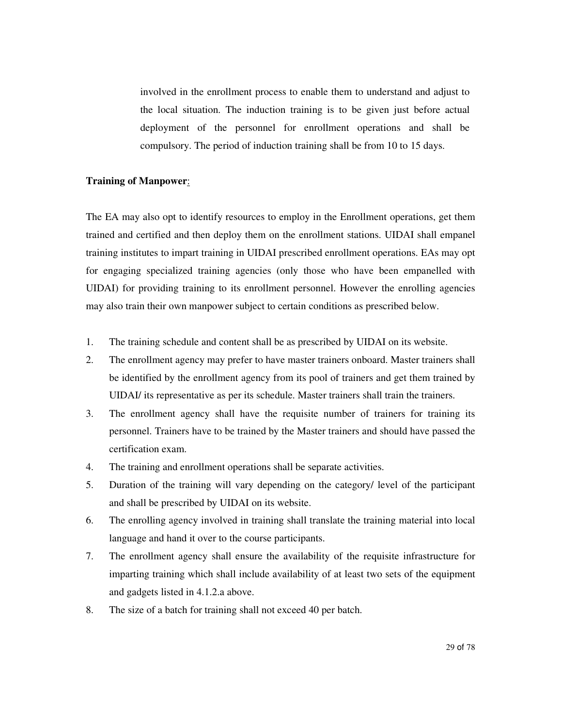involved in the enrollment process to enable them to understand and adjust to the local situation. The induction training is to be given just before actual deployment of the personnel for enrollment operations and shall be compulsory. The period of induction training shall be from 10 to 15 days.

**Training of Manpower**:

The EA may also opt to identify resources to employ in the Enrollment operations, get them trained and certified and then deploy them on the enrollment stations. UIDAI shall empanel training institutes to impart training in UIDAI prescribed enrollment operations. EAs may opt for engaging specialized training agencies (only those who have been empanelled with UIDAI) for providing training to its enrollment personnel. However the enrolling agencies may also train their own manpower subject to certain conditions as prescribed below.

1. The training schedule and content shall be as prescribed by UIDAI on its website.
2. The enrollment agency may prefer to have master trainers onboard. Master trainers shall be identified by the enrollment agency from its pool of trainers and get them trained by UIDAI/ its representative as per its schedule. Master trainers shall train the trainers.
3. The enrollment agency shall have the requisite number of trainers for training its personnel. Trainers have to be trained by the Master trainers and should have passed the certification exam.
4. The training and enrollment operations shall be separate activities.
5. Duration of the training will vary depending on the category/ level of the participant and shall be prescribed by UIDAI on its website.
6. The enrolling agency involved in training shall translate the training material into local language and hand it over to the course participants.
7. The enrollment agency shall ensure the availability of the requisite infrastructure for imparting training which shall include availability of at least two sets of the equipment and gadgets listed in 4.1.2.a above.
8. The size of a batch for training shall not exceed 40 per batch.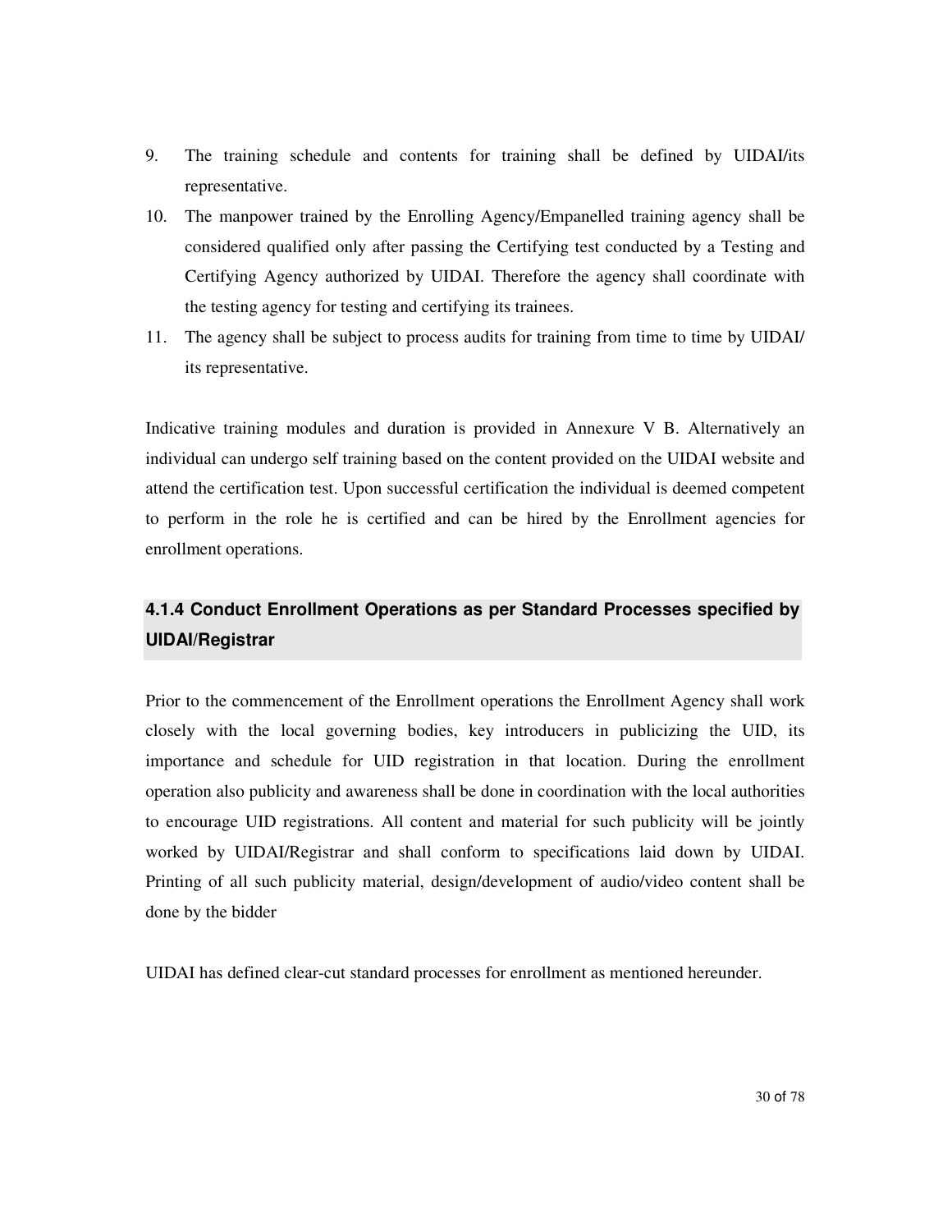9. The training schedule and contents for training shall be defined by UIDAI/its representative.
10. The manpower trained by the Enrolling Agency/Empanelled training agency shall be considered qualified only after passing the Certifying test conducted by a Testing and Certifying Agency authorized by UIDAI. Therefore the agency shall coordinate with the testing agency for testing and certifying its trainees.
11. The agency shall be subject to process audits for training from time to time by UIDAI/ its representative.

Indicative training modules and duration is provided in Annexure V B. Alternatively an individual can undergo self training based on the content provided on the UIDAI website and attend the certification test. Upon successful certification the individual is deemed competent to perform in the role he is certified and can be hired by the Enrollment agencies for enrollment operations.

### 4.1.4 Conduct Enrollment Operations as per Standard Processes specified by UIDAI/Registrar

Prior to the commencement of the Enrollment operations the Enrollment Agency shall work closely with the local governing bodies, key introducers in publicizing the UID, its importance and schedule for UID registration in that location. During the enrollment operation also publicity and awareness shall be done in coordination with the local authorities to encourage UID registrations. All content and material for such publicity will be jointly worked by UIDAI/Registrar and shall conform to specifications laid down by UIDAI. Printing of all such publicity material, design/development of audio/video content shall be done by the bidder

UIDAI has defined clear-cut standard processes for enrollment as mentioned hereunder.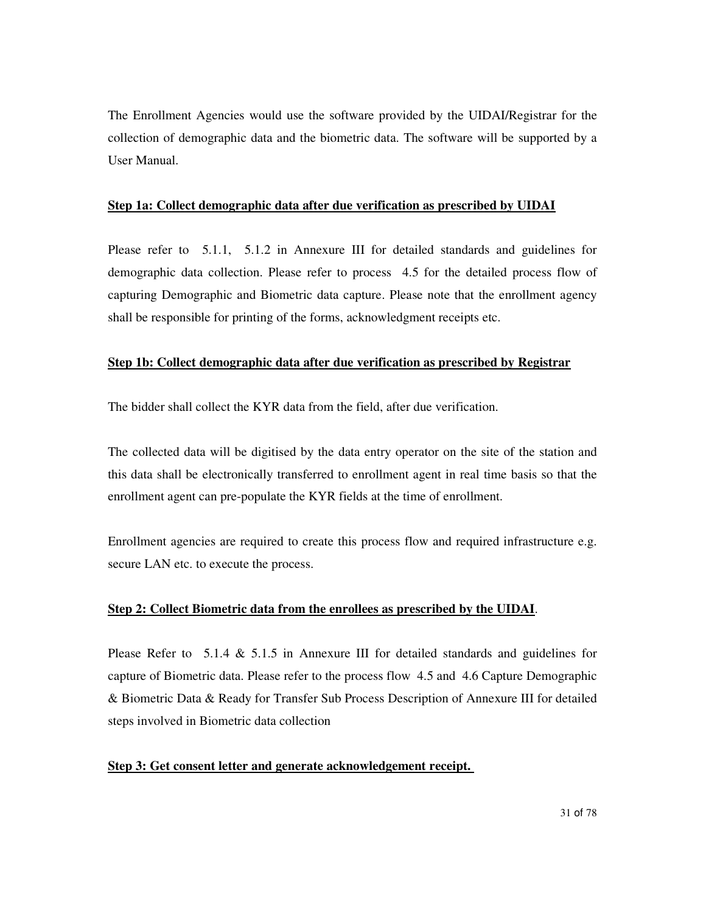The Enrollment Agencies would use the software provided by the UIDAI/Registrar for the collection of demographic data and the biometric data. The software will be supported by a User Manual.

**Step 1a: Collect demographic data after due verification as prescribed by UIDAI**

Please refer to 5.1.1, 5.1.2 in Annexure III for detailed standards and guidelines for demographic data collection. Please refer to process 4.5 for the detailed process flow of capturing Demographic and Biometric data capture. Please note that the enrollment agency shall be responsible for printing of the forms, acknowledgment receipts etc.

**Step 1b: Collect demographic data after due verification as prescribed by Registrar**

The bidder shall collect the KYR data from the field, after due verification.

The collected data will be digitised by the data entry operator on the site of the station and this data shall be electronically transferred to enrollment agent in real time basis so that the enrollment agent can pre-populate the KYR fields at the time of enrollment.

Enrollment agencies are required to create this process flow and required infrastructure e.g. secure LAN etc. to execute the process.

**Step 2: Collect Biometric data from the enrollees as prescribed by the UIDAI**.

Please Refer to 5.1.4 & 5.1.5 in Annexure III for detailed standards and guidelines for capture of Biometric data. Please refer to the process flow 4.5 and 4.6 Capture Demographic & Biometric Data & Ready for Transfer Sub Process Description of Annexure III for detailed steps involved in Biometric data collection

**Step 3: Get consent letter and generate acknowledgement receipt.**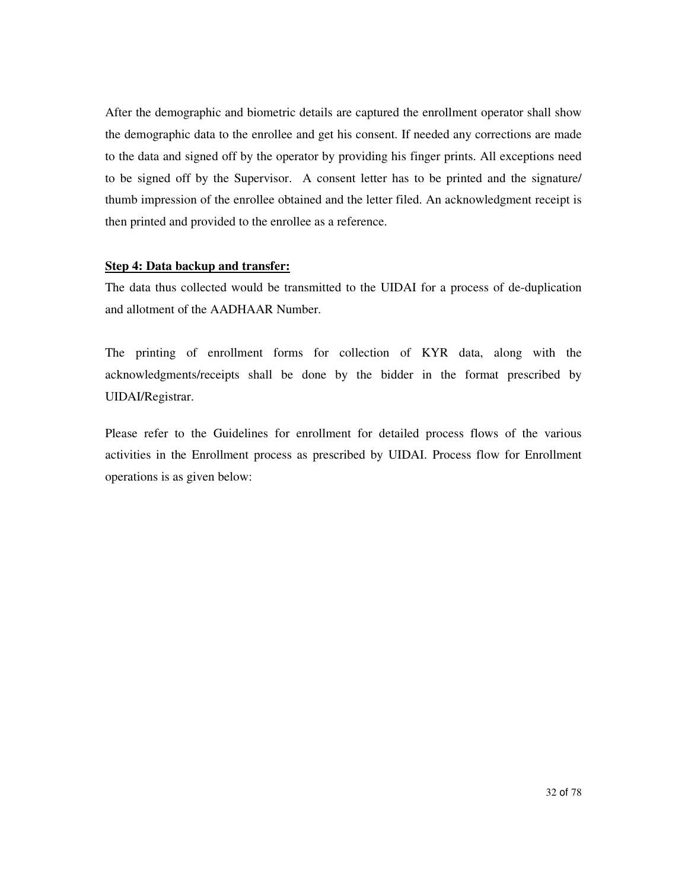After the demographic and biometric details are captured the enrollment operator shall show the demographic data to the enrollee and get his consent. If needed any corrections are made to the data and signed off by the operator by providing his finger prints. All exceptions need to be signed off by the Supervisor.  A consent letter has to be printed and the signature/ thumb impression of the enrollee obtained and the letter filed. An acknowledgment receipt is then printed and provided to the enrollee as a reference.

**Step 4: Data backup and transfer:**

The data thus collected would be transmitted to the UIDAI for a process of de-duplication and allotment of the AADHAAR Number.

The printing of enrollment forms for collection of KYR data, along with the acknowledgments/receipts shall be done by the bidder in the format prescribed by UIDAI/Registrar.

Please refer to the Guidelines for enrollment for detailed process flows of the various activities in the Enrollment process as prescribed by UIDAI. Process flow for Enrollment operations is as given below: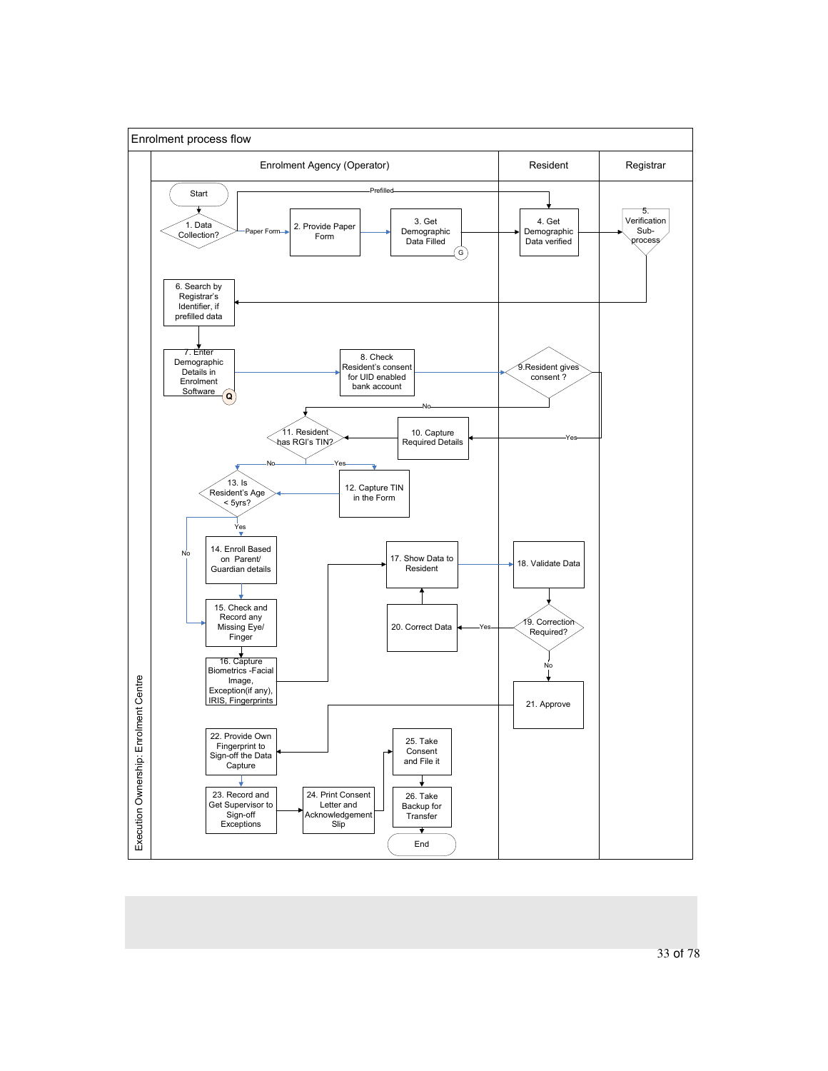## Enrolment process flow

**Execution Ownership: Enrolment Centre**

| Enrolment Agency (Operator) | Resident | Registrar |
|---|---|---|
| Start | | |
| 1. Data Collection? (Paper Form → 2; Prefilled → 4) | | |
| 2. Provide Paper Form | | |
| 3. Get Demographic Data Filled (G) | 4. Get Demographic Data verified | 5. Verification Sub-process |
| 6. Search by Registrar's Identifier, if prefilled data | | |
| 7. Enter Demographic Details in Enrolment Software (Q) | | |
| 8. Check Resident's consent for UID enabled bank account | 9.Resident gives consent ? (Yes → 10; No → 11) | |
| 10. Capture Required Details | | |
| 11. Resident has RGI's TIN? (Yes → 12; No → 13) | | |
| 12. Capture TIN in the Form | | |
| 13. Is Resident's Age < 5yrs? (Yes → 14; No → 15) | | |
| 14. Enroll Based on Parent/ Guardian details | | |
| 15. Check and Record any Missing Eye/ Finger | | |
| 16. Capture Biometrics -Facial Image, Exception(if any), IRIS, Fingerprints | | |
| 17. Show Data to Resident | 18. Validate Data | |
| 20. Correct Data | 19. Correction Required? (Yes → 20; No → 21) | |
| | 21. Approve | |
| 22. Provide Own Fingerprint to Sign-off the Data Capture | | |
| 23. Record and Get Supervisor to Sign-off Exceptions | | |
| 24. Print Consent Letter and Acknowledgement Slip | | |
| 25. Take Consent and File it | | |
| 26. Take Backup for Transfer | | |
| End | | |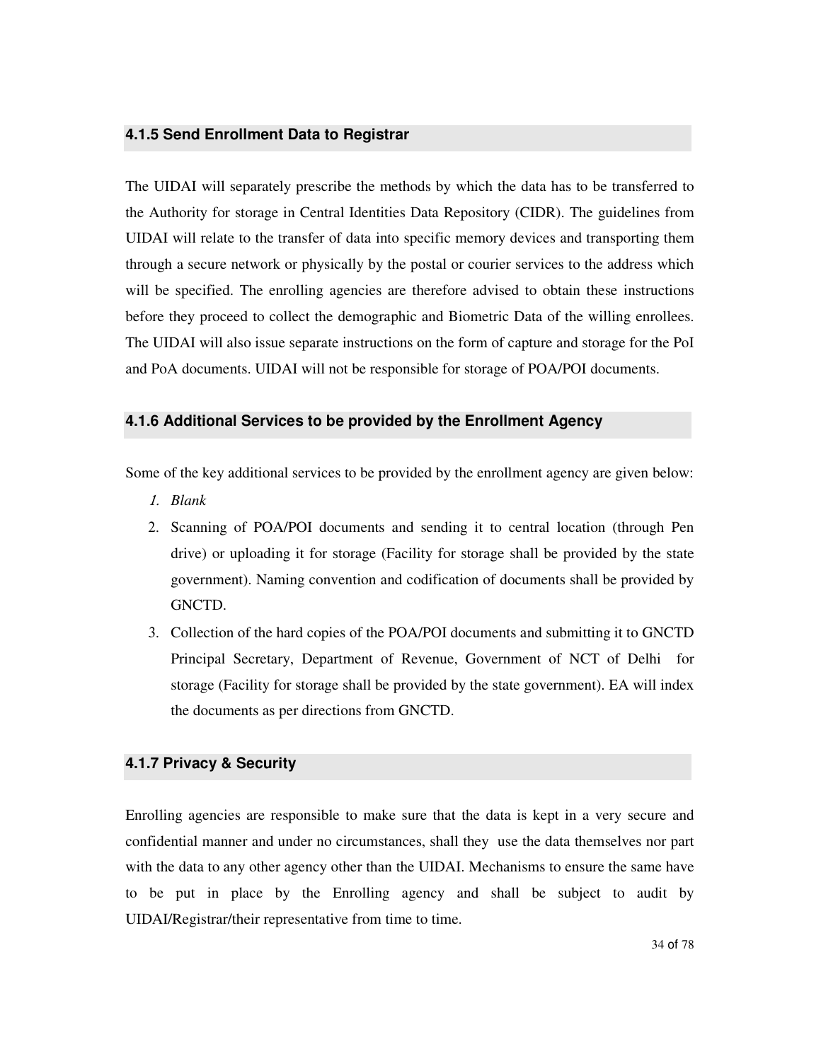### 4.1.5 Send Enrollment Data to Registrar

The UIDAI will separately prescribe the methods by which the data has to be transferred to the Authority for storage in Central Identities Data Repository (CIDR). The guidelines from UIDAI will relate to the transfer of data into specific memory devices and transporting them through a secure network or physically by the postal or courier services to the address which will be specified. The enrolling agencies are therefore advised to obtain these instructions before they proceed to collect the demographic and Biometric Data of the willing enrollees. The UIDAI will also issue separate instructions on the form of capture and storage for the PoI and PoA documents. UIDAI will not be responsible for storage of POA/POI documents.

### 4.1.6 Additional Services to be provided by the Enrollment Agency

Some of the key additional services to be provided by the enrollment agency are given below:

1. *Blank*
2. Scanning of POA/POI documents and sending it to central location (through Pen drive) or uploading it for storage (Facility for storage shall be provided by the state government). Naming convention and codification of documents shall be provided by GNCTD.
3. Collection of the hard copies of the POA/POI documents and submitting it to GNCTD Principal Secretary, Department of Revenue, Government of NCT of Delhi for storage (Facility for storage shall be provided by the state government). EA will index the documents as per directions from GNCTD.

### 4.1.7 Privacy & Security

Enrolling agencies are responsible to make sure that the data is kept in a very secure and confidential manner and under no circumstances, shall they use the data themselves nor part with the data to any other agency other than the UIDAI. Mechanisms to ensure the same have to be put in place by the Enrolling agency and shall be subject to audit by UIDAI/Registrar/their representative from time to time.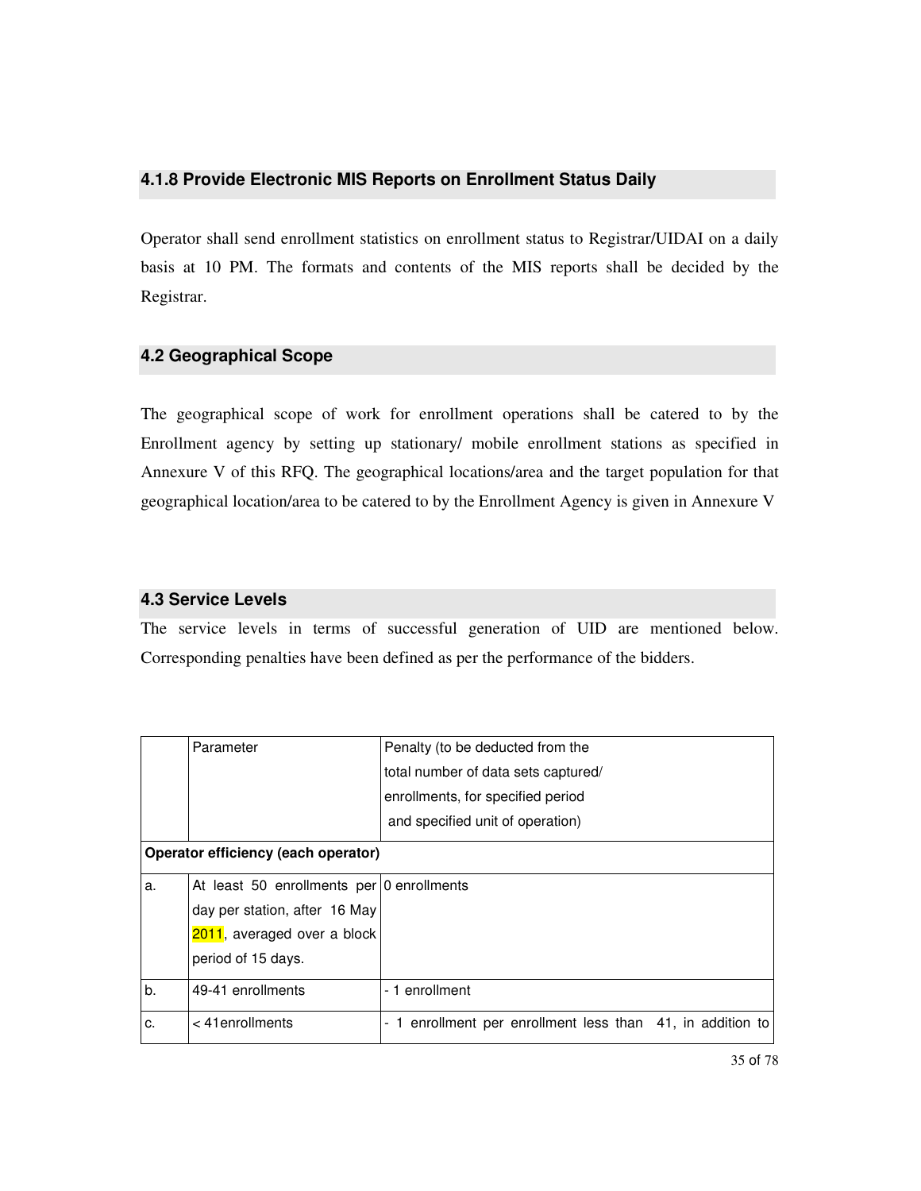### 4.1.8 Provide Electronic MIS Reports on Enrollment Status Daily

Operator shall send enrollment statistics on enrollment status to Registrar/UIDAI on a daily basis at 10 PM. The formats and contents of the MIS reports shall be decided by the Registrar.

### 4.2 Geographical Scope

The geographical scope of work for enrollment operations shall be catered to by the Enrollment agency by setting up stationary/ mobile enrollment stations as specified in Annexure V of this RFQ. The geographical locations/area and the target population for that geographical location/area to be catered to by the Enrollment Agency is given in Annexure V

### 4.3 Service Levels

The service levels in terms of successful generation of UID are mentioned below. Corresponding penalties have been defined as per the performance of the bidders.

| | Parameter | Penalty (to be deducted from the total number of data sets captured/ enrollments, for specified period and specified unit of operation) |
|---|---|---|
| **Operator efficiency (each operator)** | | |
| a. | At least 50 enrollments per day per station, after 16 May 2011, averaged over a block period of 15 days. | 0 enrollments |
| b. | 49-41 enrollments | - 1 enrollment |
| c. | < 41enrollments | - 1 enrollment per enrollment less than 41, in addition to |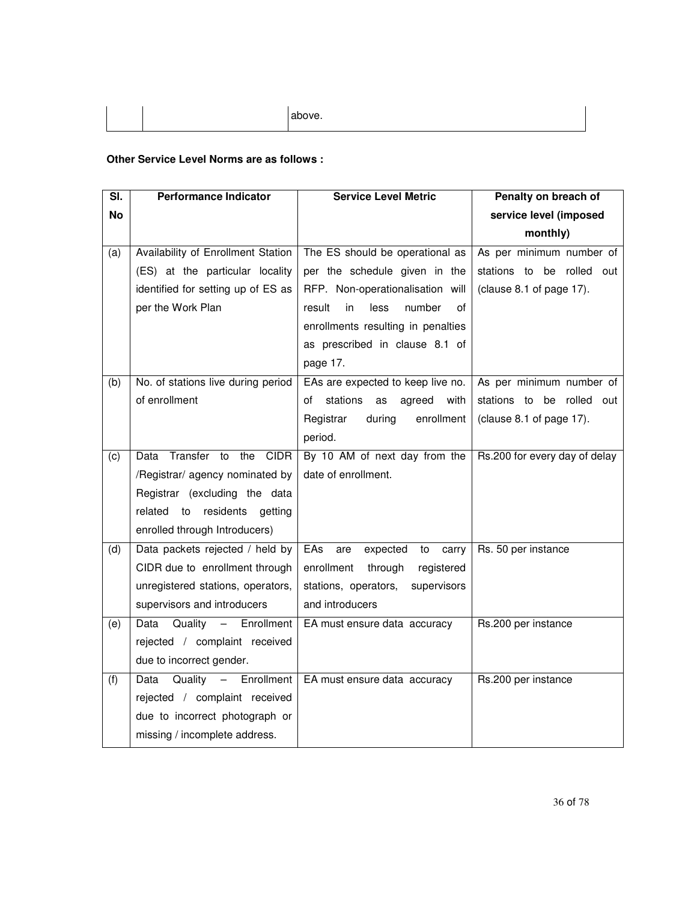| | | above. |
|---|---|---|

**Other Service Level Norms are as follows :**

| Sl. No | Performance Indicator | Service Level Metric | Penalty on breach of service level (imposed monthly) |
|---|---|---|---|
| (a) | Availability of Enrollment Station (ES) at the particular locality identified for setting up of ES as per the Work Plan | The ES should be operational as per the schedule given in the RFP. Non-operationalisation will result in less number of enrollments resulting in penalties as prescribed in clause 8.1 of page 17. | As per minimum number of stations to be rolled out (clause 8.1 of page 17). |
| (b) | No. of stations live during period of enrollment | EAs are expected to keep live no. of stations as agreed with Registrar during enrollment period. | As per minimum number of stations to be rolled out (clause 8.1 of page 17). |
| (c) | Data Transfer to the CIDR /Registrar/ agency nominated by Registrar (excluding the data related to residents getting enrolled through Introducers) | By 10 AM of next day from the date of enrollment. | Rs.200 for every day of delay |
| (d) | Data packets rejected / held by CIDR due to enrollment through unregistered stations, operators, supervisors and introducers | EAs are expected to carry enrollment through registered stations, operators, supervisors and introducers | Rs. 50 per instance |
| (e) | Data Quality – Enrollment rejected / complaint received due to incorrect gender. | EA must ensure data accuracy | Rs.200 per instance |
| (f) | Data Quality – Enrollment rejected / complaint received due to incorrect photograph or missing / incomplete address. | EA must ensure data accuracy | Rs.200 per instance |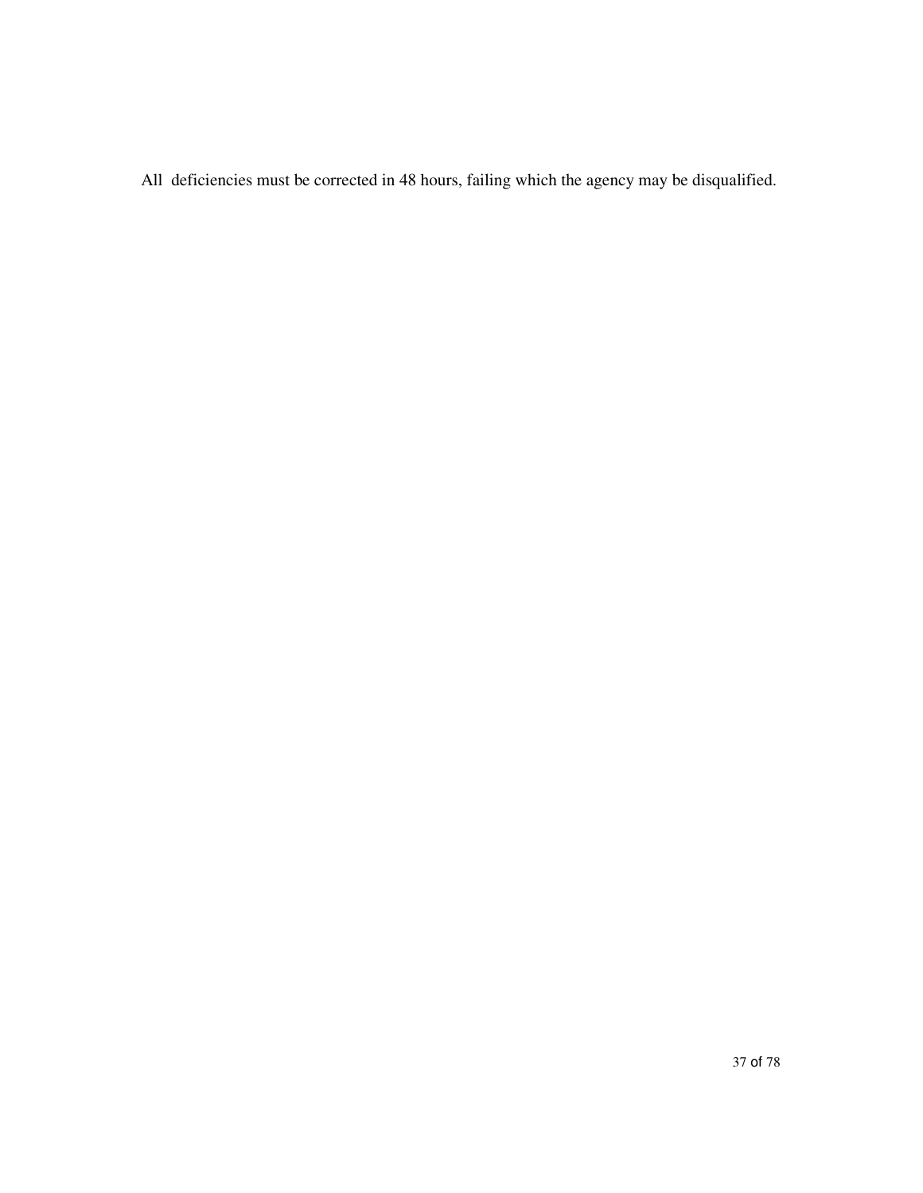All deficiencies must be corrected in 48 hours, failing which the agency may be disqualified.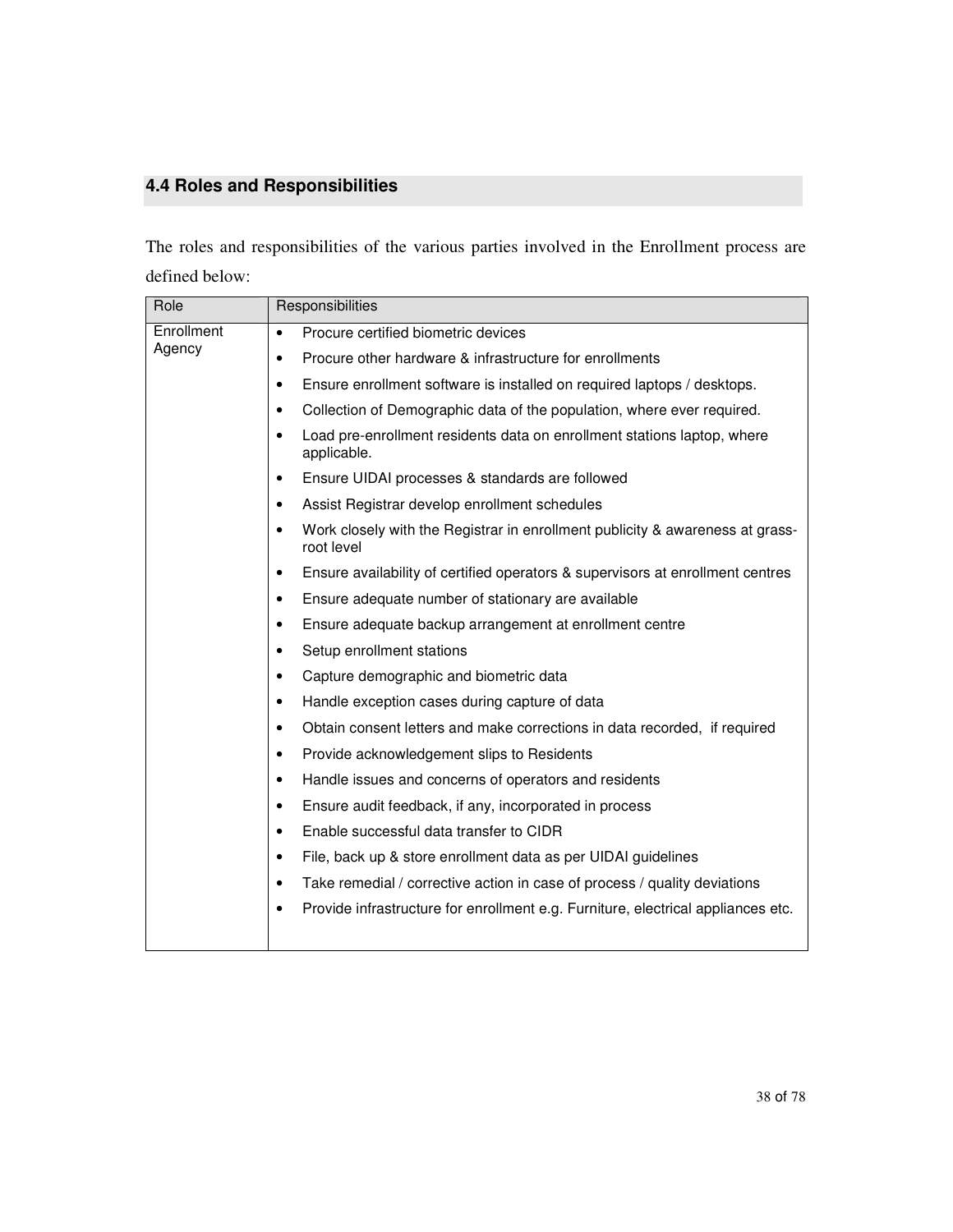## 4.4 Roles and Responsibilities

The roles and responsibilities of the various parties involved in the Enrollment process are defined below:

| Role | Responsibilities |
|---|---|
| Enrollment Agency | • Procure certified biometric devices<br>• Procure other hardware & infrastructure for enrollments<br>• Ensure enrollment software is installed on required laptops / desktops.<br>• Collection of Demographic data of the population, where ever required.<br>• Load pre-enrollment residents data on enrollment stations laptop, where applicable.<br>• Ensure UIDAI processes & standards are followed<br>• Assist Registrar develop enrollment schedules<br>• Work closely with the Registrar in enrollment publicity & awareness at grass-root level<br>• Ensure availability of certified operators & supervisors at enrollment centres<br>• Ensure adequate number of stationary are available<br>• Ensure adequate backup arrangement at enrollment centre<br>• Setup enrollment stations<br>• Capture demographic and biometric data<br>• Handle exception cases during capture of data<br>• Obtain consent letters and make corrections in data recorded, if required<br>• Provide acknowledgement slips to Residents<br>• Handle issues and concerns of operators and residents<br>• Ensure audit feedback, if any, incorporated in process<br>• Enable successful data transfer to CIDR<br>• File, back up & store enrollment data as per UIDAI guidelines<br>• Take remedial / corrective action in case of process / quality deviations<br>• Provide infrastructure for enrollment e.g. Furniture, electrical appliances etc. |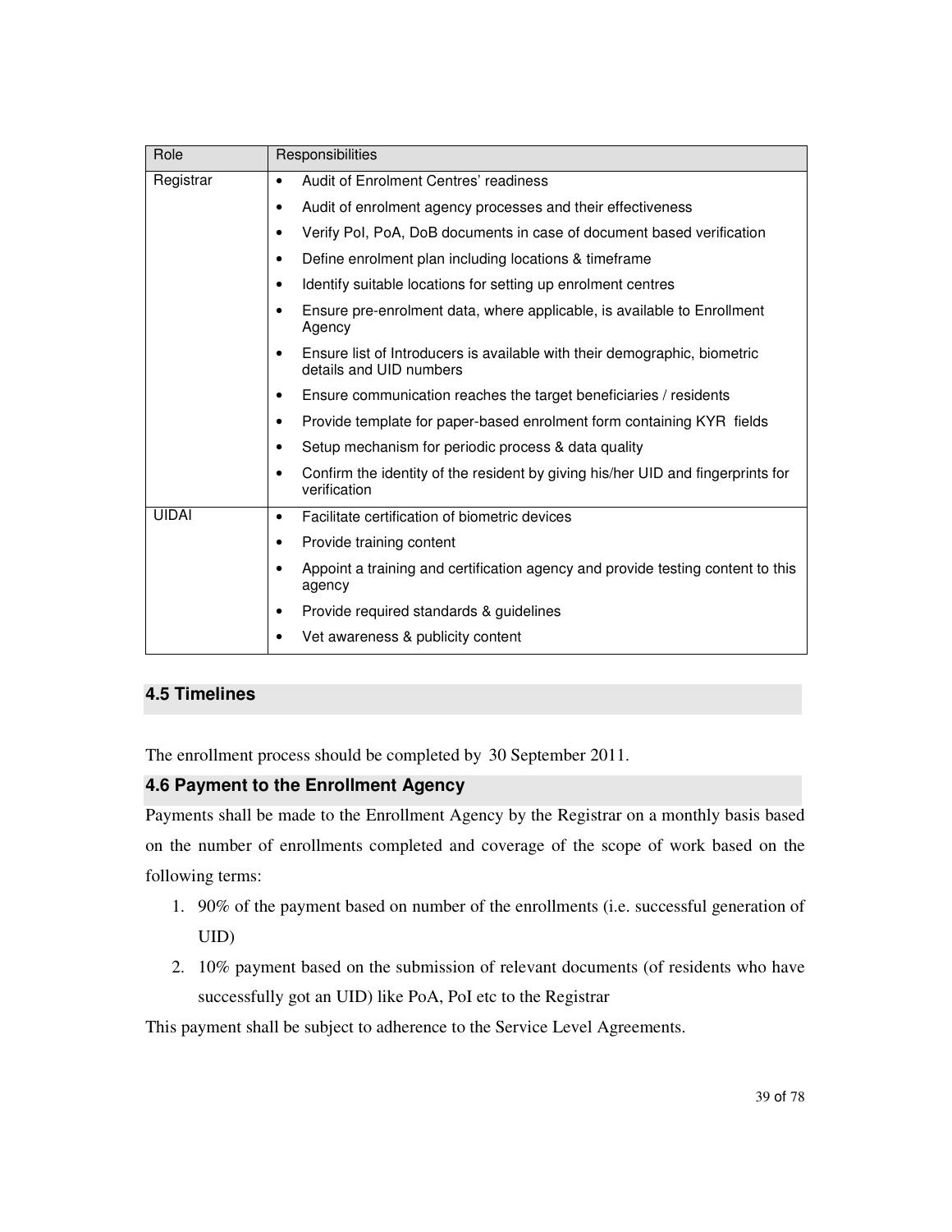| Role | Responsibilities |
|---|---|
| Registrar | • Audit of Enrolment Centres' readiness<br>• Audit of enrolment agency processes and their effectiveness<br>• Verify PoI, PoA, DoB documents in case of document based verification<br>• Define enrolment plan including locations & timeframe<br>• Identify suitable locations for setting up enrolment centres<br>• Ensure pre-enrolment data, where applicable, is available to Enrollment Agency<br>• Ensure list of Introducers is available with their demographic, biometric details and UID numbers<br>• Ensure communication reaches the target beneficiaries / residents<br>• Provide template for paper-based enrolment form containing KYR fields<br>• Setup mechanism for periodic process & data quality<br>• Confirm the identity of the resident by giving his/her UID and fingerprints for verification |
| UIDAI | • Facilitate certification of biometric devices<br>• Provide training content<br>• Appoint a training and certification agency and provide testing content to this agency<br>• Provide required standards & guidelines<br>• Vet awareness & publicity content |

## 4.5 Timelines

The enrollment process should be completed by 30 September 2011.

## 4.6 Payment to the Enrollment Agency

Payments shall be made to the Enrollment Agency by the Registrar on a monthly basis based on the number of enrollments completed and coverage of the scope of work based on the following terms:

1. 90% of the payment based on number of the enrollments (i.e. successful generation of UID)
2. 10% payment based on the submission of relevant documents (of residents who have successfully got an UID) like PoA, PoI etc to the Registrar

This payment shall be subject to adherence to the Service Level Agreements.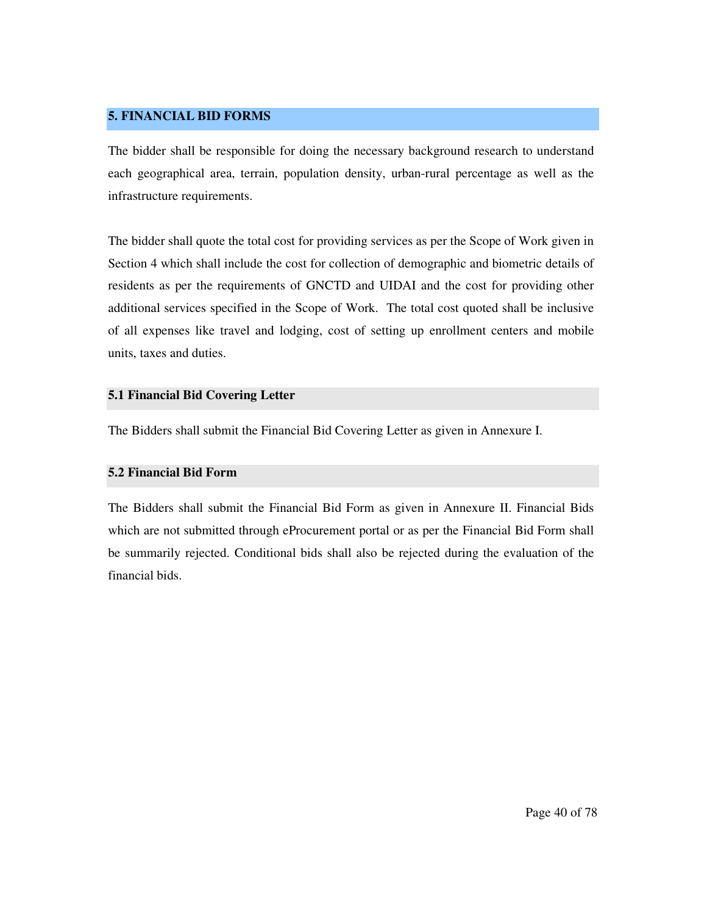## 5. FINANCIAL BID FORMS

The bidder shall be responsible for doing the necessary background research to understand each geographical area, terrain, population density, urban-rural percentage as well as the infrastructure requirements.

The bidder shall quote the total cost for providing services as per the Scope of Work given in Section 4 which shall include the cost for collection of demographic and biometric details of residents as per the requirements of GNCTD and UIDAI and the cost for providing other additional services specified in the Scope of Work. The total cost quoted shall be inclusive of all expenses like travel and lodging, cost of setting up enrollment centers and mobile units, taxes and duties.

### 5.1 Financial Bid Covering Letter

The Bidders shall submit the Financial Bid Covering Letter as given in Annexure I.

### 5.2 Financial Bid Form

The Bidders shall submit the Financial Bid Form as given in Annexure II. Financial Bids which are not submitted through eProcurement portal or as per the Financial Bid Form shall be summarily rejected. Conditional bids shall also be rejected during the evaluation of the financial bids.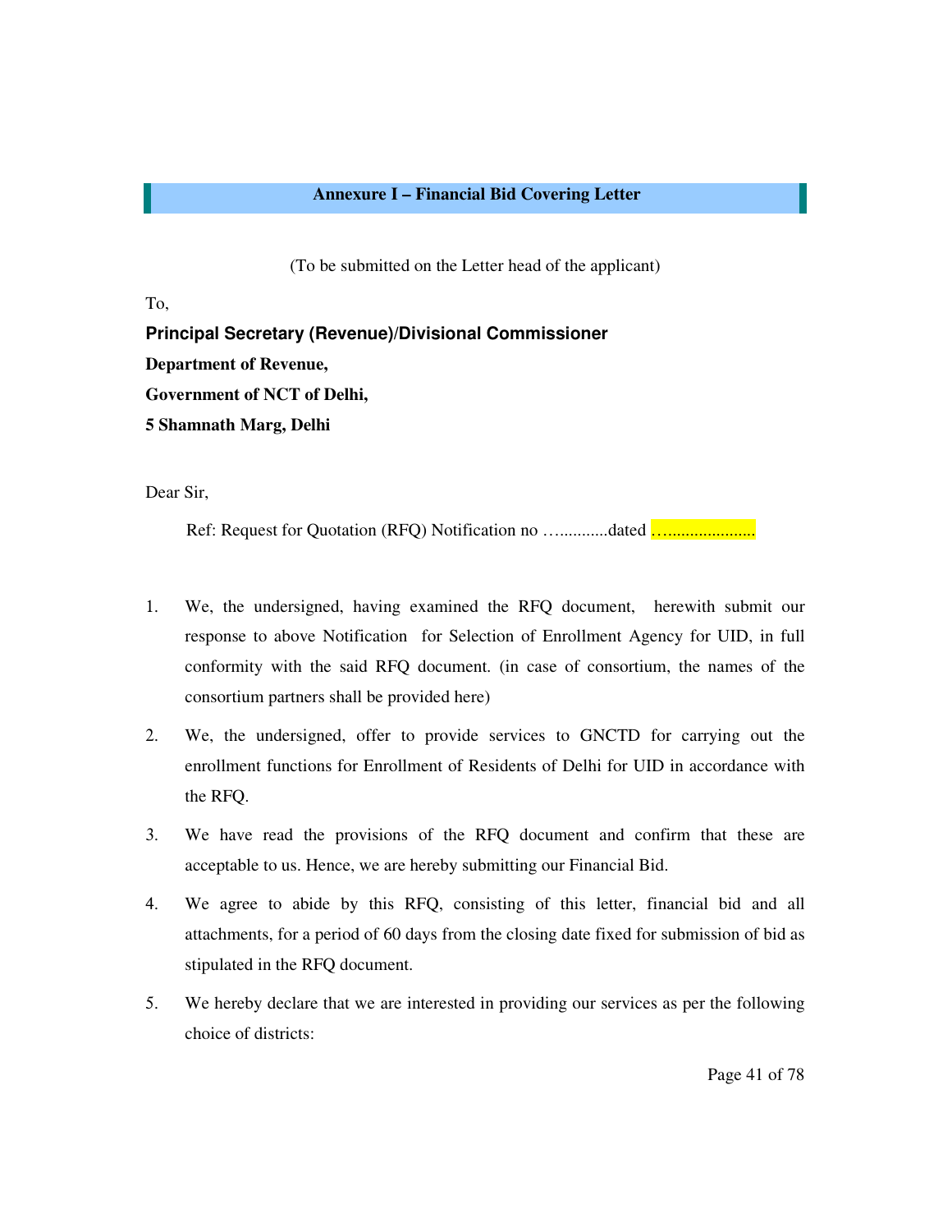## Annexure I – Financial Bid Covering Letter

(To be submitted on the Letter head of the applicant)

To,

**Principal Secretary (Revenue)/Divisional Commissioner**

**Department of Revenue,**

**Government of NCT of Delhi,**

**5 Shamnath Marg, Delhi**

Dear Sir,

Ref: Request for Quotation (RFQ) Notification no …...........dated …....................

1. We, the undersigned, having examined the RFQ document, herewith submit our response to above Notification for Selection of Enrollment Agency for UID, in full conformity with the said RFQ document. (in case of consortium, the names of the consortium partners shall be provided here)
2. We, the undersigned, offer to provide services to GNCTD for carrying out the enrollment functions for Enrollment of Residents of Delhi for UID in accordance with the RFQ.
3. We have read the provisions of the RFQ document and confirm that these are acceptable to us. Hence, we are hereby submitting our Financial Bid.
4. We agree to abide by this RFQ, consisting of this letter, financial bid and all attachments, for a period of 60 days from the closing date fixed for submission of bid as stipulated in the RFQ document.
5. We hereby declare that we are interested in providing our services as per the following choice of districts: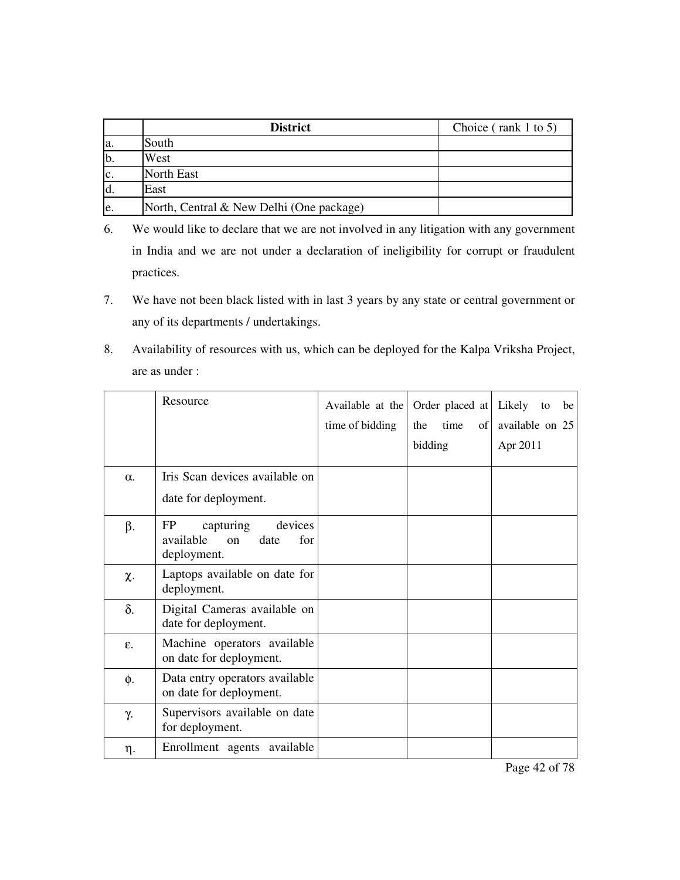|  | **District** | Choice ( rank 1 to 5) |
|---|---|---|
| a. | South |  |
| b. | West |  |
| c. | North East |  |
| d. | East |  |
| e. | North, Central & New Delhi (One package) |  |

6. We would like to declare that we are not involved in any litigation with any government in India and we are not under a declaration of ineligibility for corrupt or fraudulent practices.

7. We have not been black listed with in last 3 years by any state or central government or any of its departments / undertakings.

8. Availability of resources with us, which can be deployed for the Kalpa Vriksha Project, are as under :

|  | Resource | Available at the time of bidding | Order placed at the time of bidding | Likely to be available on 25 Apr 2011 |
|---|---|---|---|---|
| α. | Iris Scan devices available on date for deployment. |  |  |  |
| β. | FP capturing devices available on date for deployment. |  |  |  |
| χ. | Laptops available on date for deployment. |  |  |  |
| δ. | Digital Cameras available on date for deployment. |  |  |  |
| ε. | Machine operators available on date for deployment. |  |  |  |
| φ. | Data entry operators available on date for deployment. |  |  |  |
| γ. | Supervisors available on date for deployment. |  |  |  |
| η. | Enrollment agents available |  |  |  |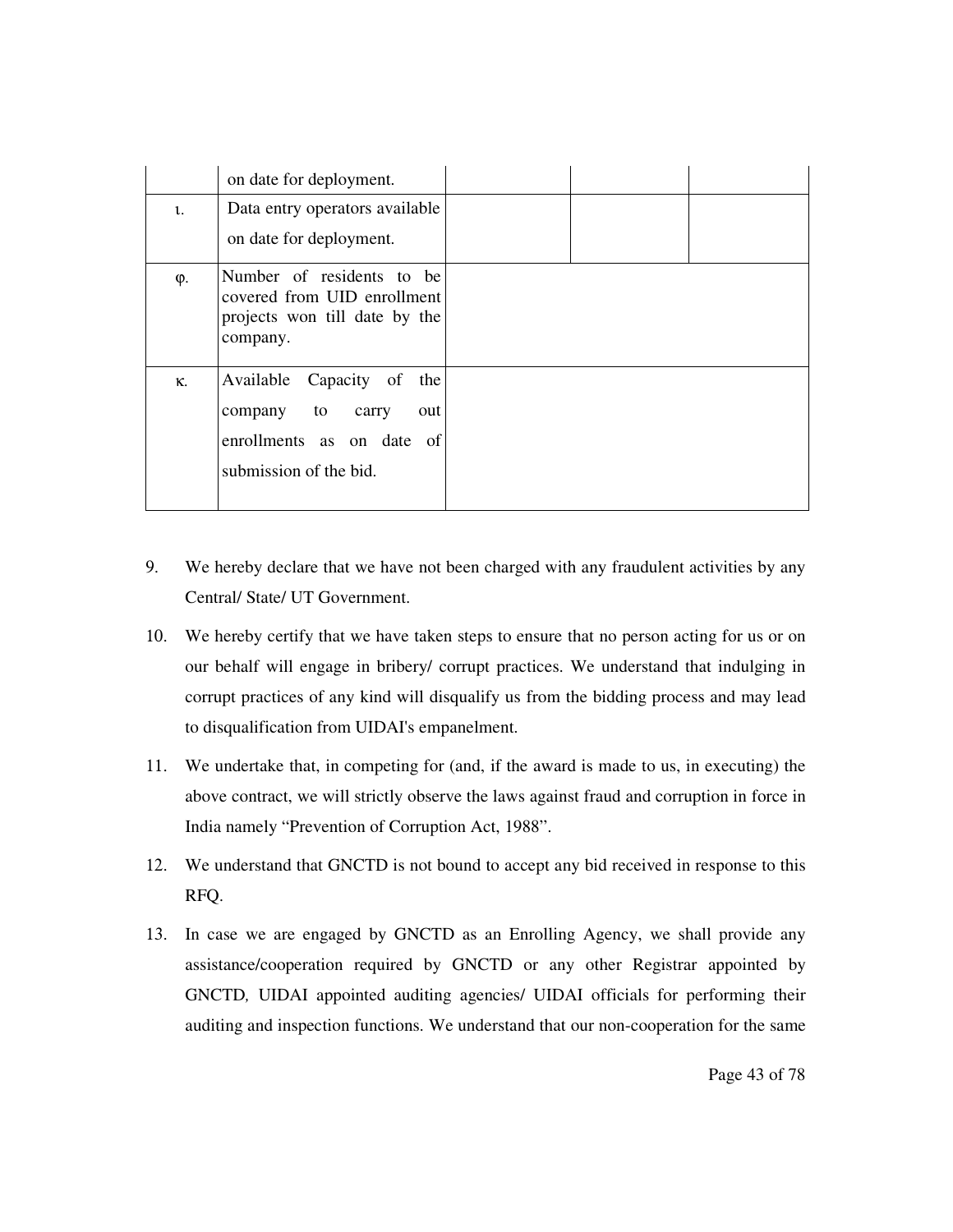| | | | | |
|---|---|---|---|---|
| | on date for deployment. | | | |
| ι. | Data entry operators available on date for deployment. | | | |
| φ. | Number of residents to be covered from UID enrollment projects won till date by the company. | | | |
| κ. | Available Capacity of the company to carry out enrollments as on date of submission of the bid. | | | |

9. We hereby declare that we have not been charged with any fraudulent activities by any Central/ State/ UT Government.

10. We hereby certify that we have taken steps to ensure that no person acting for us or on our behalf will engage in bribery/ corrupt practices. We understand that indulging in corrupt practices of any kind will disqualify us from the bidding process and may lead to disqualification from UIDAI's empanelment.

11. We undertake that, in competing for (and, if the award is made to us, in executing) the above contract, we will strictly observe the laws against fraud and corruption in force in India namely "Prevention of Corruption Act, 1988".

12. We understand that GNCTD is not bound to accept any bid received in response to this RFQ.

13. In case we are engaged by GNCTD as an Enrolling Agency, we shall provide any assistance/cooperation required by GNCTD or any other Registrar appointed by GNCTD, UIDAI appointed auditing agencies/ UIDAI officials for performing their auditing and inspection functions. We understand that our non-cooperation for the same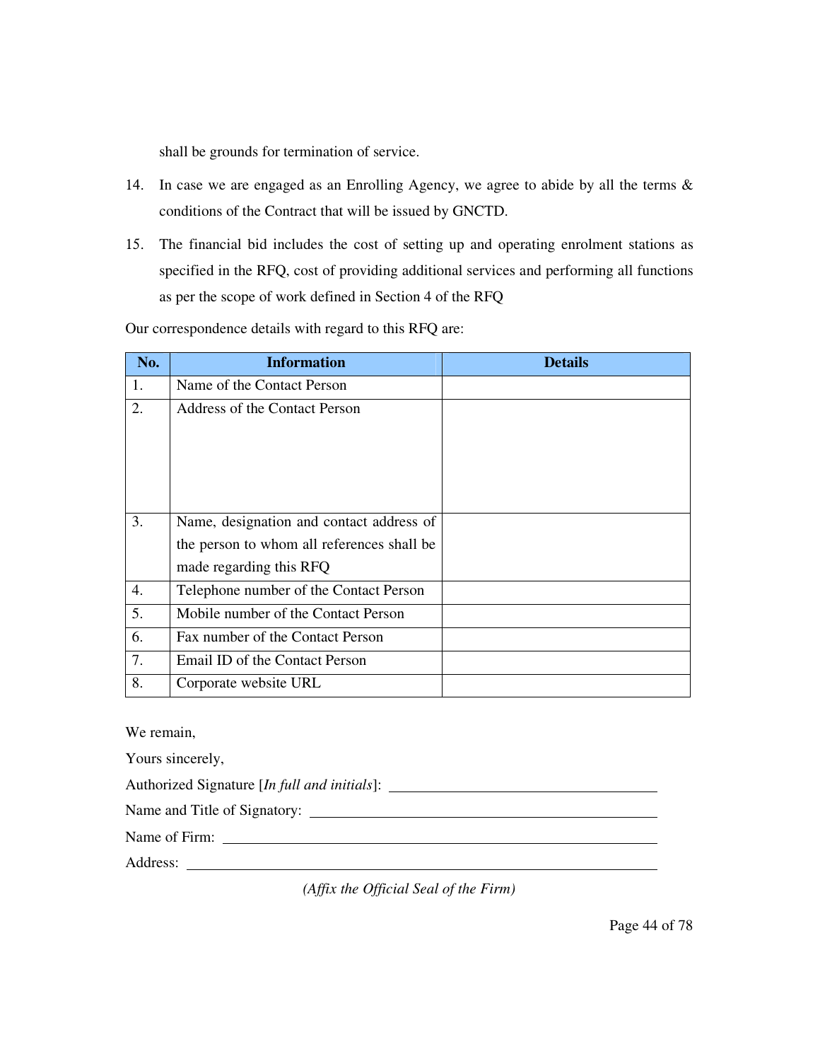shall be grounds for termination of service.

14. In case we are engaged as an Enrolling Agency, we agree to abide by all the terms & conditions of the Contract that will be issued by GNCTD.

15. The financial bid includes the cost of setting up and operating enrolment stations as specified in the RFQ, cost of providing additional services and performing all functions as per the scope of work defined in Section 4 of the RFQ

Our correspondence details with regard to this RFQ are:

| No. | Information | Details |
| --- | --- | --- |
| 1. | Name of the Contact Person | |
| 2. | Address of the Contact Person | |
| 3. | Name, designation and contact address of the person to whom all references shall be made regarding this RFQ | |
| 4. | Telephone number of the Contact Person | |
| 5. | Mobile number of the Contact Person | |
| 6. | Fax number of the Contact Person | |
| 7. | Email ID of the Contact Person | |
| 8. | Corporate website URL | |

We remain,

Yours sincerely,

Authorized Signature [*In full and initials*]: ________________________________

Name and Title of Signatory: ________________________________

Name of Firm: ________________________________

Address: ________________________________

*(Affix the Official Seal of the Firm)*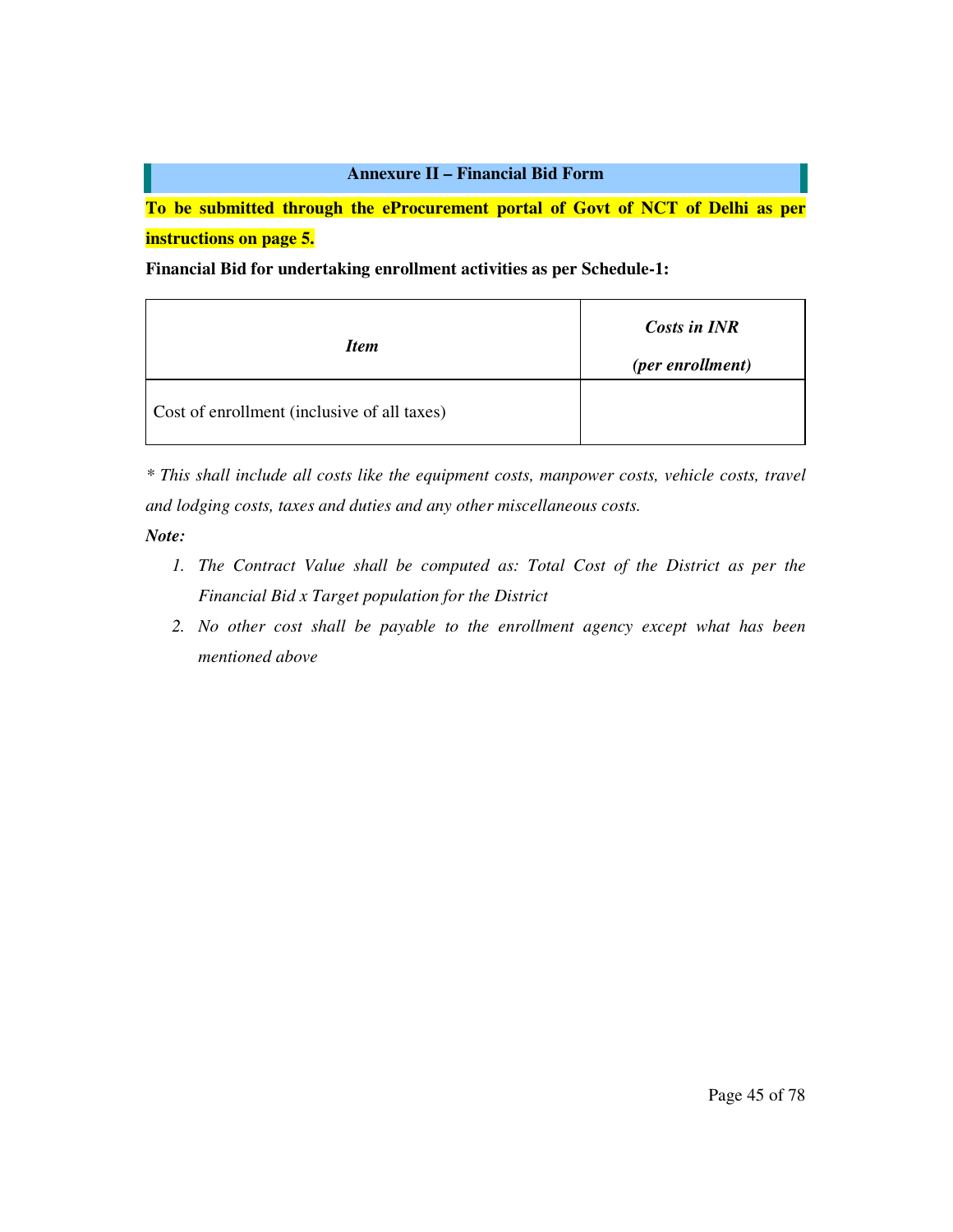## Annexure II – Financial Bid Form

**To be submitted through the eProcurement portal of Govt of NCT of Delhi as per instructions on page 5.**

**Financial Bid for undertaking enrollment activities as per Schedule-1:**

| ***Item*** | ***Costs in INR (per enrollment)*** |
|---|---|
| Cost of enrollment (inclusive of all taxes) | |

*\* This shall include all costs like the equipment costs, manpower costs, vehicle costs, travel and lodging costs, taxes and duties and any other miscellaneous costs.*

***Note:***

1. *The Contract Value shall be computed as: Total Cost of the District as per the Financial Bid x Target population for the District*
2. *No other cost shall be payable to the enrollment agency except what has been mentioned above*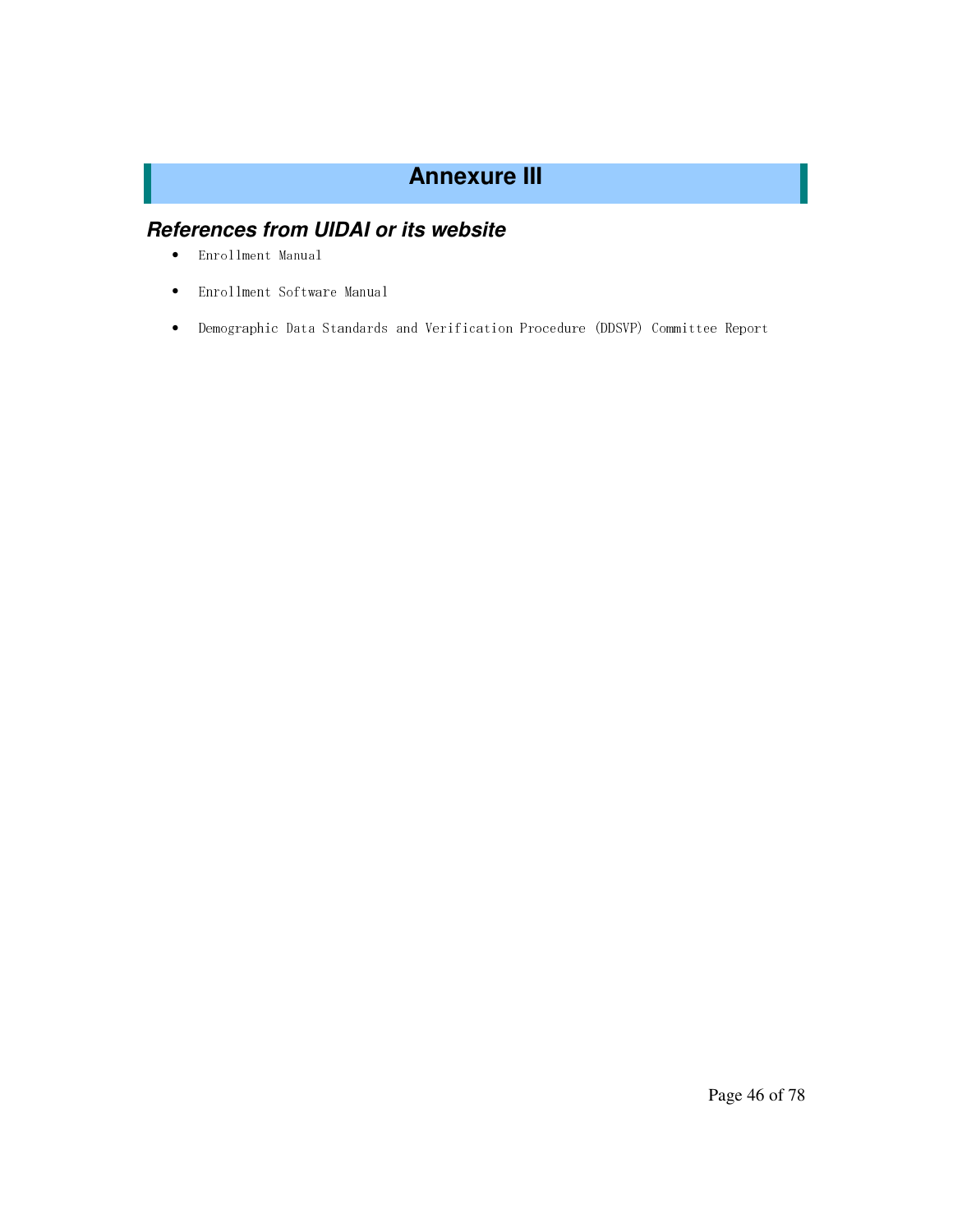# Annexure III

## *References from UIDAI or its website*

- Enrollment Manual
- Enrollment Software Manual
- Demographic Data Standards and Verification Procedure (DDSVP) Committee Report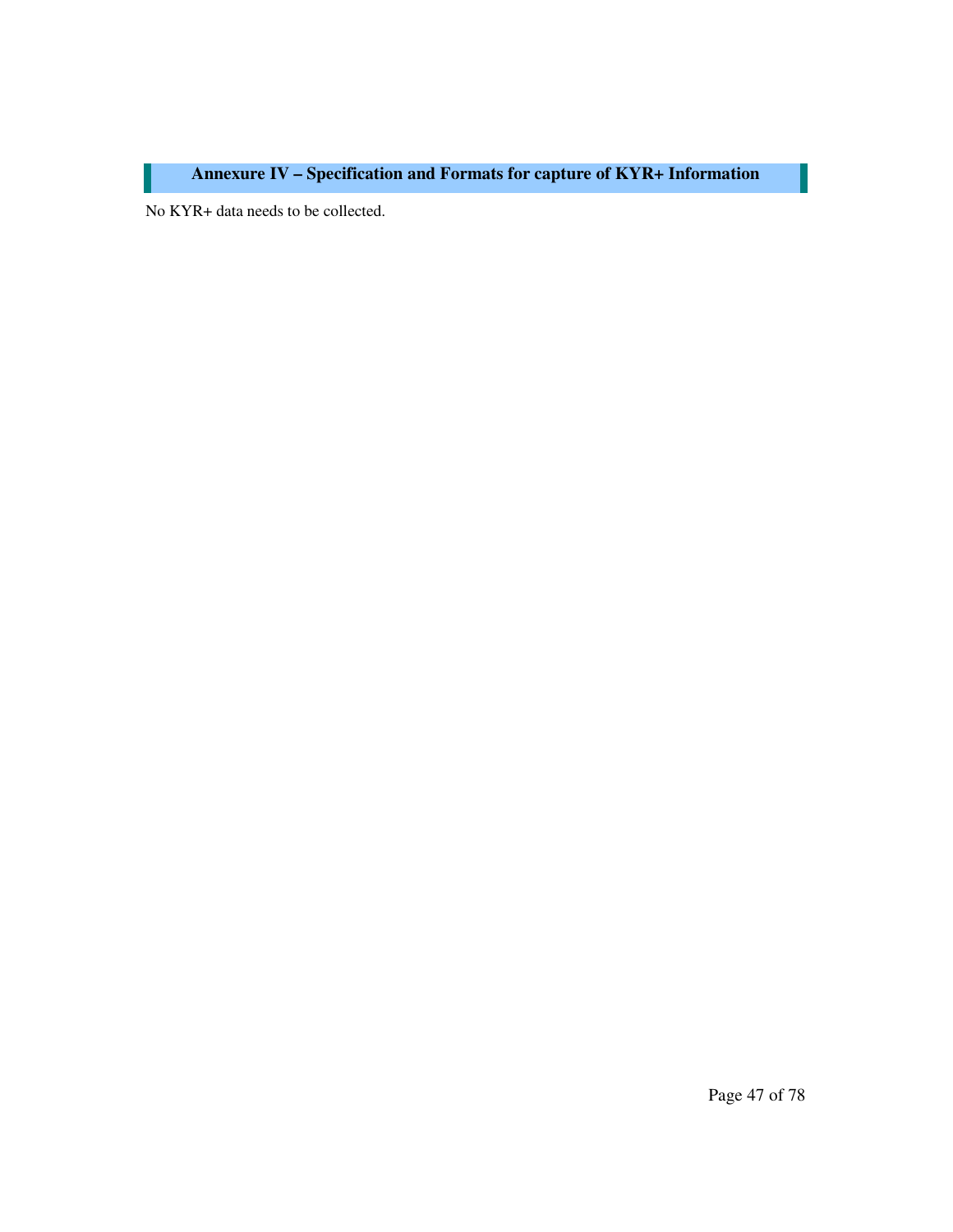## Annexure IV – Specification and Formats for capture of KYR+ Information

No KYR+ data needs to be collected.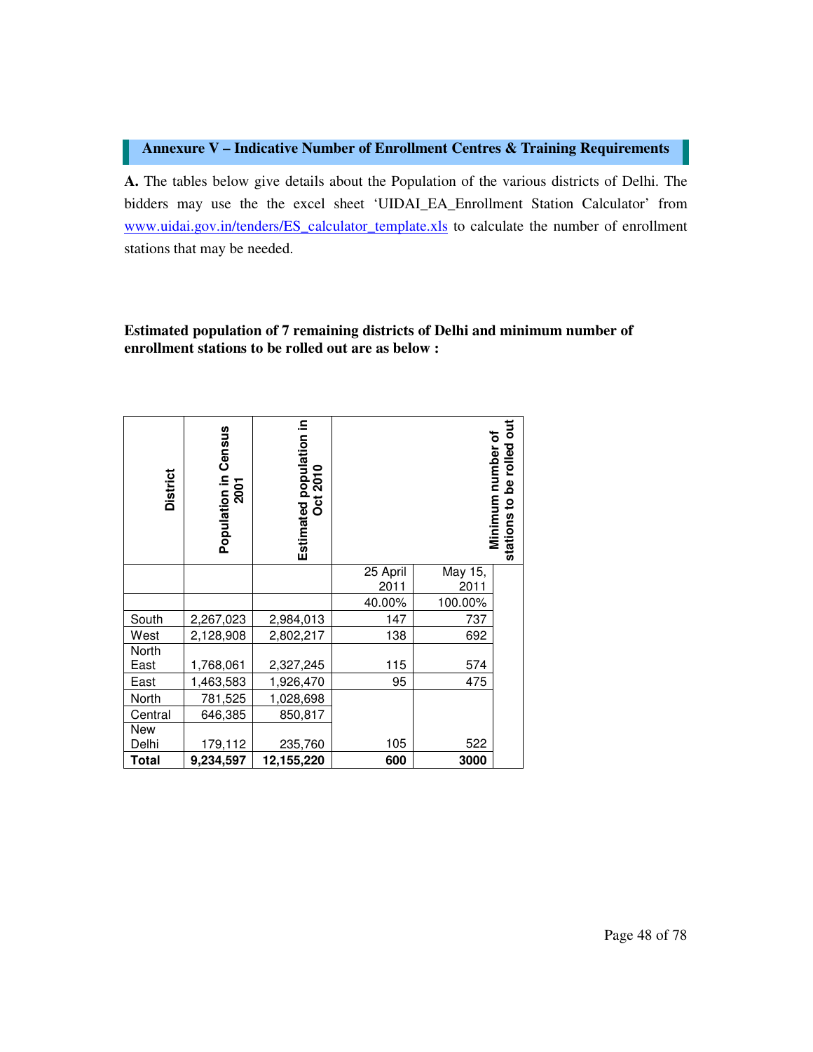## Annexure V – Indicative Number of Enrollment Centres & Training Requirements

**A.** The tables below give details about the Population of the various districts of Delhi. The bidders may use the the excel sheet 'UIDAI_EA_Enrollment Station Calculator' from www.uidai.gov.in/tenders/ES_calculator_template.xls to calculate the number of enrollment stations that may be needed.

**Estimated population of 7 remaining districts of Delhi and minimum number of enrollment stations to be rolled out are as below :**

| District | Population in Census 2001 | Estimated population in Oct 2010 | Minimum number of stations to be rolled out | |
|---|---|---|---|---|
| | | | 25 April 2011 | May 15, 2011 |
| | | | 40.00% | 100.00% |
| South | 2,267,023 | 2,984,013 | 147 | 737 |
| West | 2,128,908 | 2,802,217 | 138 | 692 |
| North East | 1,768,061 | 2,327,245 | 115 | 574 |
| East | 1,463,583 | 1,926,470 | 95 | 475 |
| North | 781,525 | 1,028,698 | | |
| Central | 646,385 | 850,817 | | |
| New Delhi | 179,112 | 235,760 | 105 | 522 |
| **Total** | **9,234,597** | **12,155,220** | **600** | **3000** |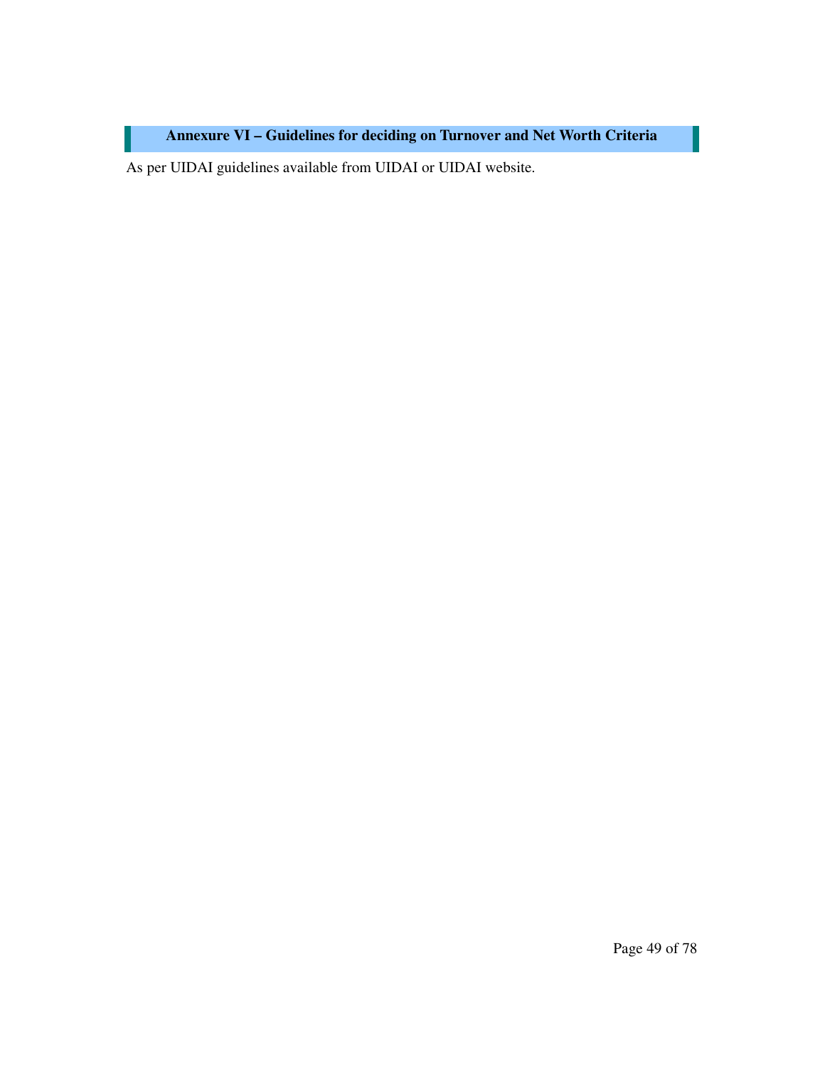## Annexure VI – Guidelines for deciding on Turnover and Net Worth Criteria

As per UIDAI guidelines available from UIDAI or UIDAI website.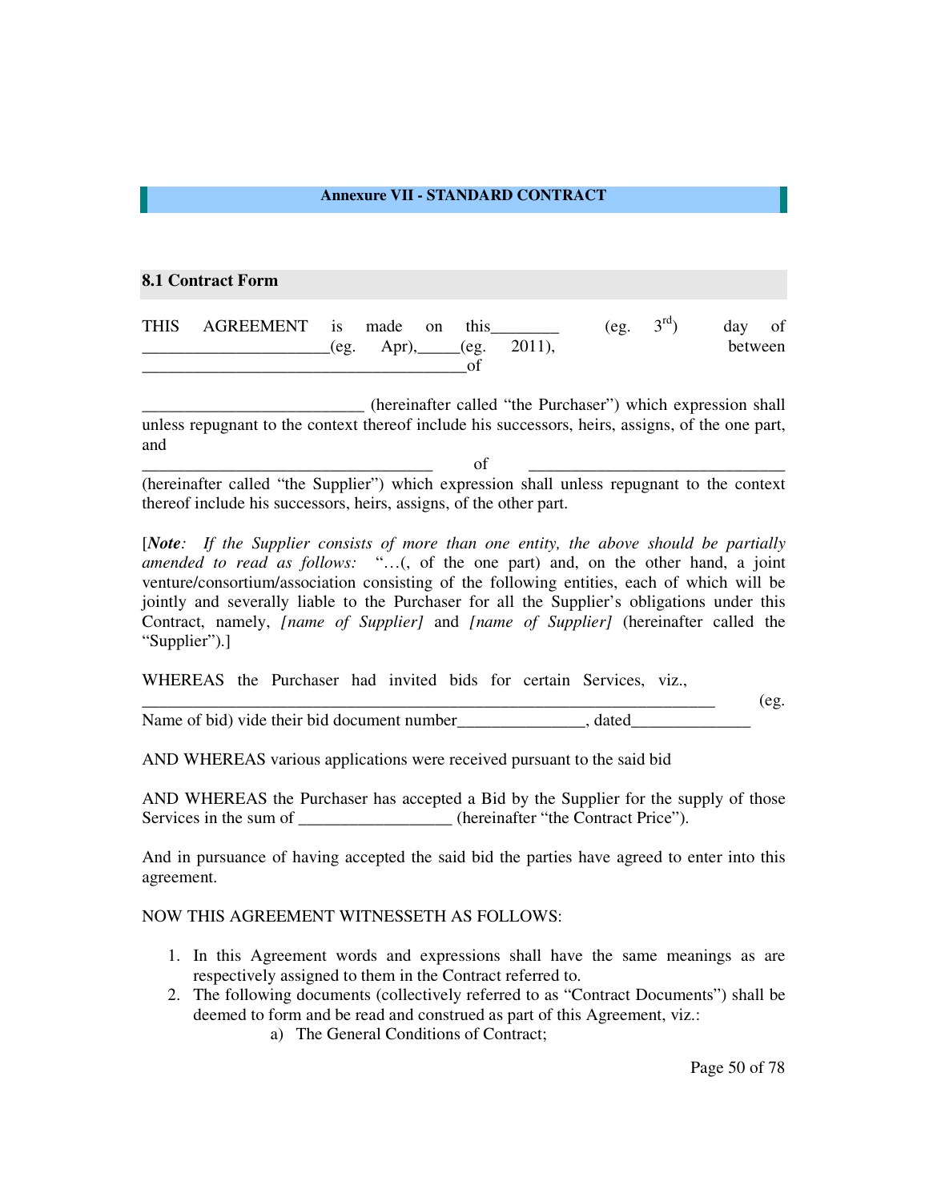# Annexure VII - STANDARD CONTRACT

## 8.1 Contract Form

THIS AGREEMENT is made on this________ (eg. 3rd) day of ______________________(eg. Apr),_____(eg. 2011), between _________________________________________of

__________________________ (hereinafter called "the Purchaser") which expression shall unless repugnant to the context thereof include his successors, heirs, assigns, of the one part, and ___________________________________ of ______________________________ (hereinafter called "the Supplier") which expression shall unless repugnant to the context thereof include his successors, heirs, assigns, of the other part.

[***Note***: *If the Supplier consists of more than one entity, the above should be partially amended to read as follows:* "…(, of the one part) and, on the other hand, a joint venture/consortium/association consisting of the following entities, each of which will be jointly and severally liable to the Purchaser for all the Supplier's obligations under this Contract, namely, *[name of Supplier]* and *[name of Supplier]* (hereinafter called the "Supplier").]

WHEREAS the Purchaser had invited bids for certain Services, viz., ______________________________________________________________________ (eg. Name of bid) vide their bid document number_______________, dated______________

AND WHEREAS various applications were received pursuant to the said bid

AND WHEREAS the Purchaser has accepted a Bid by the Supplier for the supply of those Services in the sum of __________________ (hereinafter "the Contract Price").

And in pursuance of having accepted the said bid the parties have agreed to enter into this agreement.

NOW THIS AGREEMENT WITNESSETH AS FOLLOWS:

1. In this Agreement words and expressions shall have the same meanings as are respectively assigned to them in the Contract referred to.
2. The following documents (collectively referred to as "Contract Documents") shall be deemed to form and be read and construed as part of this Agreement, viz.:
    a) The General Conditions of Contract;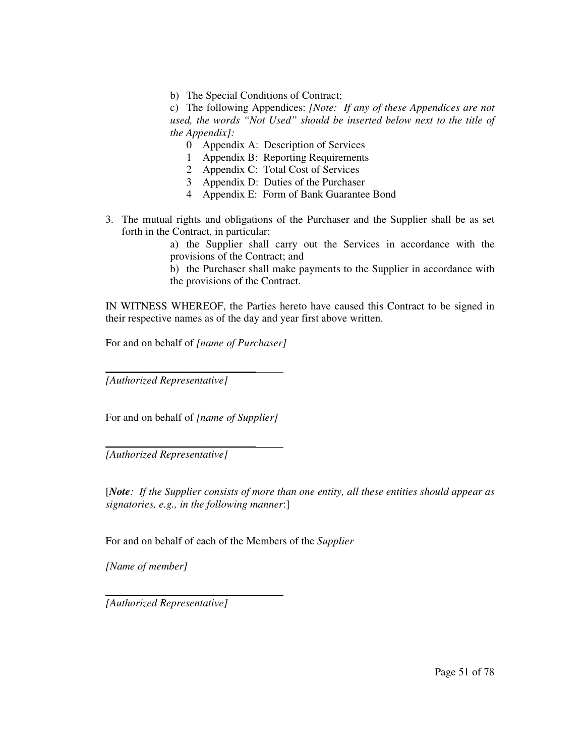b) The Special Conditions of Contract;

c) The following Appendices: *[Note: If any of these Appendices are not used, the words "Not Used" should be inserted below next to the title of the Appendix]:*

0 Appendix A: Description of Services
1 Appendix B: Reporting Requirements
2 Appendix C: Total Cost of Services
3 Appendix D: Duties of the Purchaser
4 Appendix E: Form of Bank Guarantee Bond

3. The mutual rights and obligations of the Purchaser and the Supplier shall be as set forth in the Contract, in particular:

   a) the Supplier shall carry out the Services in accordance with the provisions of the Contract; and

   b) the Purchaser shall make payments to the Supplier in accordance with the provisions of the Contract.

IN WITNESS WHEREOF, the Parties hereto have caused this Contract to be signed in their respective names as of the day and year first above written.

For and on behalf of *[name of Purchaser]*

\_\_\_\_\_\_\_\_\_\_\_\_\_\_\_\_\_\_\_\_\_\_\_\_\_\_\_\_\_\_\_\_\_\_
*[Authorized Representative]*

For and on behalf of *[name of Supplier]*

\_\_\_\_\_\_\_\_\_\_\_\_\_\_\_\_\_\_\_\_\_\_\_\_\_\_\_\_\_\_\_\_\_\_
*[Authorized Representative]*

[***Note****: If the Supplier consists of more than one entity, all these entities should appear as signatories, e.g., in the following manner*:]

For and on behalf of each of the Members of the *Supplier*

*[Name of member]*

\_\_\_\_\_\_\_\_\_\_\_\_\_\_\_\_\_\_\_\_\_\_\_\_\_\_\_\_\_\_\_\_\_\_
*[Authorized Representative]*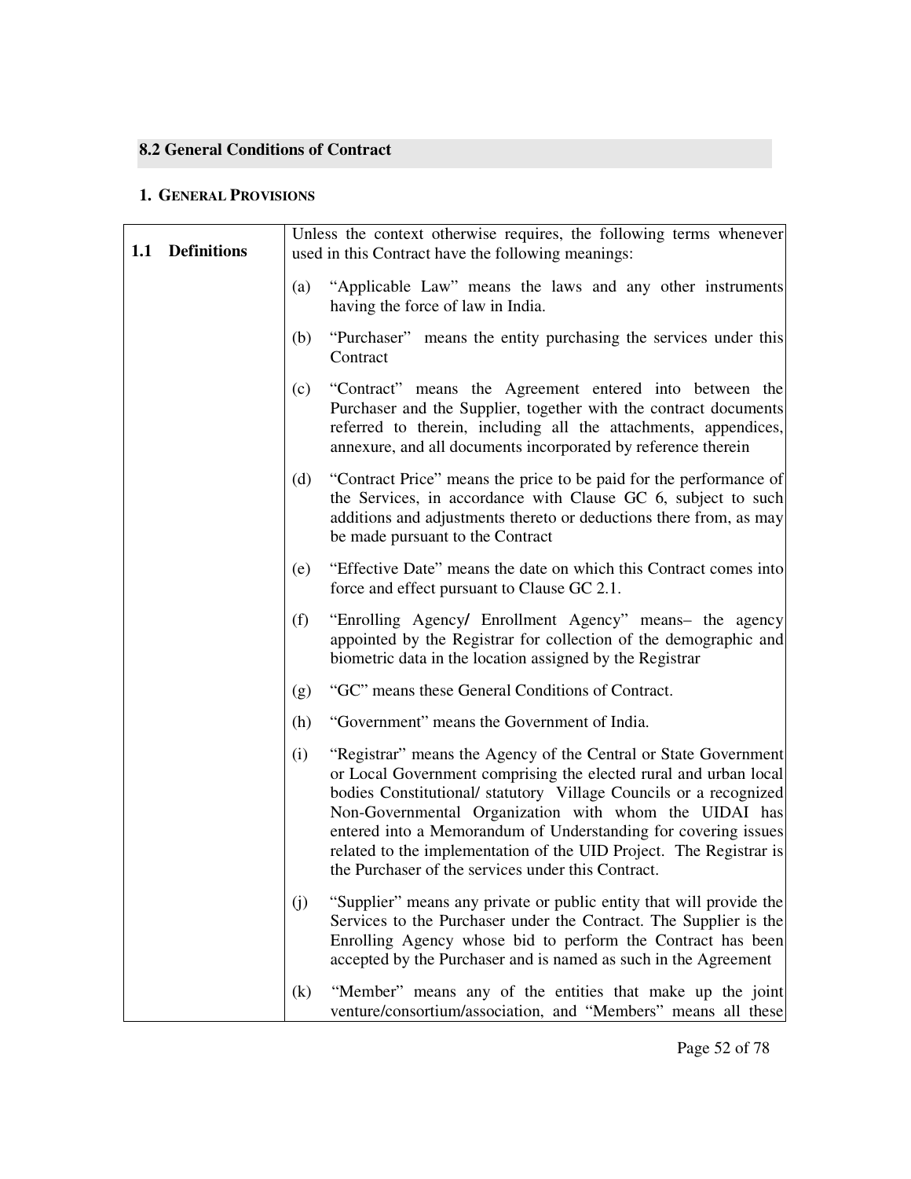## 8.2 General Conditions of Contract

### 1. General Provisions

| | |
|---|---|
| **1.1 Definitions** | Unless the context otherwise requires, the following terms whenever used in this Contract have the following meanings:<br><br>(a) "Applicable Law" means the laws and any other instruments having the force of law in India.<br><br>(b) "Purchaser" means the entity purchasing the services under this Contract<br><br>(c) "Contract" means the Agreement entered into between the Purchaser and the Supplier, together with the contract documents referred to therein, including all the attachments, appendices, annexure, and all documents incorporated by reference therein<br><br>(d) "Contract Price" means the price to be paid for the performance of the Services, in accordance with Clause GC 6, subject to such additions and adjustments thereto or deductions there from, as may be made pursuant to the Contract<br><br>(e) "Effective Date" means the date on which this Contract comes into force and effect pursuant to Clause GC 2.1.<br><br>(f) "Enrolling Agency/ Enrollment Agency" means– the agency appointed by the Registrar for collection of the demographic and biometric data in the location assigned by the Registrar<br><br>(g) "GC" means these General Conditions of Contract.<br><br>(h) "Government" means the Government of India.<br><br>(i) "Registrar" means the Agency of the Central or State Government or Local Government comprising the elected rural and urban local bodies Constitutional/ statutory Village Councils or a recognized Non-Governmental Organization with whom the UIDAI has entered into a Memorandum of Understanding for covering issues related to the implementation of the UID Project. The Registrar is the Purchaser of the services under this Contract.<br><br>(j) "Supplier" means any private or public entity that will provide the Services to the Purchaser under the Contract. The Supplier is the Enrolling Agency whose bid to perform the Contract has been accepted by the Purchaser and is named as such in the Agreement<br><br>(k) "Member" means any of the entities that make up the joint venture/consortium/association, and "Members" means all these |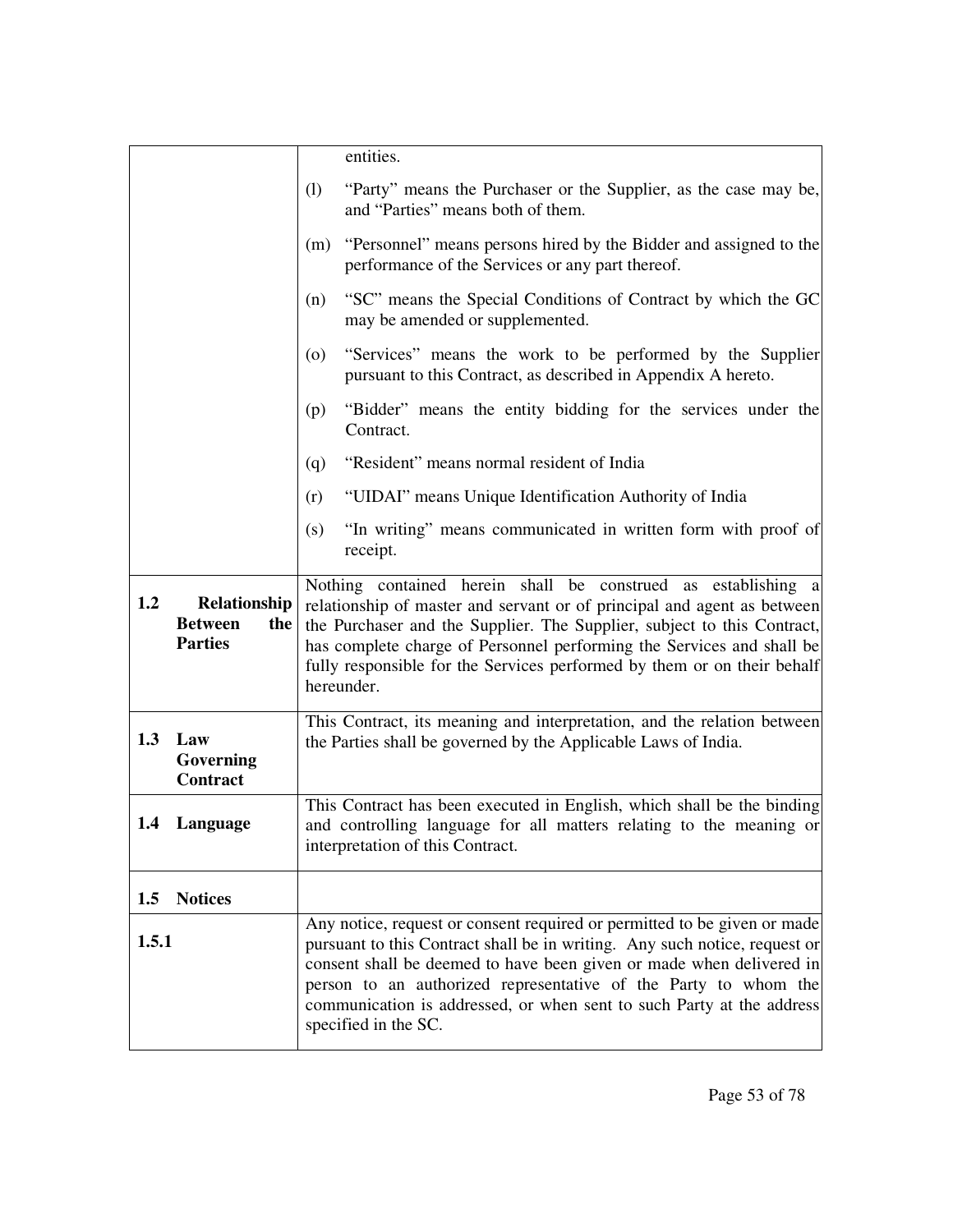| | |
|---|---|
| | entities. |
| | (l) "Party" means the Purchaser or the Supplier, as the case may be, and "Parties" means both of them. |
| | (m) "Personnel" means persons hired by the Bidder and assigned to the performance of the Services or any part thereof. |
| | (n) "SC" means the Special Conditions of Contract by which the GC may be amended or supplemented. |
| | (o) "Services" means the work to be performed by the Supplier pursuant to this Contract, as described in Appendix A hereto. |
| | (p) "Bidder" means the entity bidding for the services under the Contract. |
| | (q) "Resident" means normal resident of India |
| | (r) "UIDAI" means Unique Identification Authority of India |
| | (s) "In writing" means communicated in written form with proof of receipt. |
| **1.2 Relationship Between the Parties** | Nothing contained herein shall be construed as establishing a relationship of master and servant or of principal and agent as between the Purchaser and the Supplier. The Supplier, subject to this Contract, has complete charge of Personnel performing the Services and shall be fully responsible for the Services performed by them or on their behalf hereunder. |
| **1.3 Law Governing Contract** | This Contract, its meaning and interpretation, and the relation between the Parties shall be governed by the Applicable Laws of India. |
| **1.4 Language** | This Contract has been executed in English, which shall be the binding and controlling language for all matters relating to the meaning or interpretation of this Contract. |
| **1.5 Notices** | |
| **1.5.1** | Any notice, request or consent required or permitted to be given or made pursuant to this Contract shall be in writing. Any such notice, request or consent shall be deemed to have been given or made when delivered in person to an authorized representative of the Party to whom the communication is addressed, or when sent to such Party at the address specified in the SC. |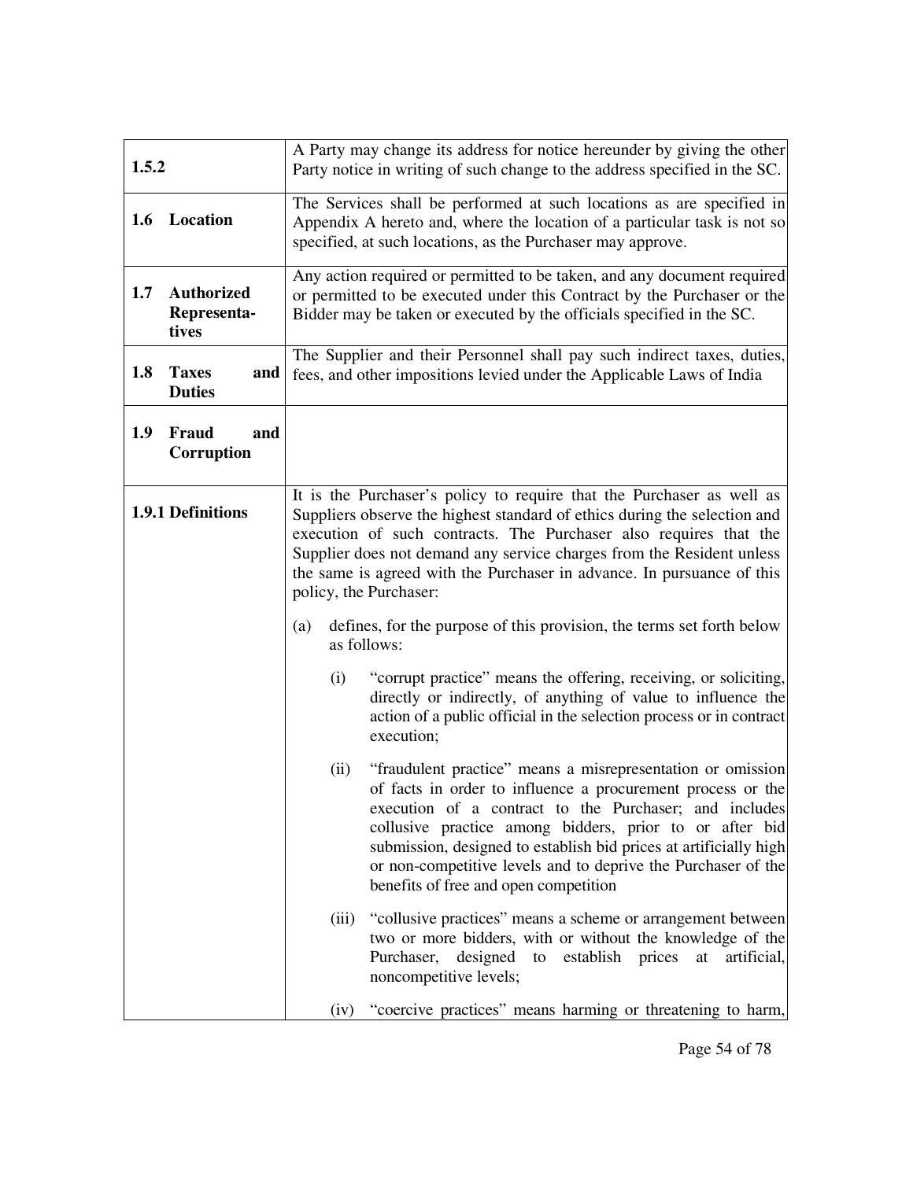| | |
|---|---|
| **1.5.2** | A Party may change its address for notice hereunder by giving the other Party notice in writing of such change to the address specified in the SC. |
| **1.6 Location** | The Services shall be performed at such locations as are specified in Appendix A hereto and, where the location of a particular task is not so specified, at such locations, as the Purchaser may approve. |
| **1.7 Authorized Representatives** | Any action required or permitted to be taken, and any document required or permitted to be executed under this Contract by the Purchaser or the Bidder may be taken or executed by the officials specified in the SC. |
| **1.8 Taxes and Duties** | The Supplier and their Personnel shall pay such indirect taxes, duties, fees, and other impositions levied under the Applicable Laws of India |
| **1.9 Fraud and Corruption** | |
| **1.9.1 Definitions** | It is the Purchaser's policy to require that the Purchaser as well as Suppliers observe the highest standard of ethics during the selection and execution of such contracts. The Purchaser also requires that the Supplier does not demand any service charges from the Resident unless the same is agreed with the Purchaser in advance. In pursuance of this policy, the Purchaser:<br><br>(a) defines, for the purpose of this provision, the terms set forth below as follows:<br><br>(i) "corrupt practice" means the offering, receiving, or soliciting, directly or indirectly, of anything of value to influence the action of a public official in the selection process or in contract execution;<br><br>(ii) "fraudulent practice" means a misrepresentation or omission of facts in order to influence a procurement process or the execution of a contract to the Purchaser; and includes collusive practice among bidders, prior to or after bid submission, designed to establish bid prices at artificially high or non-competitive levels and to deprive the Purchaser of the benefits of free and open competition<br><br>(iii) "collusive practices" means a scheme or arrangement between two or more bidders, with or without the knowledge of the Purchaser, designed to establish prices at artificial, noncompetitive levels;<br><br>(iv) "coercive practices" means harming or threatening to harm, |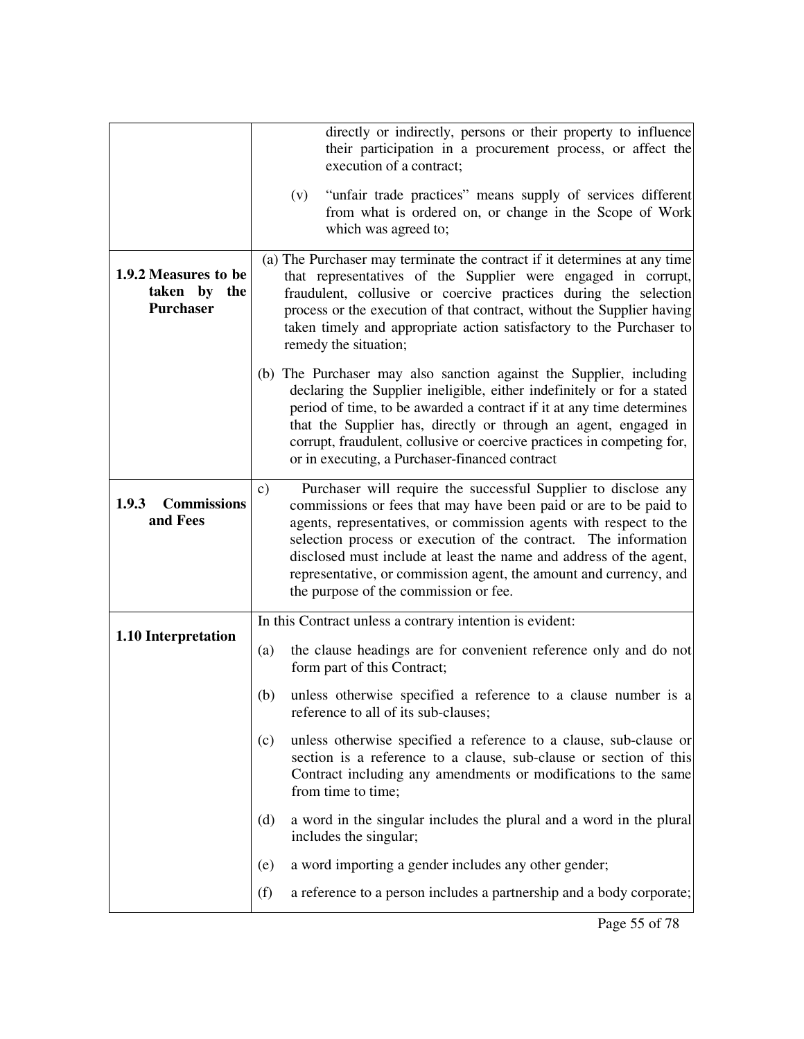| | |
|---|---|
| | directly or indirectly, persons or their property to influence their participation in a procurement process, or affect the execution of a contract;<br><br>(v) "unfair trade practices" means supply of services different from what is ordered on, or change in the Scope of Work which was agreed to; |
| **1.9.2 Measures to be taken by the Purchaser** | (a) The Purchaser may terminate the contract if it determines at any time that representatives of the Supplier were engaged in corrupt, fraudulent, collusive or coercive practices during the selection process or the execution of that contract, without the Supplier having taken timely and appropriate action satisfactory to the Purchaser to remedy the situation;<br><br>(b) The Purchaser may also sanction against the Supplier, including declaring the Supplier ineligible, either indefinitely or for a stated period of time, to be awarded a contract if it at any time determines that the Supplier has, directly or through an agent, engaged in corrupt, fraudulent, collusive or coercive practices in competing for, or in executing, a Purchaser-financed contract |
| **1.9.3 Commissions and Fees** | c) Purchaser will require the successful Supplier to disclose any commissions or fees that may have been paid or are to be paid to agents, representatives, or commission agents with respect to the selection process or execution of the contract. The information disclosed must include at least the name and address of the agent, representative, or commission agent, the amount and currency, and the purpose of the commission or fee. |
| **1.10 Interpretation** | In this Contract unless a contrary intention is evident:<br><br>(a) the clause headings are for convenient reference only and do not form part of this Contract;<br><br>(b) unless otherwise specified a reference to a clause number is a reference to all of its sub-clauses;<br><br>(c) unless otherwise specified a reference to a clause, sub-clause or section is a reference to a clause, sub-clause or section of this Contract including any amendments or modifications to the same from time to time;<br><br>(d) a word in the singular includes the plural and a word in the plural includes the singular;<br><br>(e) a word importing a gender includes any other gender;<br><br>(f) a reference to a person includes a partnership and a body corporate; |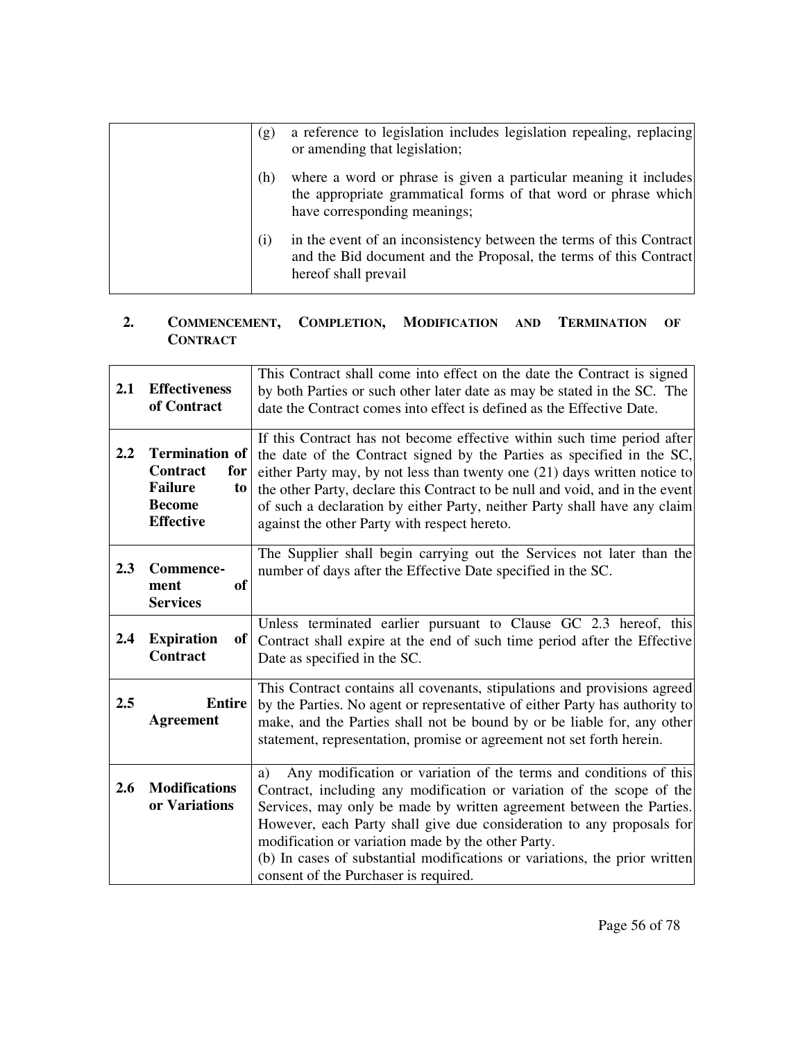| | |
|---|---|
| | (g) a reference to legislation includes legislation repealing, replacing or amending that legislation;<br><br>(h) where a word or phrase is given a particular meaning it includes the appropriate grammatical forms of that word or phrase which have corresponding meanings;<br><br>(i) in the event of an inconsistency between the terms of this Contract and the Bid document and the Proposal, the terms of this Contract hereof shall prevail |

## 2. COMMENCEMENT, COMPLETION, MODIFICATION AND TERMINATION OF CONTRACT

| | | |
|---|---|---|
| **2.1** | **Effectiveness of Contract** | This Contract shall come into effect on the date the Contract is signed by both Parties or such other later date as may be stated in the SC. The date the Contract comes into effect is defined as the Effective Date. |
| **2.2** | **Termination of Contract for Failure to Become Effective** | If this Contract has not become effective within such time period after the date of the Contract signed by the Parties as specified in the SC, either Party may, by not less than twenty one (21) days written notice to the other Party, declare this Contract to be null and void, and in the event of such a declaration by either Party, neither Party shall have any claim against the other Party with respect hereto. |
| **2.3** | **Commencement of Services** | The Supplier shall begin carrying out the Services not later than the number of days after the Effective Date specified in the SC. |
| **2.4** | **Expiration of Contract** | Unless terminated earlier pursuant to Clause GC 2.3 hereof, this Contract shall expire at the end of such time period after the Effective Date as specified in the SC. |
| **2.5** | **Entire Agreement** | This Contract contains all covenants, stipulations and provisions agreed by the Parties. No agent or representative of either Party has authority to make, and the Parties shall not be bound by or be liable for, any other statement, representation, promise or agreement not set forth herein. |
| **2.6** | **Modifications or Variations** | a) Any modification or variation of the terms and conditions of this Contract, including any modification or variation of the scope of the Services, may only be made by written agreement between the Parties. However, each Party shall give due consideration to any proposals for modification or variation made by the other Party.<br>(b) In cases of substantial modifications or variations, the prior written consent of the Purchaser is required. |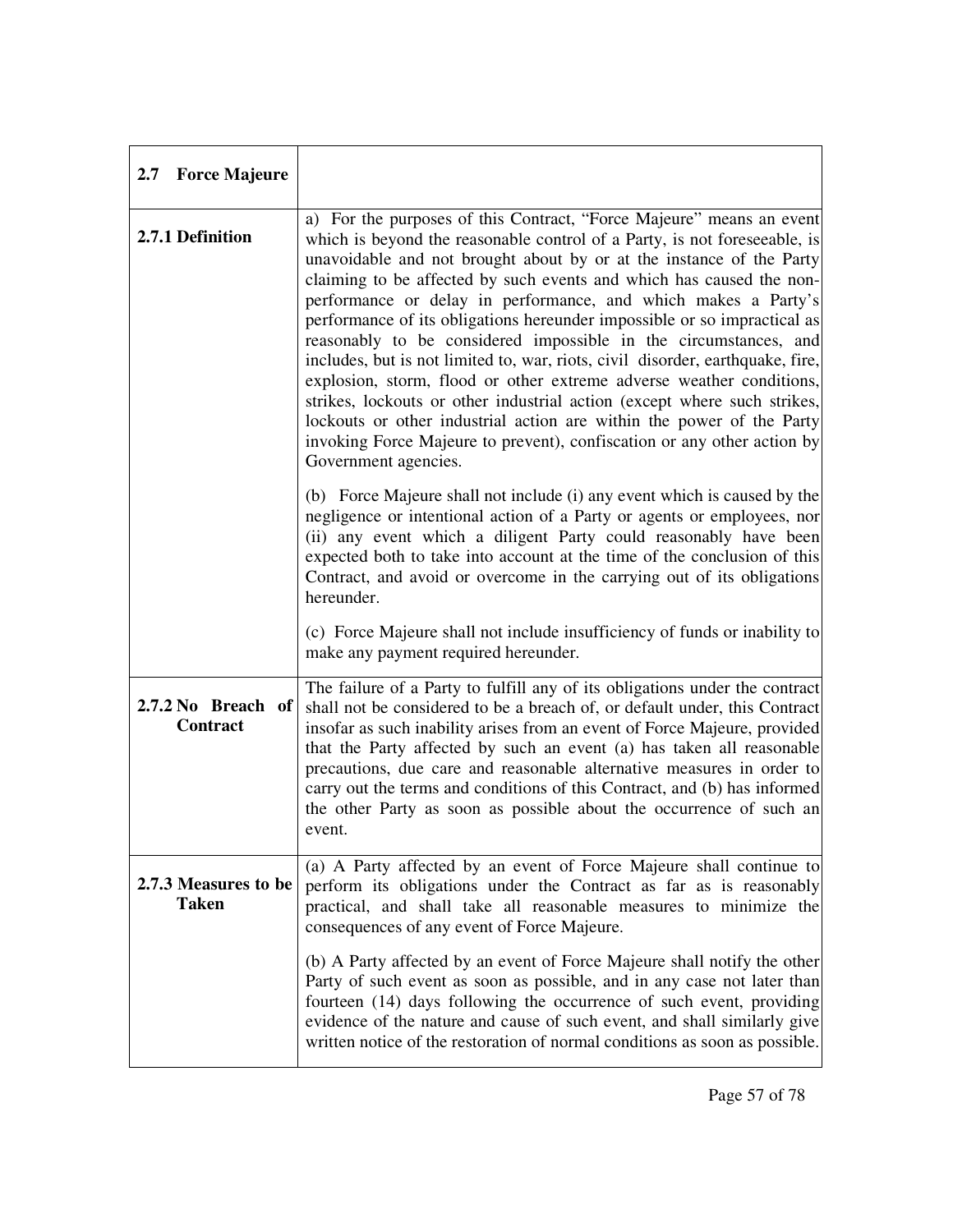| 2.7 Force Majeure | |
|---|---|
| **2.7.1 Definition** | a) For the purposes of this Contract, "Force Majeure" means an event which is beyond the reasonable control of a Party, is not foreseeable, is unavoidable and not brought about by or at the instance of the Party claiming to be affected by such events and which has caused the non-performance or delay in performance, and which makes a Party's performance of its obligations hereunder impossible or so impractical as reasonably to be considered impossible in the circumstances, and includes, but is not limited to, war, riots, civil disorder, earthquake, fire, explosion, storm, flood or other extreme adverse weather conditions, strikes, lockouts or other industrial action (except where such strikes, lockouts or other industrial action are within the power of the Party invoking Force Majeure to prevent), confiscation or any other action by Government agencies.<br><br>(b) Force Majeure shall not include (i) any event which is caused by the negligence or intentional action of a Party or agents or employees, nor (ii) any event which a diligent Party could reasonably have been expected both to take into account at the time of the conclusion of this Contract, and avoid or overcome in the carrying out of its obligations hereunder.<br><br>(c) Force Majeure shall not include insufficiency of funds or inability to make any payment required hereunder. |
| **2.7.2 No Breach of Contract** | The failure of a Party to fulfill any of its obligations under the contract shall not be considered to be a breach of, or default under, this Contract insofar as such inability arises from an event of Force Majeure, provided that the Party affected by such an event (a) has taken all reasonable precautions, due care and reasonable alternative measures in order to carry out the terms and conditions of this Contract, and (b) has informed the other Party as soon as possible about the occurrence of such an event. |
| **2.7.3 Measures to be Taken** | (a) A Party affected by an event of Force Majeure shall continue to perform its obligations under the Contract as far as is reasonably practical, and shall take all reasonable measures to minimize the consequences of any event of Force Majeure.<br><br>(b) A Party affected by an event of Force Majeure shall notify the other Party of such event as soon as possible, and in any case not later than fourteen (14) days following the occurrence of such event, providing evidence of the nature and cause of such event, and shall similarly give written notice of the restoration of normal conditions as soon as possible. |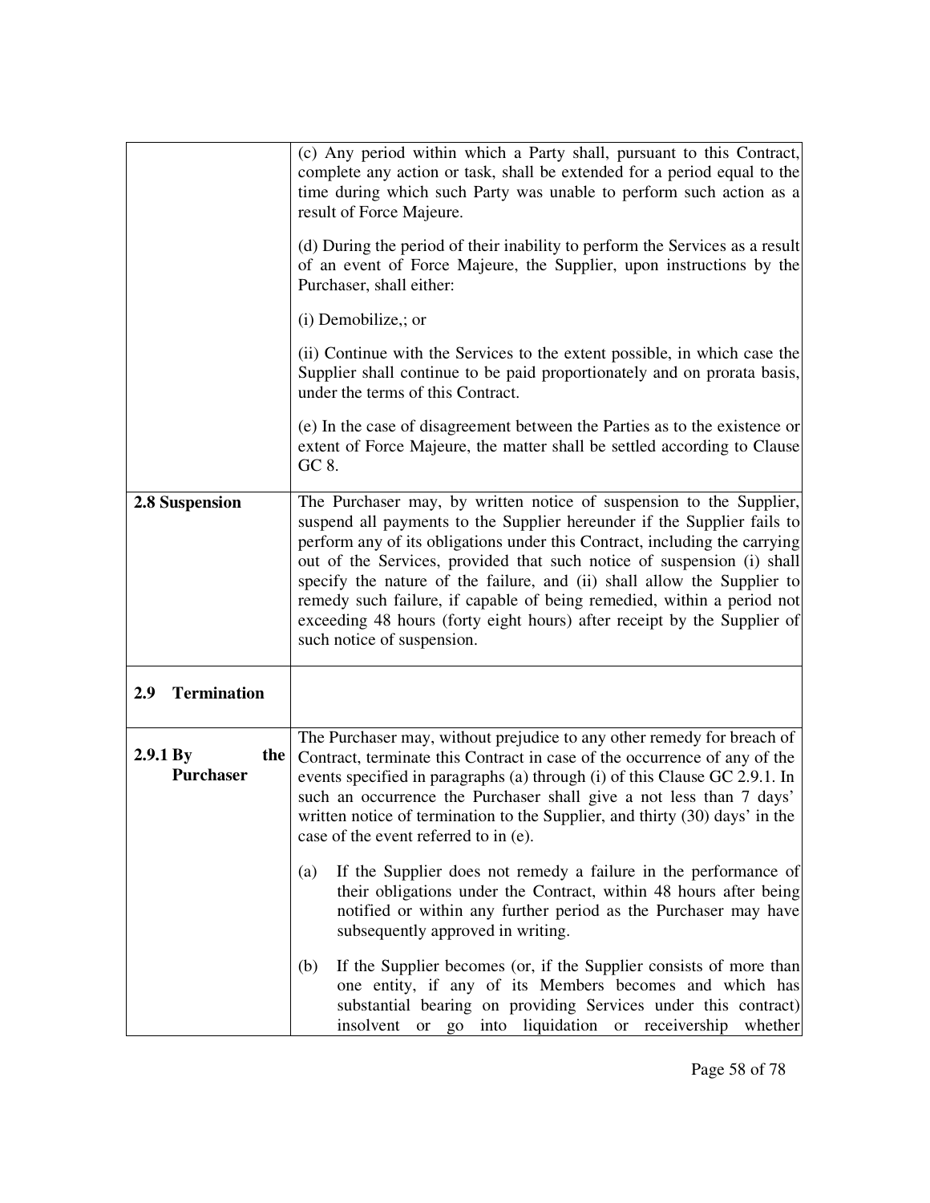| | |
|---|---|
| | (c) Any period within which a Party shall, pursuant to this Contract, complete any action or task, shall be extended for a period equal to the time during which such Party was unable to perform such action as a result of Force Majeure.<br><br>(d) During the period of their inability to perform the Services as a result of an event of Force Majeure, the Supplier, upon instructions by the Purchaser, shall either:<br><br>(i) Demobilize,; or<br><br>(ii) Continue with the Services to the extent possible, in which case the Supplier shall continue to be paid proportionately and on prorata basis, under the terms of this Contract.<br><br>(e) In the case of disagreement between the Parties as to the existence or extent of Force Majeure, the matter shall be settled according to Clause GC 8. |
| **2.8 Suspension** | The Purchaser may, by written notice of suspension to the Supplier, suspend all payments to the Supplier hereunder if the Supplier fails to perform any of its obligations under this Contract, including the carrying out of the Services, provided that such notice of suspension (i) shall specify the nature of the failure, and (ii) shall allow the Supplier to remedy such failure, if capable of being remedied, within a period not exceeding 48 hours (forty eight hours) after receipt by the Supplier of such notice of suspension. |
| **2.9 Termination** | |
| **2.9.1 By the Purchaser** | The Purchaser may, without prejudice to any other remedy for breach of Contract, terminate this Contract in case of the occurrence of any of the events specified in paragraphs (a) through (i) of this Clause GC 2.9.1. In such an occurrence the Purchaser shall give a not less than 7 days' written notice of termination to the Supplier, and thirty (30) days' in the case of the event referred to in (e).<br><br>(a) If the Supplier does not remedy a failure in the performance of their obligations under the Contract, within 48 hours after being notified or within any further period as the Purchaser may have subsequently approved in writing.<br><br>(b) If the Supplier becomes (or, if the Supplier consists of more than one entity, if any of its Members becomes and which has substantial bearing on providing Services under this contract) insolvent or go into liquidation or receivership whether |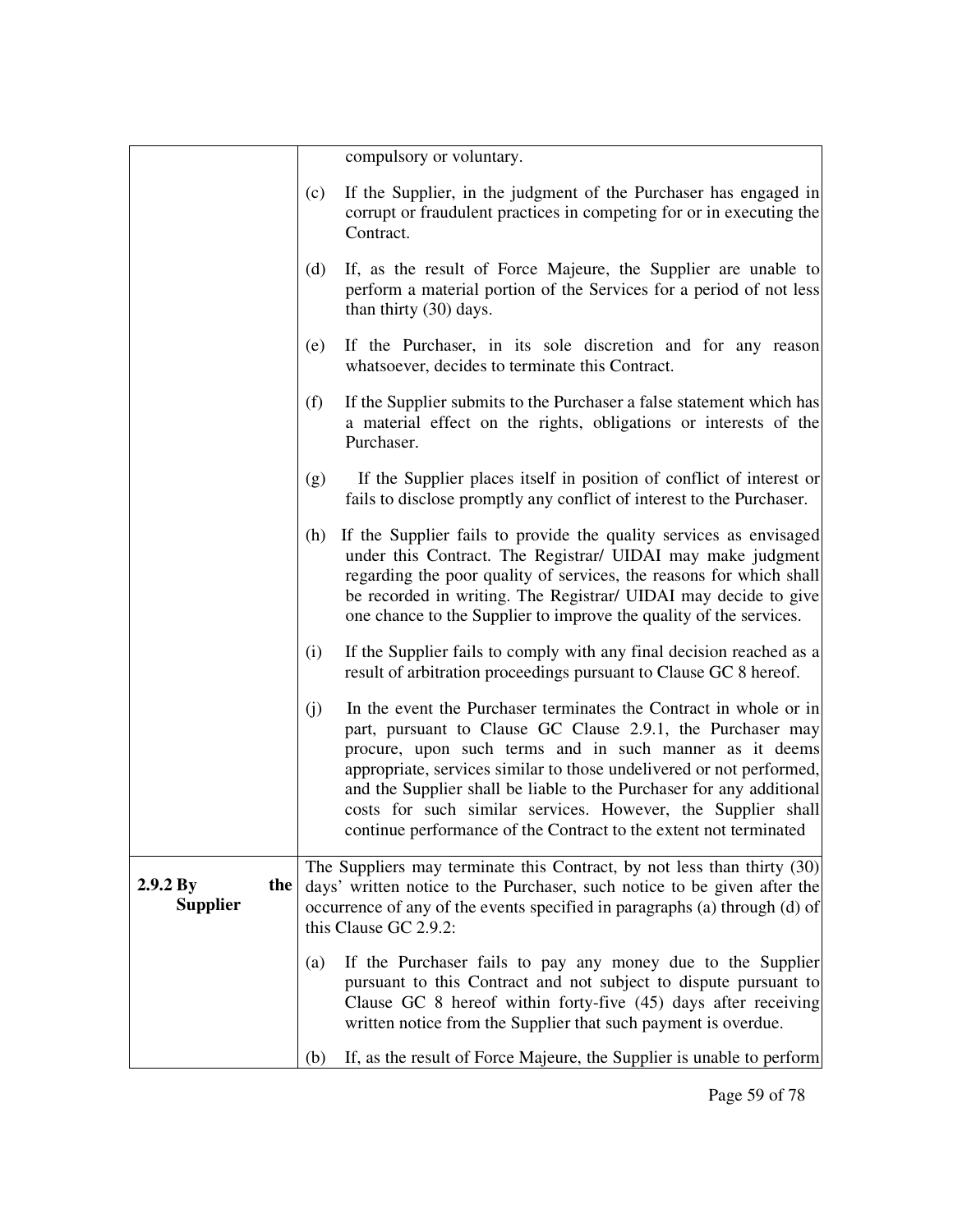| | |
|---|---|
| | compulsory or voluntary.<br><br>(c) If the Supplier, in the judgment of the Purchaser has engaged in corrupt or fraudulent practices in competing for or in executing the Contract.<br><br>(d) If, as the result of Force Majeure, the Supplier are unable to perform a material portion of the Services for a period of not less than thirty (30) days.<br><br>(e) If the Purchaser, in its sole discretion and for any reason whatsoever, decides to terminate this Contract.<br><br>(f) If the Supplier submits to the Purchaser a false statement which has a material effect on the rights, obligations or interests of the Purchaser.<br><br>(g) If the Supplier places itself in position of conflict of interest or fails to disclose promptly any conflict of interest to the Purchaser.<br><br>(h) If the Supplier fails to provide the quality services as envisaged under this Contract. The Registrar/ UIDAI may make judgment regarding the poor quality of services, the reasons for which shall be recorded in writing. The Registrar/ UIDAI may decide to give one chance to the Supplier to improve the quality of the services.<br><br>(i) If the Supplier fails to comply with any final decision reached as a result of arbitration proceedings pursuant to Clause GC 8 hereof.<br><br>(j) In the event the Purchaser terminates the Contract in whole or in part, pursuant to Clause GC Clause 2.9.1, the Purchaser may procure, upon such terms and in such manner as it deems appropriate, services similar to those undelivered or not performed, and the Supplier shall be liable to the Purchaser for any additional costs for such similar services. However, the Supplier shall continue performance of the Contract to the extent not terminated |
| **2.9.2 By the Supplier** | The Suppliers may terminate this Contract, by not less than thirty (30) days' written notice to the Purchaser, such notice to be given after the occurrence of any of the events specified in paragraphs (a) through (d) of this Clause GC 2.9.2:<br><br>(a) If the Purchaser fails to pay any money due to the Supplier pursuant to this Contract and not subject to dispute pursuant to Clause GC 8 hereof within forty-five (45) days after receiving written notice from the Supplier that such payment is overdue.<br><br>(b) If, as the result of Force Majeure, the Supplier is unable to perform |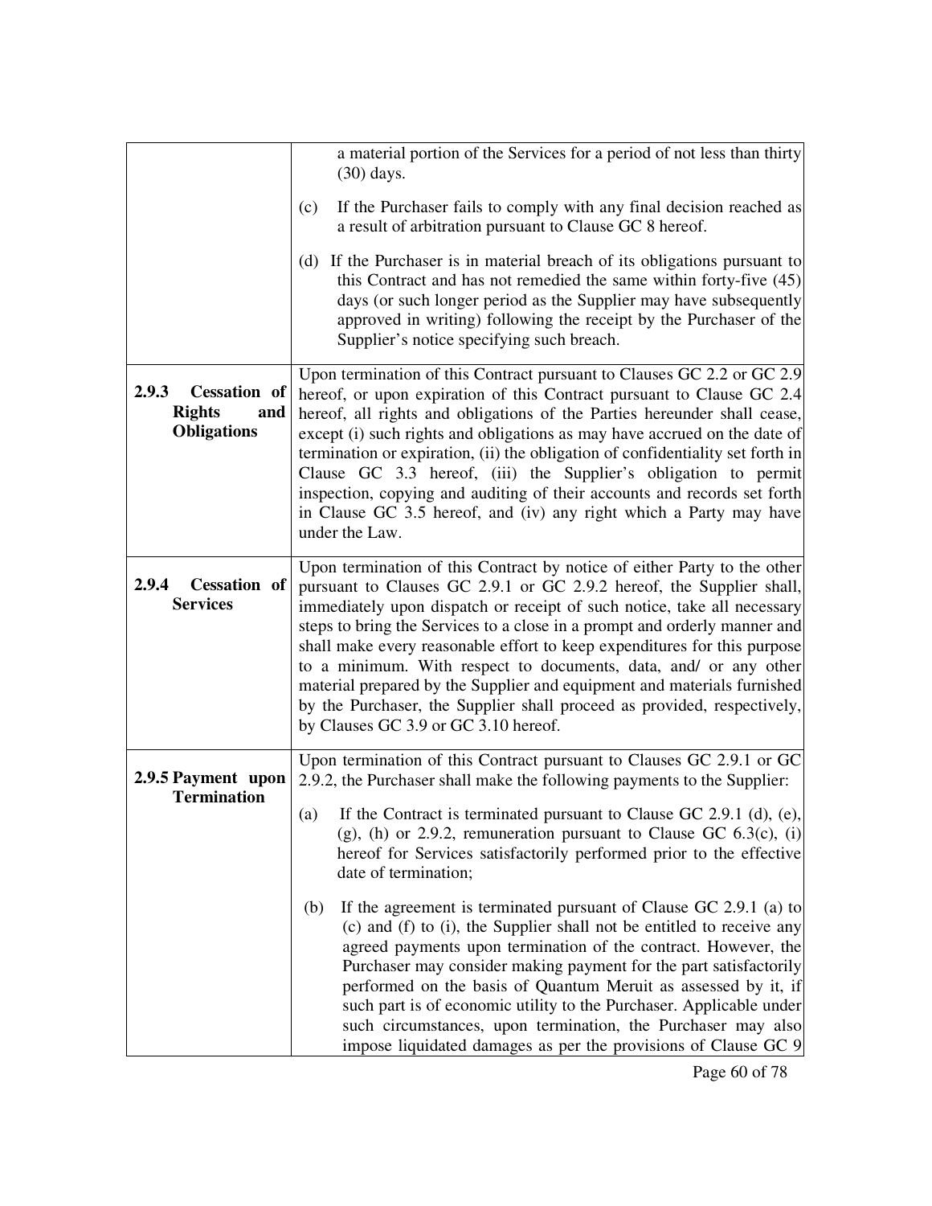| | |
|---|---|
| | a material portion of the Services for a period of not less than thirty (30) days.<br><br>(c) If the Purchaser fails to comply with any final decision reached as a result of arbitration pursuant to Clause GC 8 hereof.<br><br>(d) If the Purchaser is in material breach of its obligations pursuant to this Contract and has not remedied the same within forty-five (45) days (or such longer period as the Supplier may have subsequently approved in writing) following the receipt by the Purchaser of the Supplier's notice specifying such breach. |
| **2.9.3 Cessation of Rights and Obligations** | Upon termination of this Contract pursuant to Clauses GC 2.2 or GC 2.9 hereof, or upon expiration of this Contract pursuant to Clause GC 2.4 hereof, all rights and obligations of the Parties hereunder shall cease, except (i) such rights and obligations as may have accrued on the date of termination or expiration, (ii) the obligation of confidentiality set forth in Clause GC 3.3 hereof, (iii) the Supplier's obligation to permit inspection, copying and auditing of their accounts and records set forth in Clause GC 3.5 hereof, and (iv) any right which a Party may have under the Law. |
| **2.9.4 Cessation of Services** | Upon termination of this Contract by notice of either Party to the other pursuant to Clauses GC 2.9.1 or GC 2.9.2 hereof, the Supplier shall, immediately upon dispatch or receipt of such notice, take all necessary steps to bring the Services to a close in a prompt and orderly manner and shall make every reasonable effort to keep expenditures for this purpose to a minimum. With respect to documents, data, and/ or any other material prepared by the Supplier and equipment and materials furnished by the Purchaser, the Supplier shall proceed as provided, respectively, by Clauses GC 3.9 or GC 3.10 hereof. |
| **2.9.5 Payment upon Termination** | Upon termination of this Contract pursuant to Clauses GC 2.9.1 or GC 2.9.2, the Purchaser shall make the following payments to the Supplier:<br><br>(a) If the Contract is terminated pursuant to Clause GC 2.9.1 (d), (e), (g), (h) or 2.9.2, remuneration pursuant to Clause GC 6.3(c), (i) hereof for Services satisfactorily performed prior to the effective date of termination;<br><br>(b) If the agreement is terminated pursuant of Clause GC 2.9.1 (a) to (c) and (f) to (i), the Supplier shall not be entitled to receive any agreed payments upon termination of the contract. However, the Purchaser may consider making payment for the part satisfactorily performed on the basis of Quantum Meruit as assessed by it, if such part is of economic utility to the Purchaser. Applicable under such circumstances, upon termination, the Purchaser may also impose liquidated damages as per the provisions of Clause GC 9 |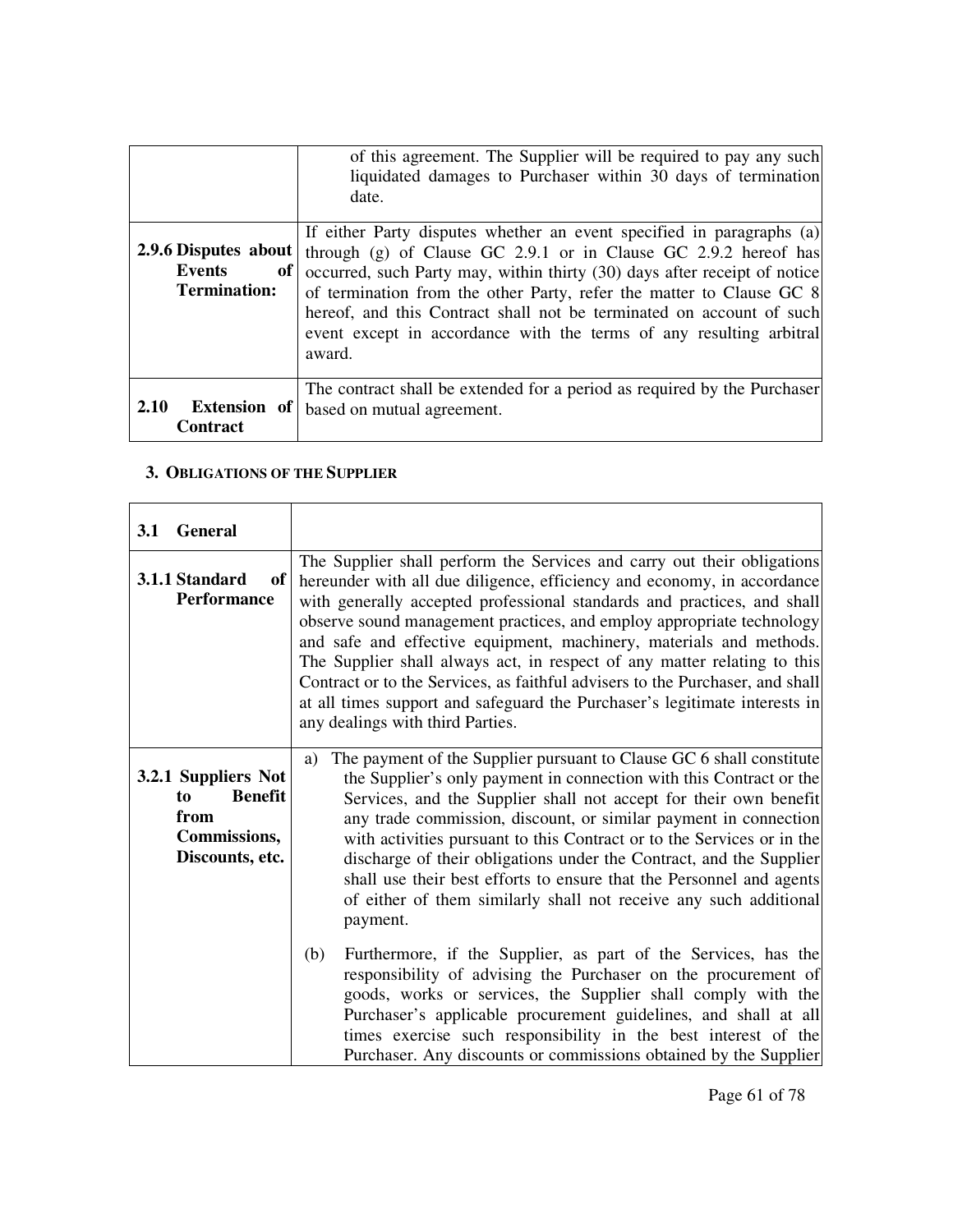| | |
|---|---|
| | of this agreement. The Supplier will be required to pay any such liquidated damages to Purchaser within 30 days of termination date. |
| **2.9.6 Disputes about Events of Termination:** | If either Party disputes whether an event specified in paragraphs (a) through (g) of Clause GC 2.9.1 or in Clause GC 2.9.2 hereof has occurred, such Party may, within thirty (30) days after receipt of notice of termination from the other Party, refer the matter to Clause GC 8 hereof, and this Contract shall not be terminated on account of such event except in accordance with the terms of any resulting arbitral award. |
| **2.10 Extension of Contract** | The contract shall be extended for a period as required by the Purchaser based on mutual agreement. |

## 3. OBLIGATIONS OF THE SUPPLIER

| | |
|---|---|
| **3.1 General** | |
| **3.1.1 Standard of Performance** | The Supplier shall perform the Services and carry out their obligations hereunder with all due diligence, efficiency and economy, in accordance with generally accepted professional standards and practices, and shall observe sound management practices, and employ appropriate technology and safe and effective equipment, machinery, materials and methods. The Supplier shall always act, in respect of any matter relating to this Contract or to the Services, as faithful advisers to the Purchaser, and shall at all times support and safeguard the Purchaser's legitimate interests in any dealings with third Parties. |
| **3.2.1 Suppliers Not to Benefit from Commissions, Discounts, etc.** | a) The payment of the Supplier pursuant to Clause GC 6 shall constitute the Supplier's only payment in connection with this Contract or the Services, and the Supplier shall not accept for their own benefit any trade commission, discount, or similar payment in connection with activities pursuant to this Contract or to the Services or in the discharge of their obligations under the Contract, and the Supplier shall use their best efforts to ensure that the Personnel and agents of either of them similarly shall not receive any such additional payment.<br><br>(b) Furthermore, if the Supplier, as part of the Services, has the responsibility of advising the Purchaser on the procurement of goods, works or services, the Supplier shall comply with the Purchaser's applicable procurement guidelines, and shall at all times exercise such responsibility in the best interest of the Purchaser. Any discounts or commissions obtained by the Supplier |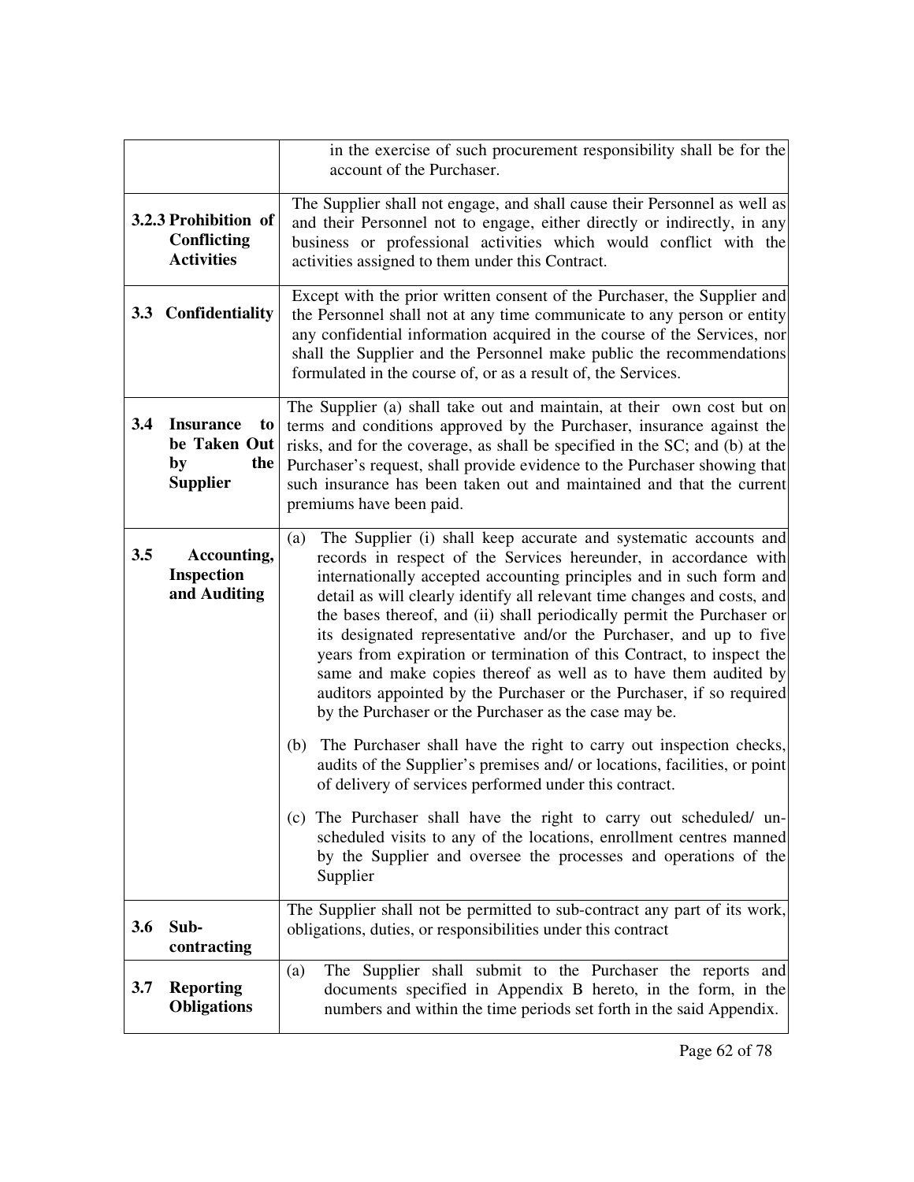| | |
|---|---|
| | in the exercise of such procurement responsibility shall be for the account of the Purchaser. |
| **3.2.3 Prohibition of Conflicting Activities** | The Supplier shall not engage, and shall cause their Personnel as well as and their Personnel not to engage, either directly or indirectly, in any business or professional activities which would conflict with the activities assigned to them under this Contract. |
| **3.3 Confidentiality** | Except with the prior written consent of the Purchaser, the Supplier and the Personnel shall not at any time communicate to any person or entity any confidential information acquired in the course of the Services, nor shall the Supplier and the Personnel make public the recommendations formulated in the course of, or as a result of, the Services. |
| **3.4 Insurance to be Taken Out by the Supplier** | The Supplier (a) shall take out and maintain, at their own cost but on terms and conditions approved by the Purchaser, insurance against the risks, and for the coverage, as shall be specified in the SC; and (b) at the Purchaser's request, shall provide evidence to the Purchaser showing that such insurance has been taken out and maintained and that the current premiums have been paid. |
| **3.5 Accounting, Inspection and Auditing** | (a) The Supplier (i) shall keep accurate and systematic accounts and records in respect of the Services hereunder, in accordance with internationally accepted accounting principles and in such form and detail as will clearly identify all relevant time changes and costs, and the bases thereof, and (ii) shall periodically permit the Purchaser or its designated representative and/or the Purchaser, and up to five years from expiration or termination of this Contract, to inspect the same and make copies thereof as well as to have them audited by auditors appointed by the Purchaser or the Purchaser, if so required by the Purchaser or the Purchaser as the case may be.<br><br>(b) The Purchaser shall have the right to carry out inspection checks, audits of the Supplier's premises and/ or locations, facilities, or point of delivery of services performed under this contract.<br><br>(c) The Purchaser shall have the right to carry out scheduled/ un-scheduled visits to any of the locations, enrollment centres manned by the Supplier and oversee the processes and operations of the Supplier |
| **3.6 Sub-contracting** | The Supplier shall not be permitted to sub-contract any part of its work, obligations, duties, or responsibilities under this contract |
| **3.7 Reporting Obligations** | (a) The Supplier shall submit to the Purchaser the reports and documents specified in Appendix B hereto, in the form, in the numbers and within the time periods set forth in the said Appendix. |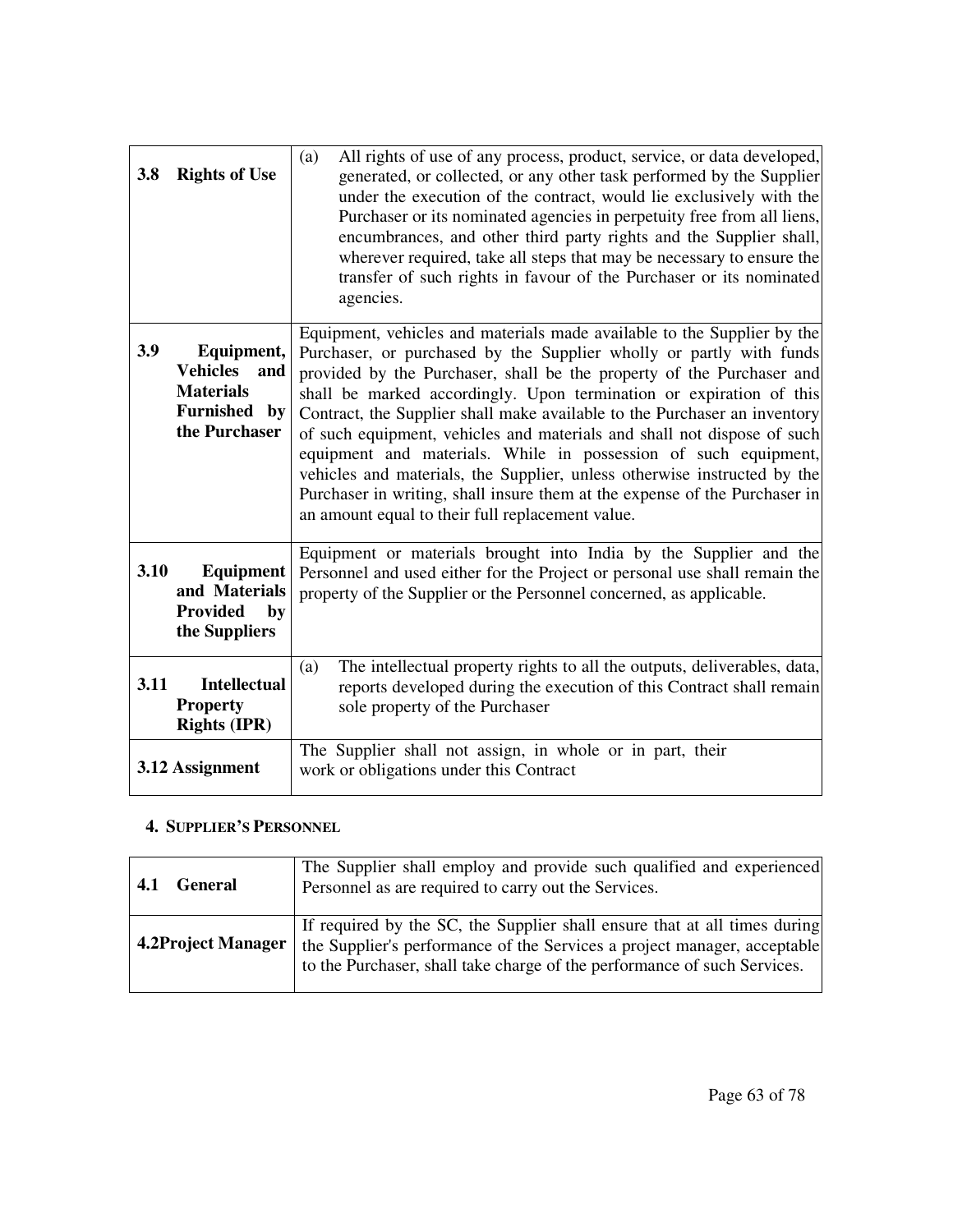| | |
|---|---|
| **3.8 Rights of Use** | (a) All rights of use of any process, product, service, or data developed, generated, or collected, or any other task performed by the Supplier under the execution of the contract, would lie exclusively with the Purchaser or its nominated agencies in perpetuity free from all liens, encumbrances, and other third party rights and the Supplier shall, wherever required, take all steps that may be necessary to ensure the transfer of such rights in favour of the Purchaser or its nominated agencies. |
| **3.9 Equipment, Vehicles and Materials Furnished by the Purchaser** | Equipment, vehicles and materials made available to the Supplier by the Purchaser, or purchased by the Supplier wholly or partly with funds provided by the Purchaser, shall be the property of the Purchaser and shall be marked accordingly. Upon termination or expiration of this Contract, the Supplier shall make available to the Purchaser an inventory of such equipment, vehicles and materials and shall not dispose of such equipment and materials. While in possession of such equipment, vehicles and materials, the Supplier, unless otherwise instructed by the Purchaser in writing, shall insure them at the expense of the Purchaser in an amount equal to their full replacement value. |
| **3.10 Equipment and Materials Provided by the Suppliers** | Equipment or materials brought into India by the Supplier and the Personnel and used either for the Project or personal use shall remain the property of the Supplier or the Personnel concerned, as applicable. |
| **3.11 Intellectual Property Rights (IPR)** | (a) The intellectual property rights to all the outputs, deliverables, data, reports developed during the execution of this Contract shall remain sole property of the Purchaser |
| **3.12 Assignment** | The Supplier shall not assign, in whole or in part, their work or obligations under this Contract |

## 4. SUPPLIER'S PERSONNEL

| | |
|---|---|
| **4.1 General** | The Supplier shall employ and provide such qualified and experienced Personnel as are required to carry out the Services. |
| **4.2Project Manager** | If required by the SC, the Supplier shall ensure that at all times during the Supplier's performance of the Services a project manager, acceptable to the Purchaser, shall take charge of the performance of such Services. |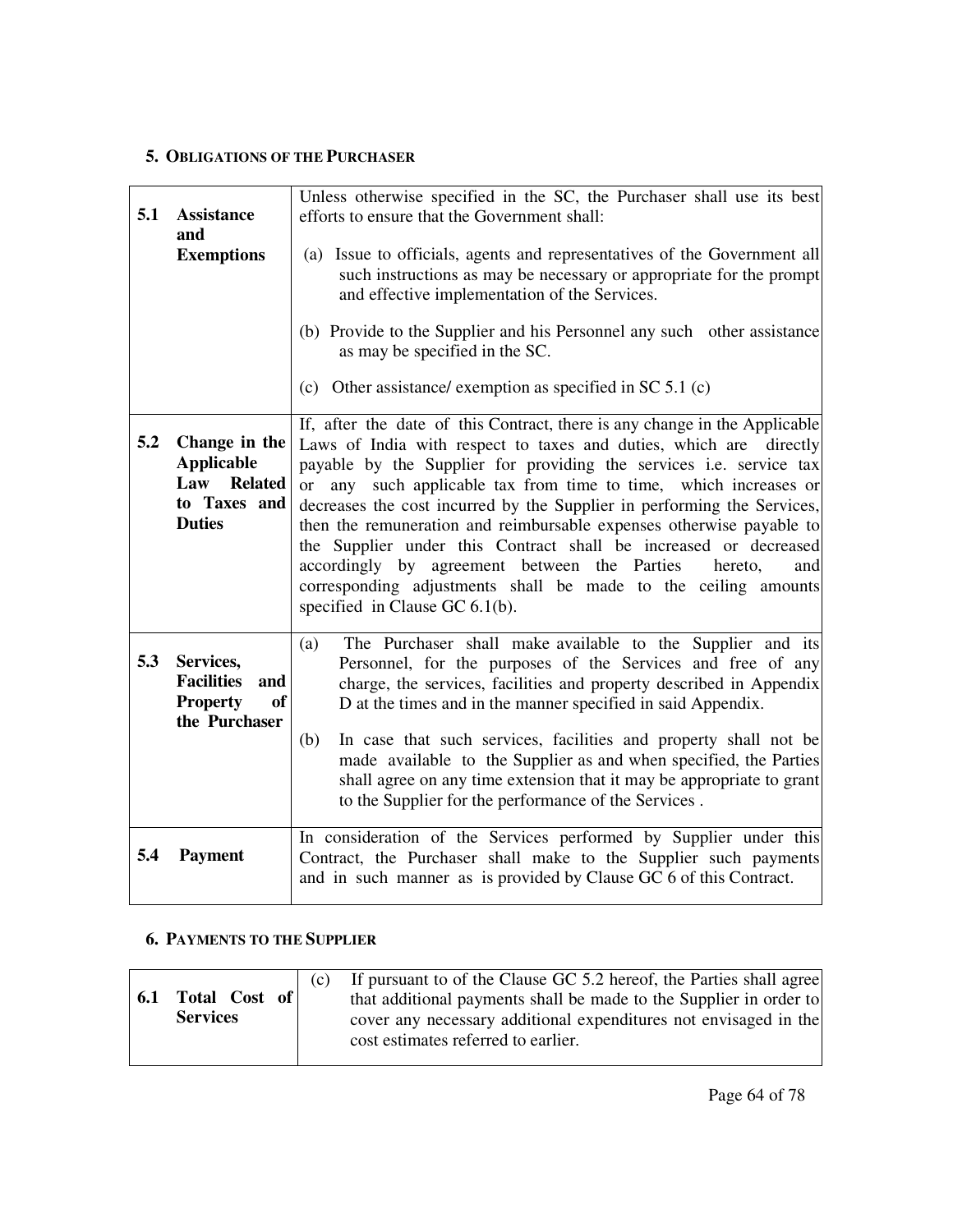## 5. OBLIGATIONS OF THE PURCHASER

| | |
|---|---|
| **5.1 Assistance and Exemptions** | Unless otherwise specified in the SC, the Purchaser shall use its best efforts to ensure that the Government shall:<br><br>(a) Issue to officials, agents and representatives of the Government all such instructions as may be necessary or appropriate for the prompt and effective implementation of the Services.<br><br>(b) Provide to the Supplier and his Personnel any such other assistance as may be specified in the SC.<br><br>(c) Other assistance/ exemption as specified in SC 5.1 (c) |
| **5.2 Change in the Applicable Law Related to Taxes and Duties** | If, after the date of this Contract, there is any change in the Applicable Laws of India with respect to taxes and duties, which are directly payable by the Supplier for providing the services i.e. service tax or any such applicable tax from time to time, which increases or decreases the cost incurred by the Supplier in performing the Services, then the remuneration and reimbursable expenses otherwise payable to the Supplier under this Contract shall be increased or decreased accordingly by agreement between the Parties hereto, and corresponding adjustments shall be made to the ceiling amounts specified in Clause GC 6.1(b). |
| **5.3 Services, Facilities and Property of the Purchaser** | (a) The Purchaser shall make available to the Supplier and its Personnel, for the purposes of the Services and free of any charge, the services, facilities and property described in Appendix D at the times and in the manner specified in said Appendix.<br><br>(b) In case that such services, facilities and property shall not be made available to the Supplier as and when specified, the Parties shall agree on any time extension that it may be appropriate to grant to the Supplier for the performance of the Services . |
| **5.4 Payment** | In consideration of the Services performed by Supplier under this Contract, the Purchaser shall make to the Supplier such payments and in such manner as is provided by Clause GC 6 of this Contract. |

## 6. PAYMENTS TO THE SUPPLIER

| | |
|---|---|
| **6.1 Total Cost of Services** | (c) If pursuant to of the Clause GC 5.2 hereof, the Parties shall agree that additional payments shall be made to the Supplier in order to cover any necessary additional expenditures not envisaged in the cost estimates referred to earlier. |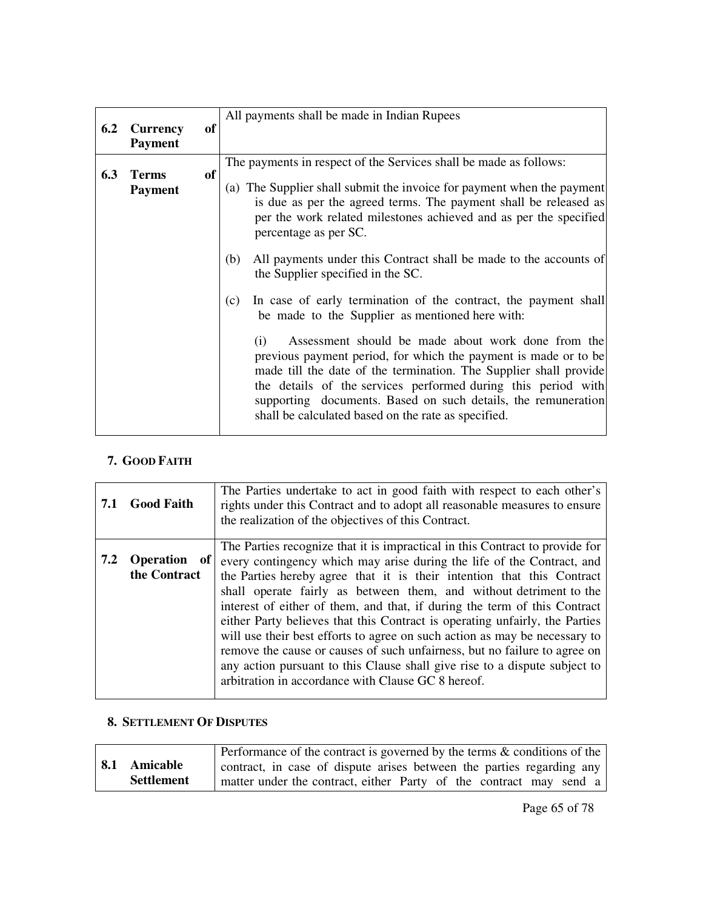| | |
|---|---|
| **6.2 Currency of Payment** | All payments shall be made in Indian Rupees |
| **6.3 Terms of Payment** | The payments in respect of the Services shall be made as follows:<br><br>(a) The Supplier shall submit the invoice for payment when the payment is due as per the agreed terms. The payment shall be released as per the work related milestones achieved and as per the specified percentage as per SC.<br><br>(b) All payments under this Contract shall be made to the accounts of the Supplier specified in the SC.<br><br>(c) In case of early termination of the contract, the payment shall be made to the Supplier as mentioned here with:<br><br>(i) Assessment should be made about work done from the previous payment period, for which the payment is made or to be made till the date of the termination. The Supplier shall provide the details of the services performed during this period with supporting documents. Based on such details, the remuneration shall be calculated based on the rate as specified. |

## 7. GOOD FAITH

| | |
|---|---|
| **7.1 Good Faith** | The Parties undertake to act in good faith with respect to each other's rights under this Contract and to adopt all reasonable measures to ensure the realization of the objectives of this Contract. |
| **7.2 Operation of the Contract** | The Parties recognize that it is impractical in this Contract to provide for every contingency which may arise during the life of the Contract, and the Parties hereby agree that it is their intention that this Contract shall operate fairly as between them, and without detriment to the interest of either of them, and that, if during the term of this Contract either Party believes that this Contract is operating unfairly, the Parties will use their best efforts to agree on such action as may be necessary to remove the cause or causes of such unfairness, but no failure to agree on any action pursuant to this Clause shall give rise to a dispute subject to arbitration in accordance with Clause GC 8 hereof. |

## 8. SETTLEMENT OF DISPUTES

| | |
|---|---|
| **8.1 Amicable Settlement** | Performance of the contract is governed by the terms & conditions of the contract, in case of dispute arises between the parties regarding any matter under the contract, either Party of the contract may send a |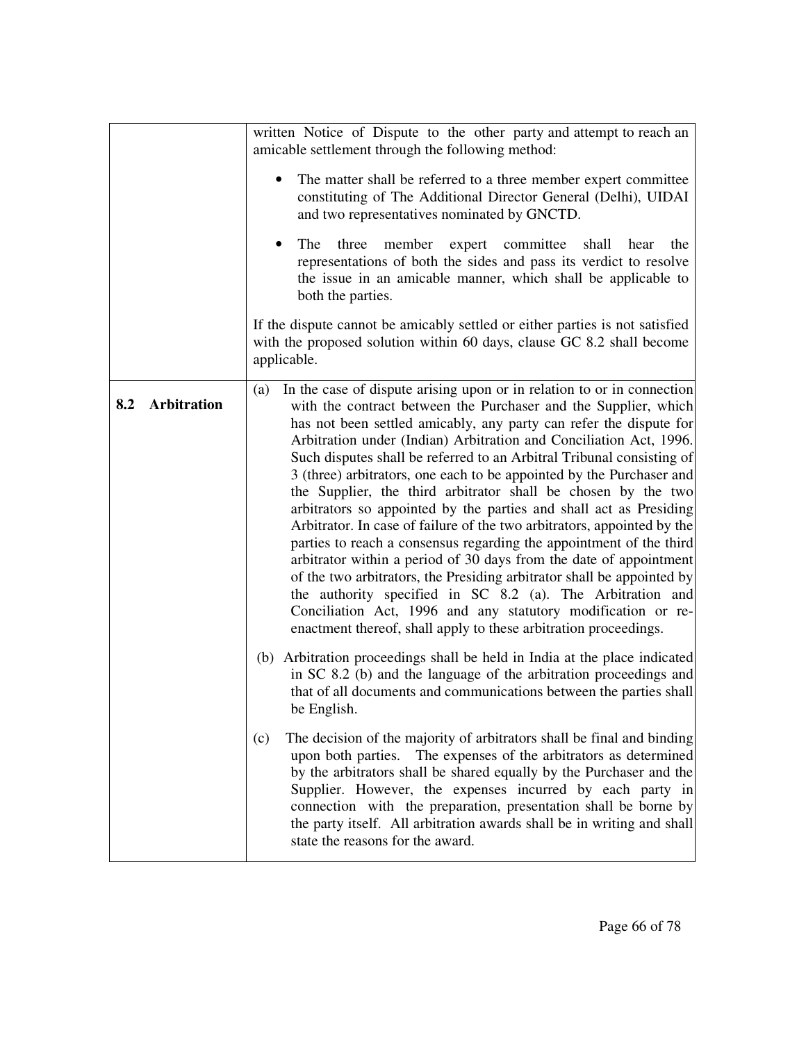| | |
|---|---|
| | written Notice of Dispute to the other party and attempt to reach an amicable settlement through the following method:<br><br>• The matter shall be referred to a three member expert committee constituting of The Additional Director General (Delhi), UIDAI and two representatives nominated by GNCTD.<br><br>• The three member expert committee shall hear the representations of both the sides and pass its verdict to resolve the issue in an amicable manner, which shall be applicable to both the parties.<br><br>If the dispute cannot be amicably settled or either parties is not satisfied with the proposed solution within 60 days, clause GC 8.2 shall become applicable. |
| **8.2 Arbitration** | (a) In the case of dispute arising upon or in relation to or in connection with the contract between the Purchaser and the Supplier, which has not been settled amicably, any party can refer the dispute for Arbitration under (Indian) Arbitration and Conciliation Act, 1996. Such disputes shall be referred to an Arbitral Tribunal consisting of 3 (three) arbitrators, one each to be appointed by the Purchaser and the Supplier, the third arbitrator shall be chosen by the two arbitrators so appointed by the parties and shall act as Presiding Arbitrator. In case of failure of the two arbitrators, appointed by the parties to reach a consensus regarding the appointment of the third arbitrator within a period of 30 days from the date of appointment of the two arbitrators, the Presiding arbitrator shall be appointed by the authority specified in SC 8.2 (a). The Arbitration and Conciliation Act, 1996 and any statutory modification or re-enactment thereof, shall apply to these arbitration proceedings.<br><br>(b) Arbitration proceedings shall be held in India at the place indicated in SC 8.2 (b) and the language of the arbitration proceedings and that of all documents and communications between the parties shall be English.<br><br>(c) The decision of the majority of arbitrators shall be final and binding upon both parties. The expenses of the arbitrators as determined by the arbitrators shall be shared equally by the Purchaser and the Supplier. However, the expenses incurred by each party in connection with the preparation, presentation shall be borne by the party itself. All arbitration awards shall be in writing and shall state the reasons for the award. |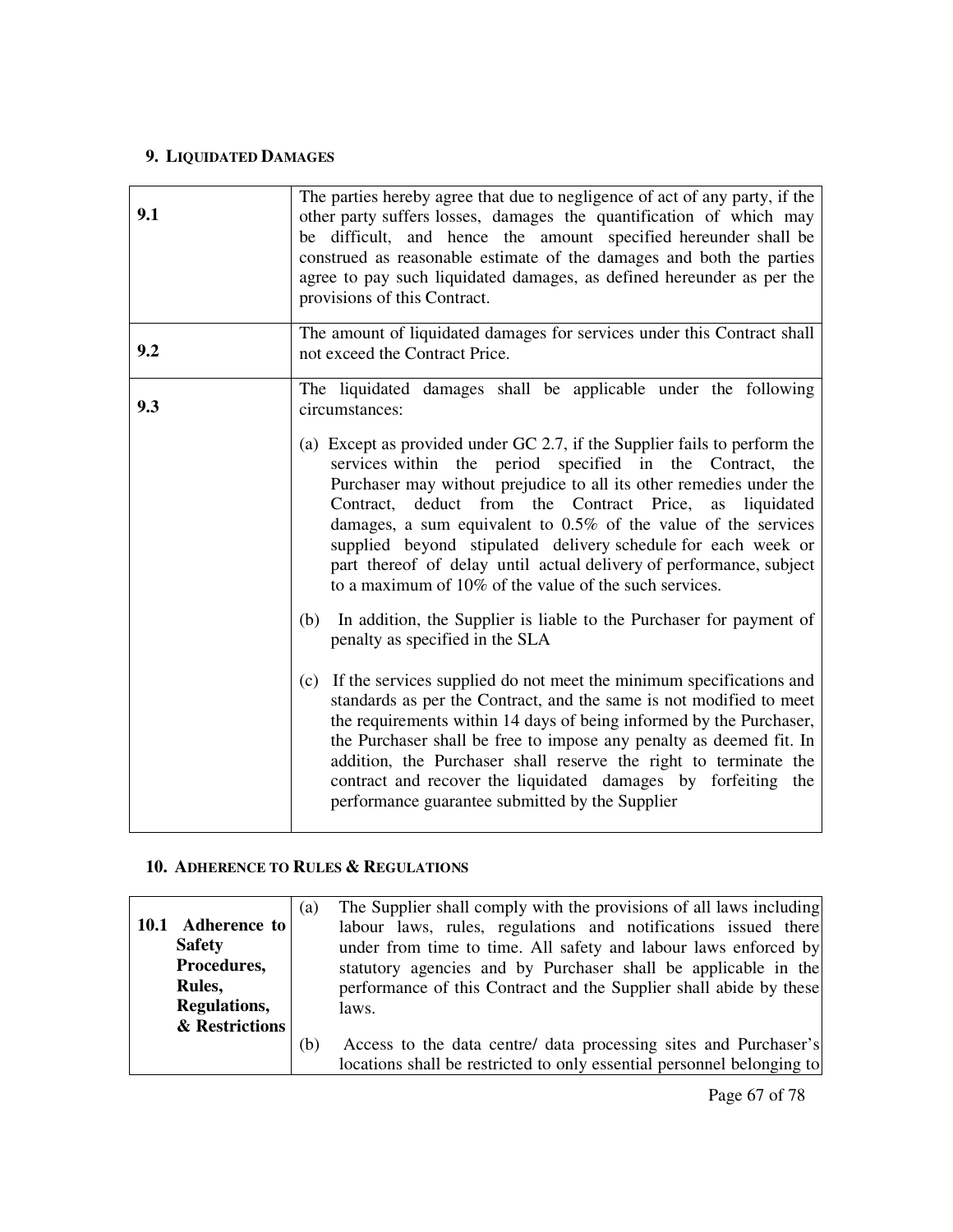## 9. LIQUIDATED DAMAGES

| | |
|---|---|
| **9.1** | The parties hereby agree that due to negligence of act of any party, if the other party suffers losses, damages the quantification of which may be difficult, and hence the amount specified hereunder shall be construed as reasonable estimate of the damages and both the parties agree to pay such liquidated damages, as defined hereunder as per the provisions of this Contract. |
| **9.2** | The amount of liquidated damages for services under this Contract shall not exceed the Contract Price. |
| **9.3** | The liquidated damages shall be applicable under the following circumstances:<br><br>(a) Except as provided under GC 2.7, if the Supplier fails to perform the services within the period specified in the Contract, the Purchaser may without prejudice to all its other remedies under the Contract, deduct from the Contract Price, as liquidated damages, a sum equivalent to 0.5% of the value of the services supplied beyond stipulated delivery schedule for each week or part thereof of delay until actual delivery of performance, subject to a maximum of 10% of the value of the such services.<br><br>(b) In addition, the Supplier is liable to the Purchaser for payment of penalty as specified in the SLA<br><br>(c) If the services supplied do not meet the minimum specifications and standards as per the Contract, and the same is not modified to meet the requirements within 14 days of being informed by the Purchaser, the Purchaser shall be free to impose any penalty as deemed fit. In addition, the Purchaser shall reserve the right to terminate the contract and recover the liquidated damages by forfeiting the performance guarantee submitted by the Supplier |

## 10. ADHERENCE TO RULES & REGULATIONS

| | |
|---|---|
| **10.1 Adherence to Safety Procedures, Rules, Regulations, & Restrictions** | (a) The Supplier shall comply with the provisions of all laws including labour laws, rules, regulations and notifications issued there under from time to time. All safety and labour laws enforced by statutory agencies and by Purchaser shall be applicable in the performance of this Contract and the Supplier shall abide by these laws.<br><br>(b) Access to the data centre/ data processing sites and Purchaser's locations shall be restricted to only essential personnel belonging to |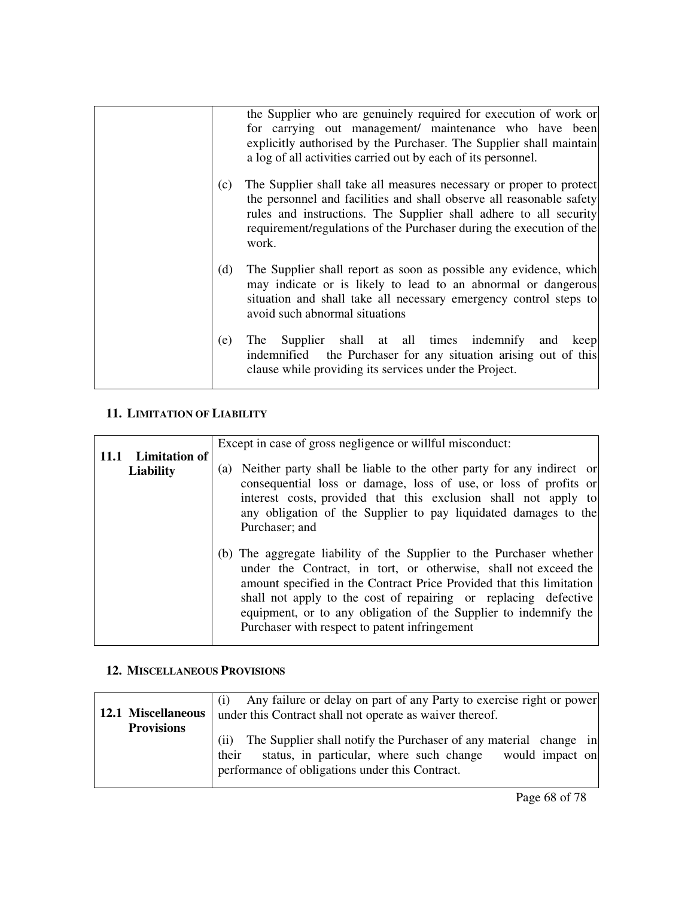| | |
|---|---|
| | the Supplier who are genuinely required for execution of work or for carrying out management/ maintenance who have been explicitly authorised by the Purchaser. The Supplier shall maintain a log of all activities carried out by each of its personnel.<br><br>(c) The Supplier shall take all measures necessary or proper to protect the personnel and facilities and shall observe all reasonable safety rules and instructions. The Supplier shall adhere to all security requirement/regulations of the Purchaser during the execution of the work.<br><br>(d) The Supplier shall report as soon as possible any evidence, which may indicate or is likely to lead to an abnormal or dangerous situation and shall take all necessary emergency control steps to avoid such abnormal situations<br><br>(e) The Supplier shall at all times indemnify and keep indemnified the Purchaser for any situation arising out of this clause while providing its services under the Project. |

## 11. LIMITATION OF LIABILITY

| | |
|---|---|
| **11.1 Limitation of Liability** | Except in case of gross negligence or willful misconduct:<br><br>(a) Neither party shall be liable to the other party for any indirect or consequential loss or damage, loss of use, or loss of profits or interest costs, provided that this exclusion shall not apply to any obligation of the Supplier to pay liquidated damages to the Purchaser; and<br><br>(b) The aggregate liability of the Supplier to the Purchaser whether under the Contract, in tort, or otherwise, shall not exceed the amount specified in the Contract Price Provided that this limitation shall not apply to the cost of repairing or replacing defective equipment, or to any obligation of the Supplier to indemnify the Purchaser with respect to patent infringement |

## 12. MISCELLANEOUS PROVISIONS

| | |
|---|---|
| **12.1 Miscellaneous Provisions** | (i) Any failure or delay on part of any Party to exercise right or power under this Contract shall not operate as waiver thereof.<br><br>(ii) The Supplier shall notify the Purchaser of any material change in their status, in particular, where such change would impact on performance of obligations under this Contract. |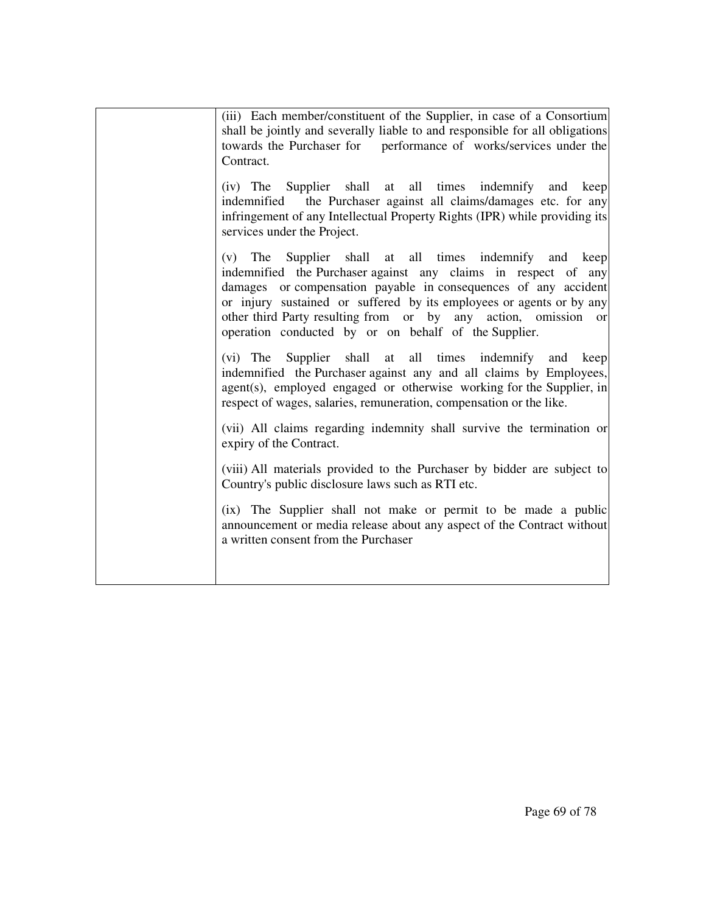| | |
|---|---|
| | (iii) Each member/constituent of the Supplier, in case of a Consortium shall be jointly and severally liable to and responsible for all obligations towards the Purchaser for performance of works/services under the Contract.<br><br>(iv) The Supplier shall at all times indemnify and keep indemnified the Purchaser against all claims/damages etc. for any infringement of any Intellectual Property Rights (IPR) while providing its services under the Project.<br><br>(v) The Supplier shall at all times indemnify and keep indemnified the Purchaser against any claims in respect of any damages or compensation payable in consequences of any accident or injury sustained or suffered by its employees or agents or by any other third Party resulting from or by any action, omission or operation conducted by or on behalf of the Supplier.<br><br>(vi) The Supplier shall at all times indemnify and keep indemnified the Purchaser against any and all claims by Employees, agent(s), employed engaged or otherwise working for the Supplier, in respect of wages, salaries, remuneration, compensation or the like.<br><br>(vii) All claims regarding indemnity shall survive the termination or expiry of the Contract.<br><br>(viii) All materials provided to the Purchaser by bidder are subject to Country's public disclosure laws such as RTI etc.<br><br>(ix) The Supplier shall not make or permit to be made a public announcement or media release about any aspect of the Contract without a written consent from the Purchaser |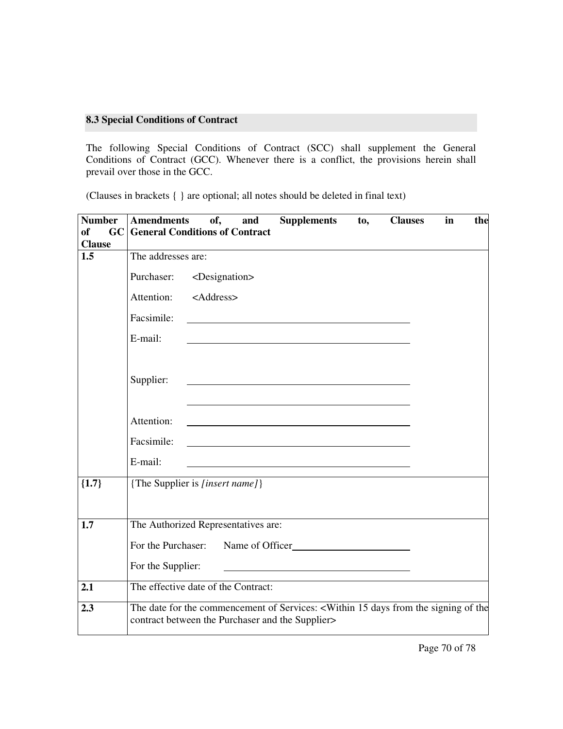### 8.3 Special Conditions of Contract

The following Special Conditions of Contract (SCC) shall supplement the General Conditions of Contract (GCC). Whenever there is a conflict, the provisions herein shall prevail over those in the GCC.

(Clauses in brackets { } are optional; all notes should be deleted in final text)

| Number of GC Clause | Amendments of, and Supplements to, Clauses in the General Conditions of Contract |
|---|---|
| **1.5** | The addresses are:<br><br>Purchaser: <Designation><br><br>Attention: <Address><br><br>Facsimile: ______________________<br><br>E-mail: ______________________<br><br>Supplier: ______________________<br>______________________<br><br>Attention: ______________________<br><br>Facsimile: ______________________<br><br>E-mail: ______________________ |
| **{1.7}** | {The Supplier is *[insert name]*} |
| **1.7** | The Authorized Representatives are:<br><br>For the Purchaser: Name of Officer______________________<br><br>For the Supplier: ______________________ |
| **2.1** | The effective date of the Contract: |
| **2.3** | The date for the commencement of Services: <Within 15 days from the signing of the contract between the Purchaser and the Supplier> |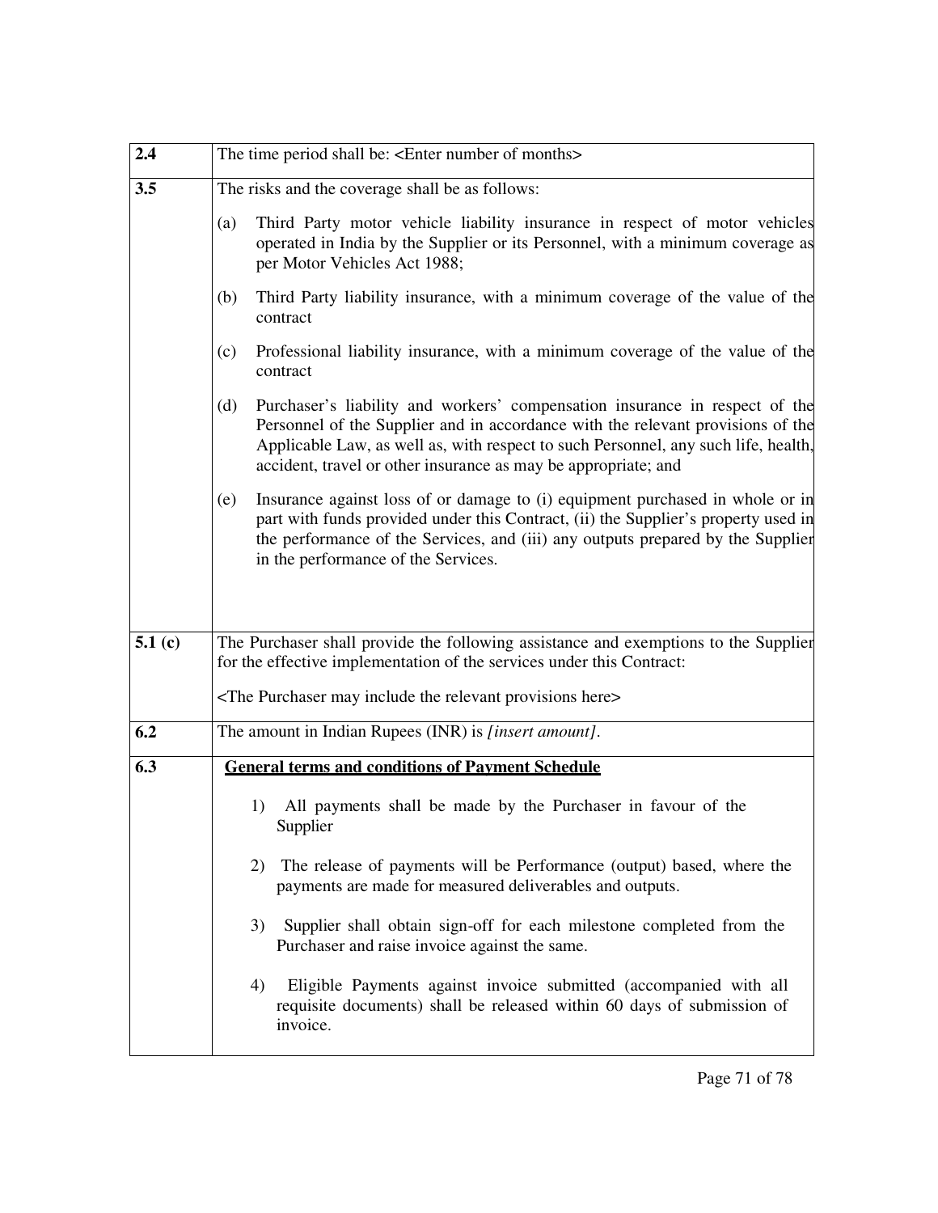| | |
|---|---|
| **2.4** | The time period shall be: <Enter number of months> |
| **3.5** | The risks and the coverage shall be as follows:<br><br>(a) Third Party motor vehicle liability insurance in respect of motor vehicles operated in India by the Supplier or its Personnel, with a minimum coverage as per Motor Vehicles Act 1988;<br><br>(b) Third Party liability insurance, with a minimum coverage of the value of the contract<br><br>(c) Professional liability insurance, with a minimum coverage of the value of the contract<br><br>(d) Purchaser's liability and workers' compensation insurance in respect of the Personnel of the Supplier and in accordance with the relevant provisions of the Applicable Law, as well as, with respect to such Personnel, any such life, health, accident, travel or other insurance as may be appropriate; and<br><br>(e) Insurance against loss of or damage to (i) equipment purchased in whole or in part with funds provided under this Contract, (ii) the Supplier's property used in the performance of the Services, and (iii) any outputs prepared by the Supplier in the performance of the Services. |
| **5.1 (c)** | The Purchaser shall provide the following assistance and exemptions to the Supplier for the effective implementation of the services under this Contract:<br><br><The Purchaser may include the relevant provisions here> |
| **6.2** | The amount in Indian Rupees (INR) is *[insert amount]*. |
| **6.3** | **<u>General terms and conditions of Payment Schedule</u>**<br><br>1) All payments shall be made by the Purchaser in favour of the Supplier<br><br>2) The release of payments will be Performance (output) based, where the payments are made for measured deliverables and outputs.<br><br>3) Supplier shall obtain sign-off for each milestone completed from the Purchaser and raise invoice against the same.<br><br>4) Eligible Payments against invoice submitted (accompanied with all requisite documents) shall be released within 60 days of submission of invoice. |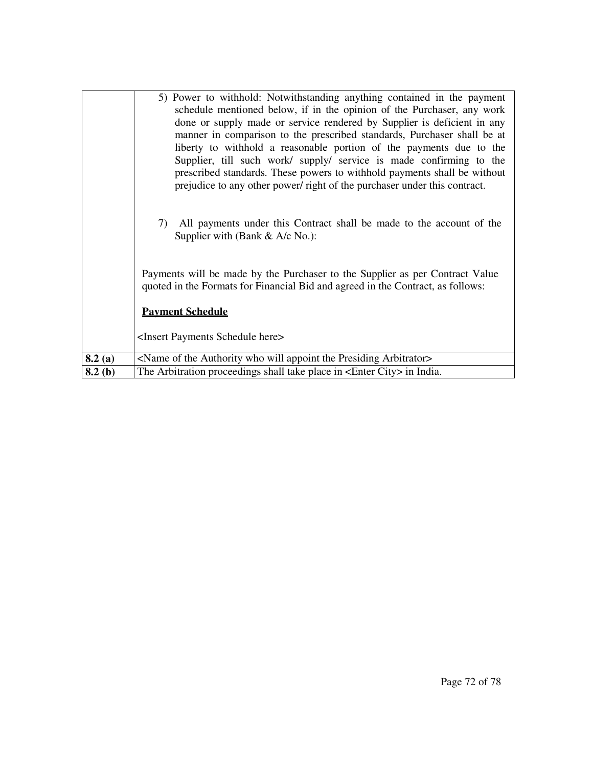| | |
|---|---|
| | 5) Power to withhold: Notwithstanding anything contained in the payment schedule mentioned below, if in the opinion of the Purchaser, any work done or supply made or service rendered by Supplier is deficient in any manner in comparison to the prescribed standards, Purchaser shall be at liberty to withhold a reasonable portion of the payments due to the Supplier, till such work/ supply/ service is made confirming to the prescribed standards. These powers to withhold payments shall be without prejudice to any other power/ right of the purchaser under this contract.<br><br>7) All payments under this Contract shall be made to the account of the Supplier with (Bank & A/c No.):<br><br>Payments will be made by the Purchaser to the Supplier as per Contract Value quoted in the Formats for Financial Bid and agreed in the Contract, as follows:<br><br>**<u>Payment Schedule</u>**<br><br><Insert Payments Schedule here> |
| **8.2 (a)** | <Name of the Authority who will appoint the Presiding Arbitrator> |
| **8.2 (b)** | The Arbitration proceedings shall take place in <Enter City> in India. |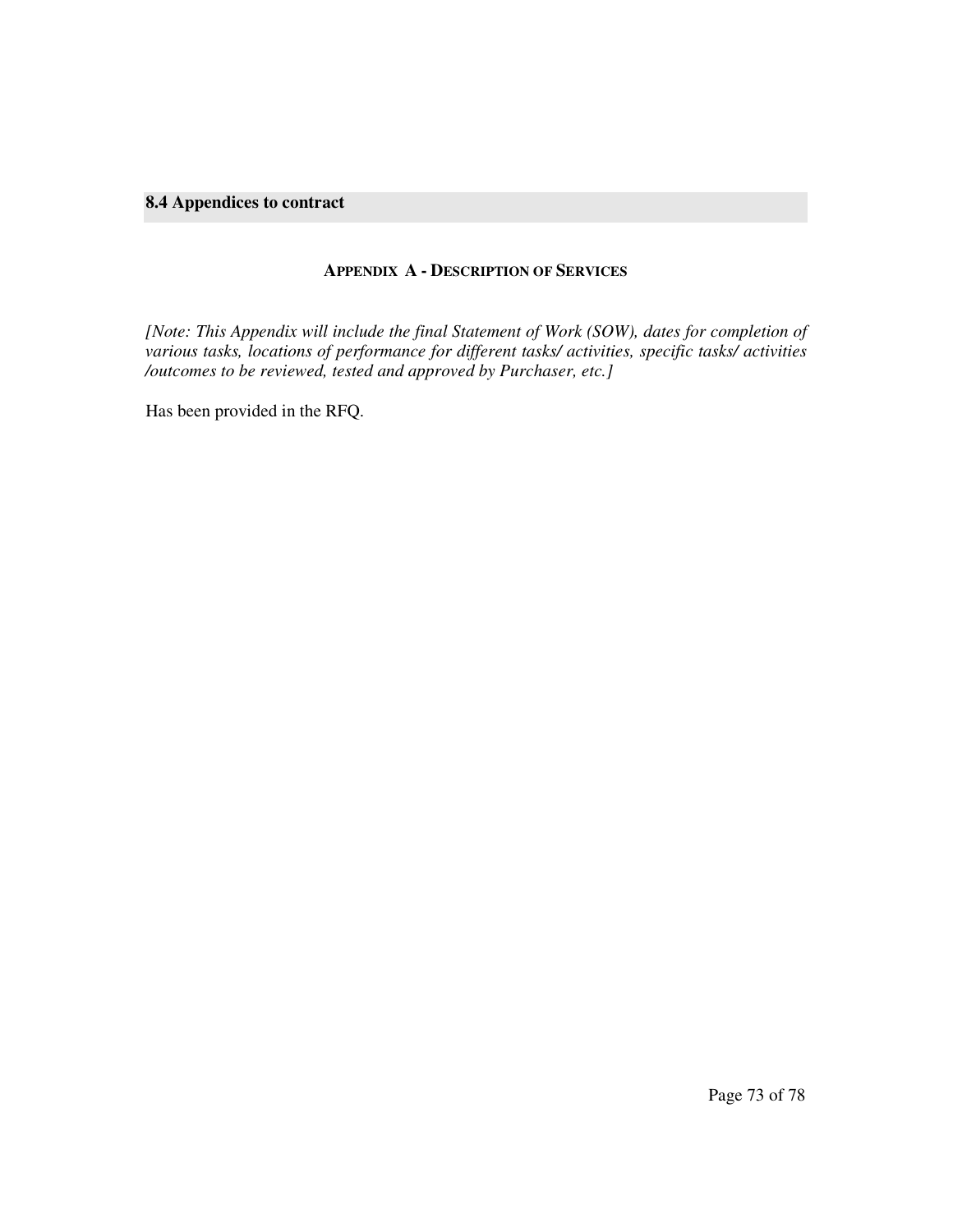## 8.4 Appendices to contract

### APPENDIX A - DESCRIPTION OF SERVICES

*[Note: This Appendix will include the final Statement of Work (SOW), dates for completion of various tasks, locations of performance for different tasks/ activities, specific tasks/ activities /outcomes to be reviewed, tested and approved by Purchaser, etc.]*

Has been provided in the RFQ.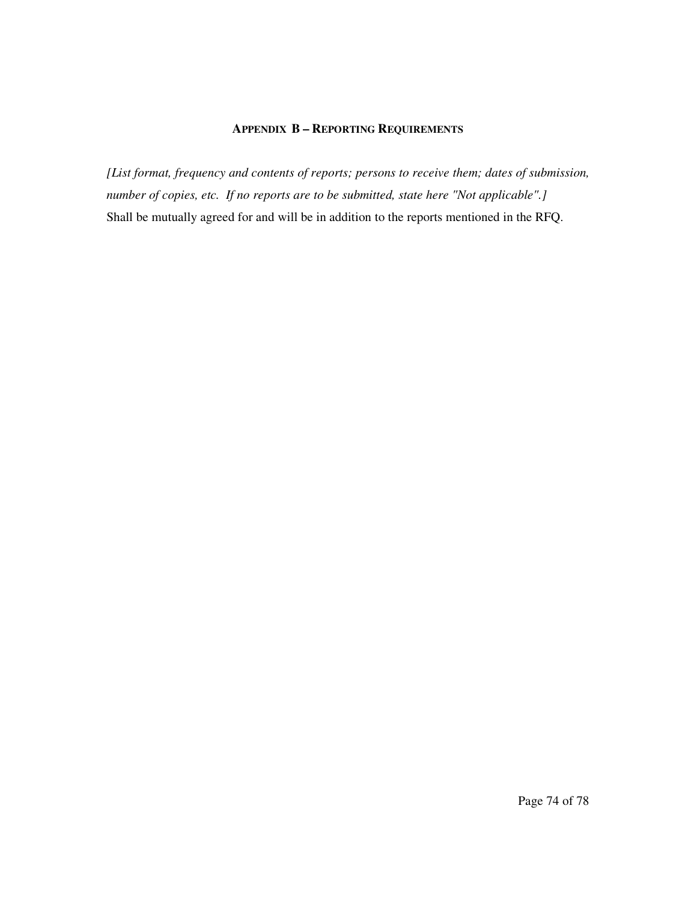## APPENDIX B – REPORTING REQUIREMENTS

*[List format, frequency and contents of reports; persons to receive them; dates of submission, number of copies, etc. If no reports are to be submitted, state here "Not applicable".]*

Shall be mutually agreed for and will be in addition to the reports mentioned in the RFQ.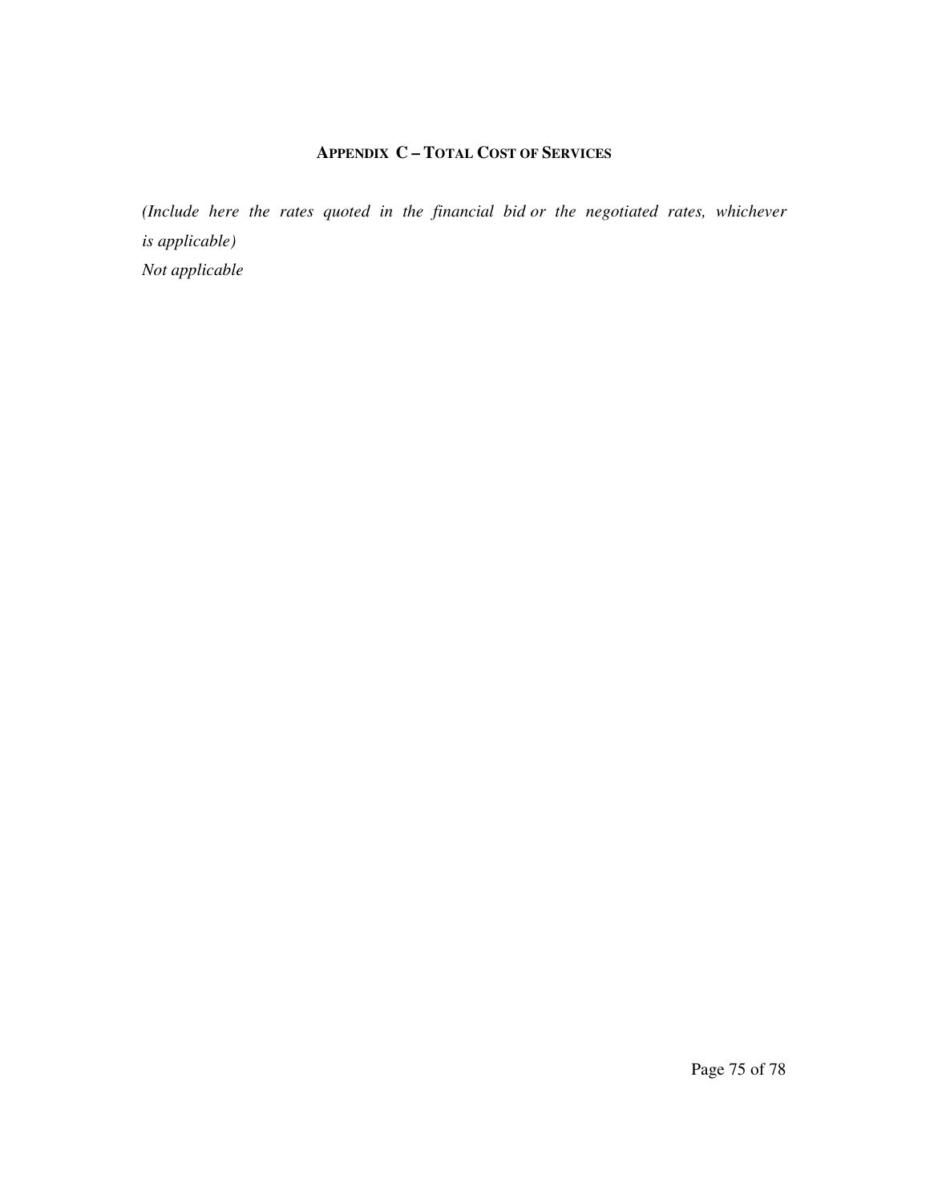## APPENDIX C – TOTAL COST OF SERVICES

*(Include here the rates quoted in the financial bid or the negotiated rates, whichever is applicable)*
*Not applicable*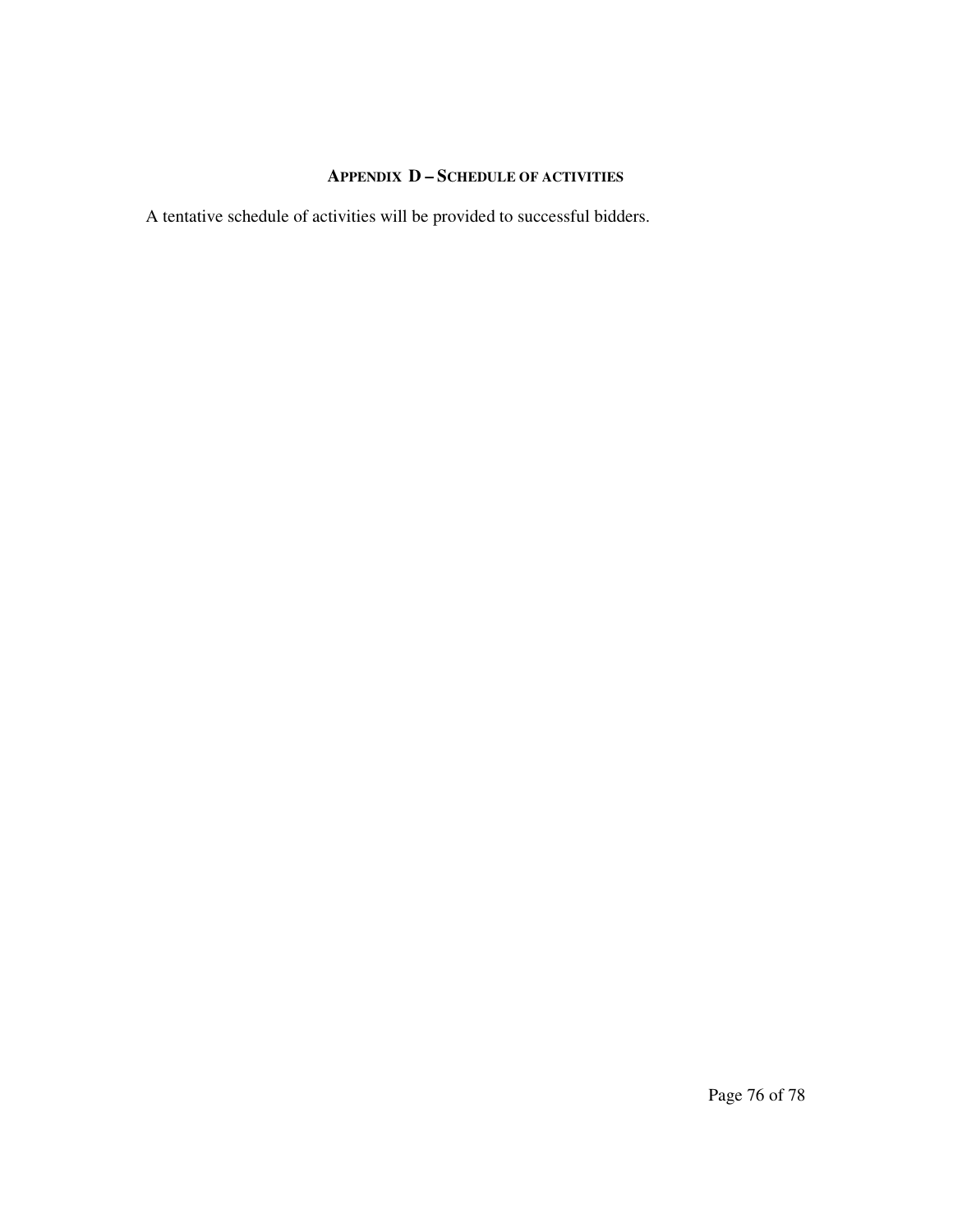## Appendix D – Schedule of activities

A tentative schedule of activities will be provided to successful bidders.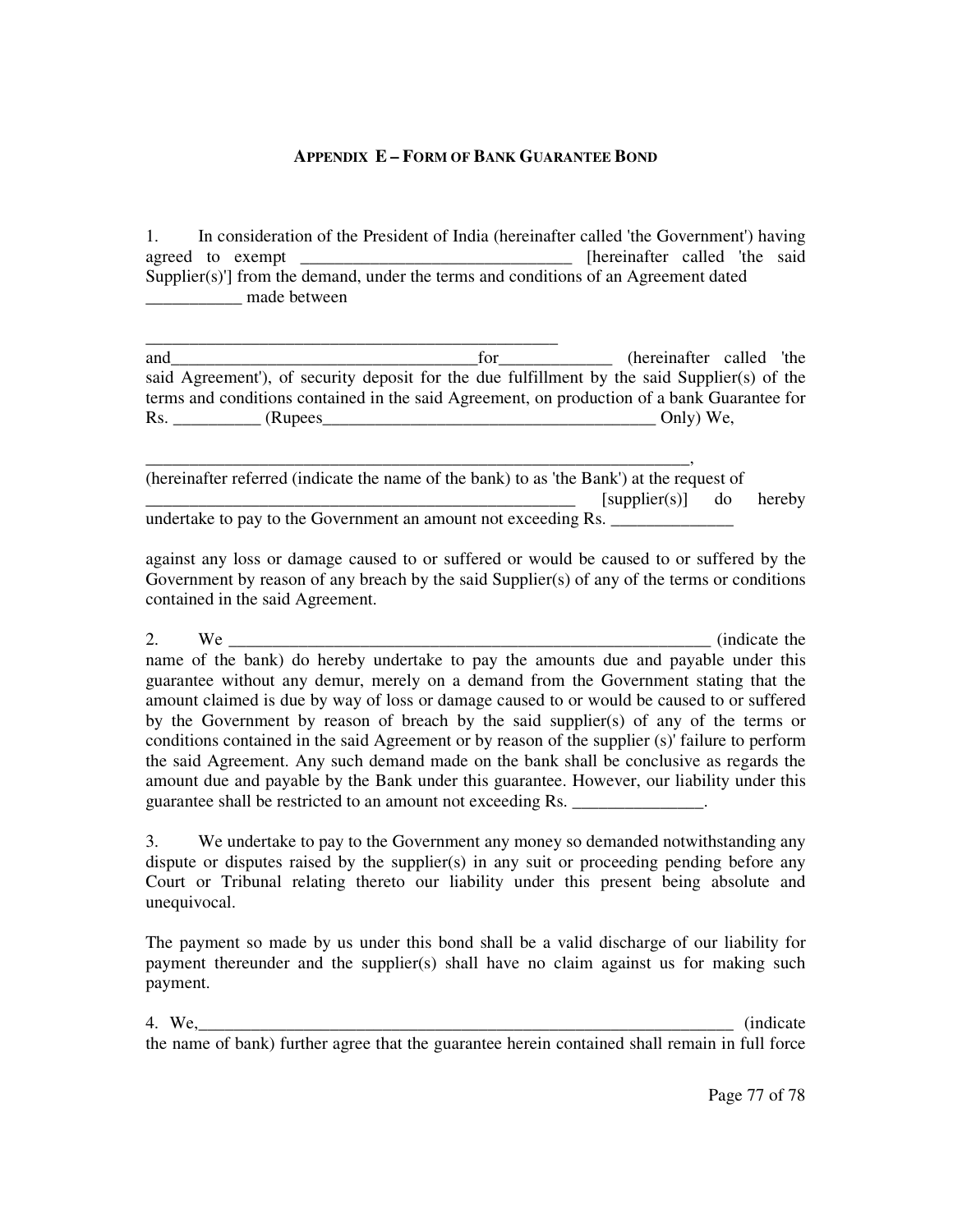## APPENDIX E – FORM OF BANK GUARANTEE BOND

1. In consideration of the President of India (hereinafter called 'the Government') having agreed to exempt _______________________________ [hereinafter called 'the said Supplier(s)'] from the demand, under the terms and conditions of an Agreement dated ___________ made between

__________________________________________________ and___________________________________for_____________ (hereinafter called 'the said Agreement'), of security deposit for the due fulfillment by the said Supplier(s) of the terms and conditions contained in the said Agreement, on production of a bank Guarantee for Rs. __________ (Rupees________________________________________ Only) We,

_________________________________________________________________, (hereinafter referred (indicate the name of the bank) to as 'the Bank') at the request of ____________________________________________________ [supplier(s)] do hereby undertake to pay to the Government an amount not exceeding Rs. ______________

against any loss or damage caused to or suffered or would be caused to or suffered by the Government by reason of any breach by the said Supplier(s) of any of the terms or conditions contained in the said Agreement.

2. We ___________________________________________________________ (indicate the name of the bank) do hereby undertake to pay the amounts due and payable under this guarantee without any demur, merely on a demand from the Government stating that the amount claimed is due by way of loss or damage caused to or would be caused to or suffered by the Government by reason of breach by the said supplier(s) of any of the terms or conditions contained in the said Agreement or by reason of the supplier (s)' failure to perform the said Agreement. Any such demand made on the bank shall be conclusive as regards the amount due and payable by the Bank under this guarantee. However, our liability under this guarantee shall be restricted to an amount not exceeding Rs. _______________.

3. We undertake to pay to the Government any money so demanded notwithstanding any dispute or disputes raised by the supplier(s) in any suit or proceeding pending before any Court or Tribunal relating thereto our liability under this present being absolute and unequivocal.

The payment so made by us under this bond shall be a valid discharge of our liability for payment thereunder and the supplier(s) shall have no claim against us for making such payment.

4. We,_________________________________________________________________ (indicate the name of bank) further agree that the guarantee herein contained shall remain in full force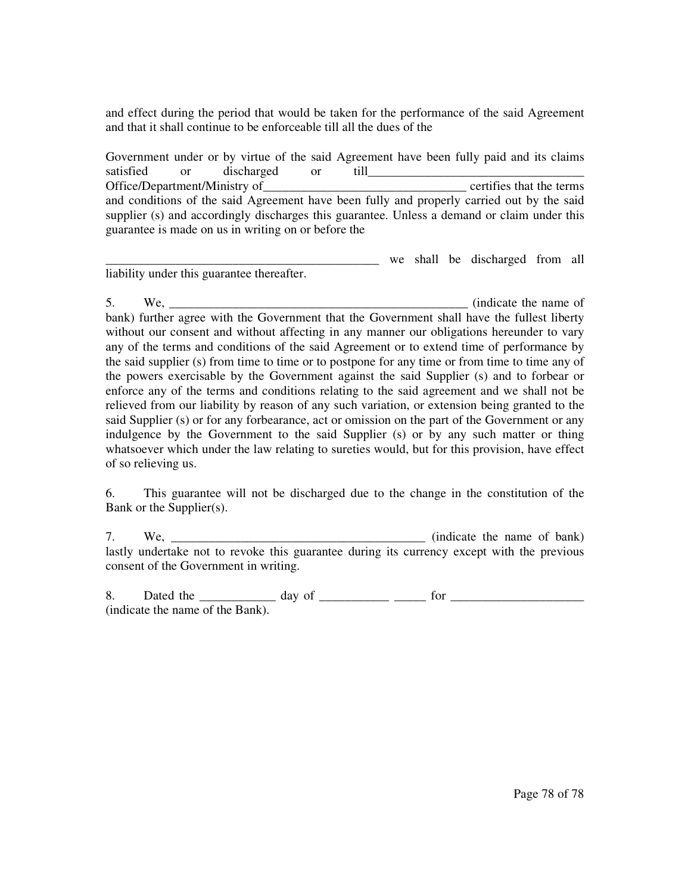and effect during the period that would be taken for the performance of the said Agreement and that it shall continue to be enforceable till all the dues of the

Government under or by virtue of the said Agreement have been fully paid and its claims satisfied or discharged or till___________________________________ Office/Department/Ministry of_________________________________ certifies that the terms and conditions of the said Agreement have been fully and properly carried out by the said supplier (s) and accordingly discharges this guarantee. Unless a demand or claim under this guarantee is made on us in writing on or before the

____________________________________________ we shall be discharged from all liability under this guarantee thereafter.

5. We, _________________________________________________ (indicate the name of bank) further agree with the Government that the Government shall have the fullest liberty without our consent and without affecting in any manner our obligations hereunder to vary any of the terms and conditions of the said Agreement or to extend time of performance by the said supplier (s) from time to time or to postpone for any time or from time to time any of the powers exercisable by the Government against the said Supplier (s) and to forbear or enforce any of the terms and conditions relating to the said agreement and we shall not be relieved from our liability by reason of any such variation, or extension being granted to the said Supplier (s) or for any forbearance, act or omission on the part of the Government or any indulgence by the Government to the said Supplier (s) or by any such matter or thing whatsoever which under the law relating to sureties would, but for this provision, have effect of so relieving us.

6. This guarantee will not be discharged due to the change in the constitution of the Bank or the Supplier(s).

7. We, _________________________________________ (indicate the name of bank) lastly undertake not to revoke this guarantee during its currency except with the previous consent of the Government in writing.

8. Dated the ____________ day of ___________ _____ for _____________________ (indicate the name of the Bank).